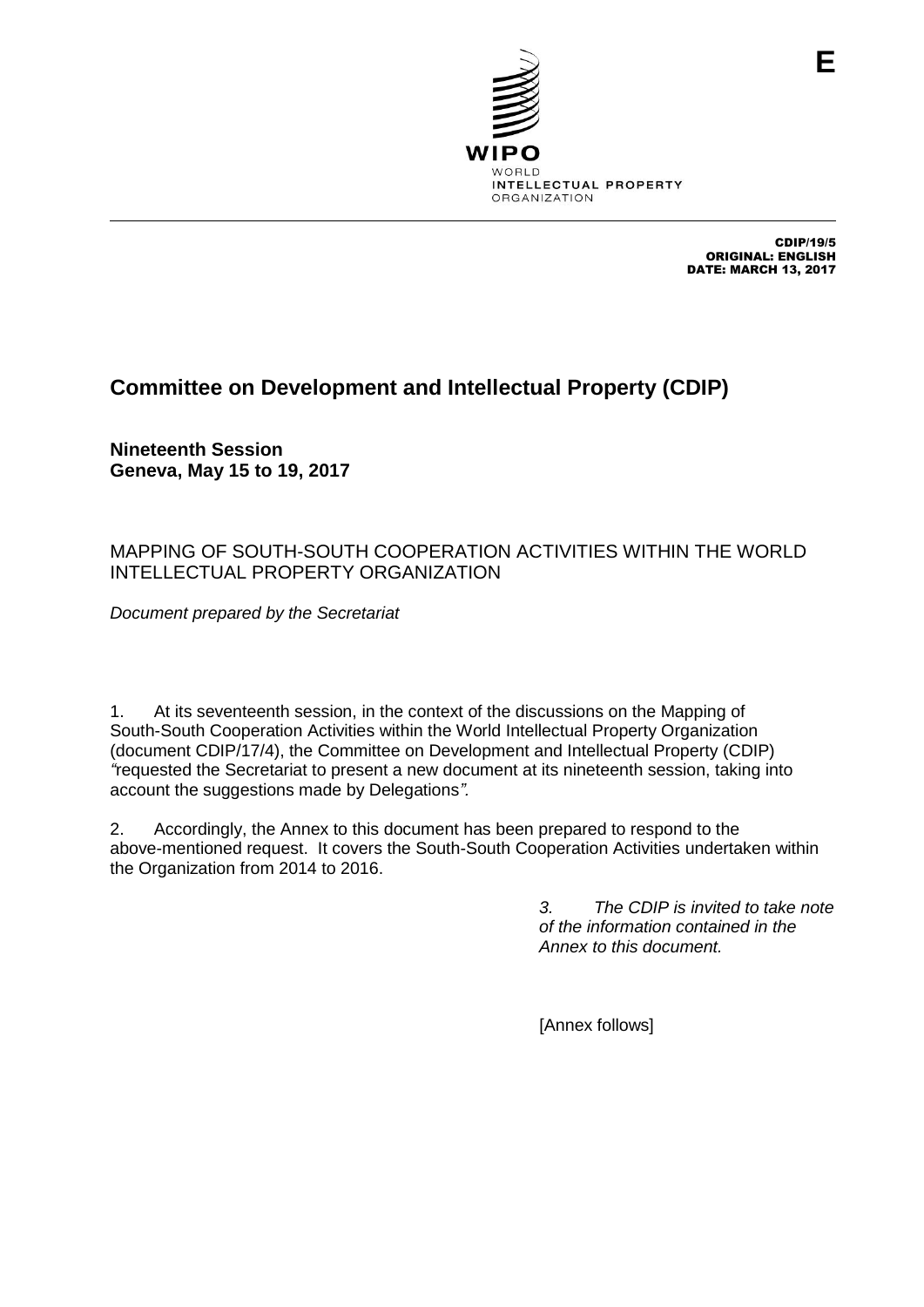E

WIPO
WORLD
INTELLECTUAL PROPERTY
ORGANIZATION

CDIP/19/5
ORIGINAL: ENGLISH
DATE: MARCH 13, 2017

# Committee on Development and Intellectual Property (CDIP)

**Nineteenth Session**
**Geneva, May 15 to 19, 2017**

## MAPPING OF SOUTH-SOUTH COOPERATION ACTIVITIES WITHIN THE WORLD INTELLECTUAL PROPERTY ORGANIZATION

*Document prepared by the Secretariat*

1. At its seventeenth session, in the context of the discussions on the Mapping of South-South Cooperation Activities within the World Intellectual Property Organization (document CDIP/17/4), the Committee on Development and Intellectual Property (CDIP) *"*requested the Secretariat to present a new document at its nineteenth session, taking into account the suggestions made by Delegations*".*

2. Accordingly, the Annex to this document has been prepared to respond to the above-mentioned request. It covers the South-South Cooperation Activities undertaken within the Organization from 2014 to 2016.

*3. The CDIP is invited to take note of the information contained in the Annex to this document.*

[Annex follows]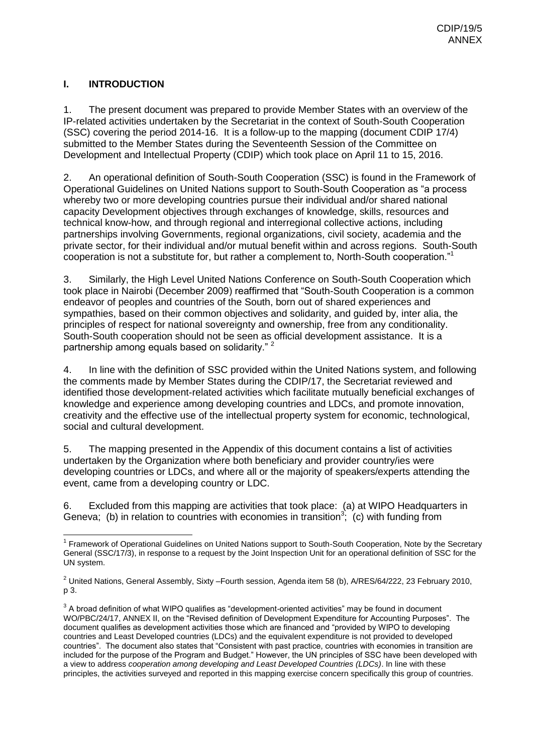## I. INTRODUCTION

1. The present document was prepared to provide Member States with an overview of the IP-related activities undertaken by the Secretariat in the context of South-South Cooperation (SSC) covering the period 2014-16. It is a follow-up to the mapping (document CDIP 17/4) submitted to the Member States during the Seventeenth Session of the Committee on Development and Intellectual Property (CDIP) which took place on April 11 to 15, 2016.

2. An operational definition of South-South Cooperation (SSC) is found in the Framework of Operational Guidelines on United Nations support to South-South Cooperation as "a process whereby two or more developing countries pursue their individual and/or shared national capacity Development objectives through exchanges of knowledge, skills, resources and technical know-how, and through regional and interregional collective actions, including partnerships involving Governments, regional organizations, civil society, academia and the private sector, for their individual and/or mutual benefit within and across regions. South-South cooperation is not a substitute for, but rather a complement to, North-South cooperation."[1]

3. Similarly, the High Level United Nations Conference on South-South Cooperation which took place in Nairobi (December 2009) reaffirmed that "South-South Cooperation is a common endeavor of peoples and countries of the South, born out of shared experiences and sympathies, based on their common objectives and solidarity, and guided by, inter alia, the principles of respect for national sovereignty and ownership, free from any conditionality. South-South cooperation should not be seen as official development assistance. It is a partnership among equals based on solidarity." [2]

4. In line with the definition of SSC provided within the United Nations system, and following the comments made by Member States during the CDIP/17, the Secretariat reviewed and identified those development-related activities which facilitate mutually beneficial exchanges of knowledge and experience among developing countries and LDCs, and promote innovation, creativity and the effective use of the intellectual property system for economic, technological, social and cultural development.

5. The mapping presented in the Appendix of this document contains a list of activities undertaken by the Organization where both beneficiary and provider country/ies were developing countries or LDCs, and where all or the majority of speakers/experts attending the event, came from a developing country or LDC.

6. Excluded from this mapping are activities that took place: (a) at WIPO Headquarters in Geneva; (b) in relation to countries with economies in transition[3]; (c) with funding from

---

[1] Framework of Operational Guidelines on United Nations support to South-South Cooperation, Note by the Secretary General (SSC/17/3), in response to a request by the Joint Inspection Unit for an operational definition of SSC for the UN system.

[2] United Nations, General Assembly, Sixty –Fourth session, Agenda item 58 (b), A/RES/64/222, 23 February 2010, p 3.

[3] A broad definition of what WIPO qualifies as "development-oriented activities" may be found in document WO/PBC/24/17, ANNEX II, on the "Revised definition of Development Expenditure for Accounting Purposes". The document qualifies as development activities those which are financed and "provided by WIPO to developing countries and Least Developed countries (LDCs) and the equivalent expenditure is not provided to developed countries". The document also states that "Consistent with past practice, countries with economies in transition are included for the purpose of the Program and Budget." However, the UN principles of SSC have been developed with a view to address *cooperation among developing and Least Developed Countries (LDCs)*. In line with these principles, the activities surveyed and reported in this mapping exercise concern specifically this group of countries.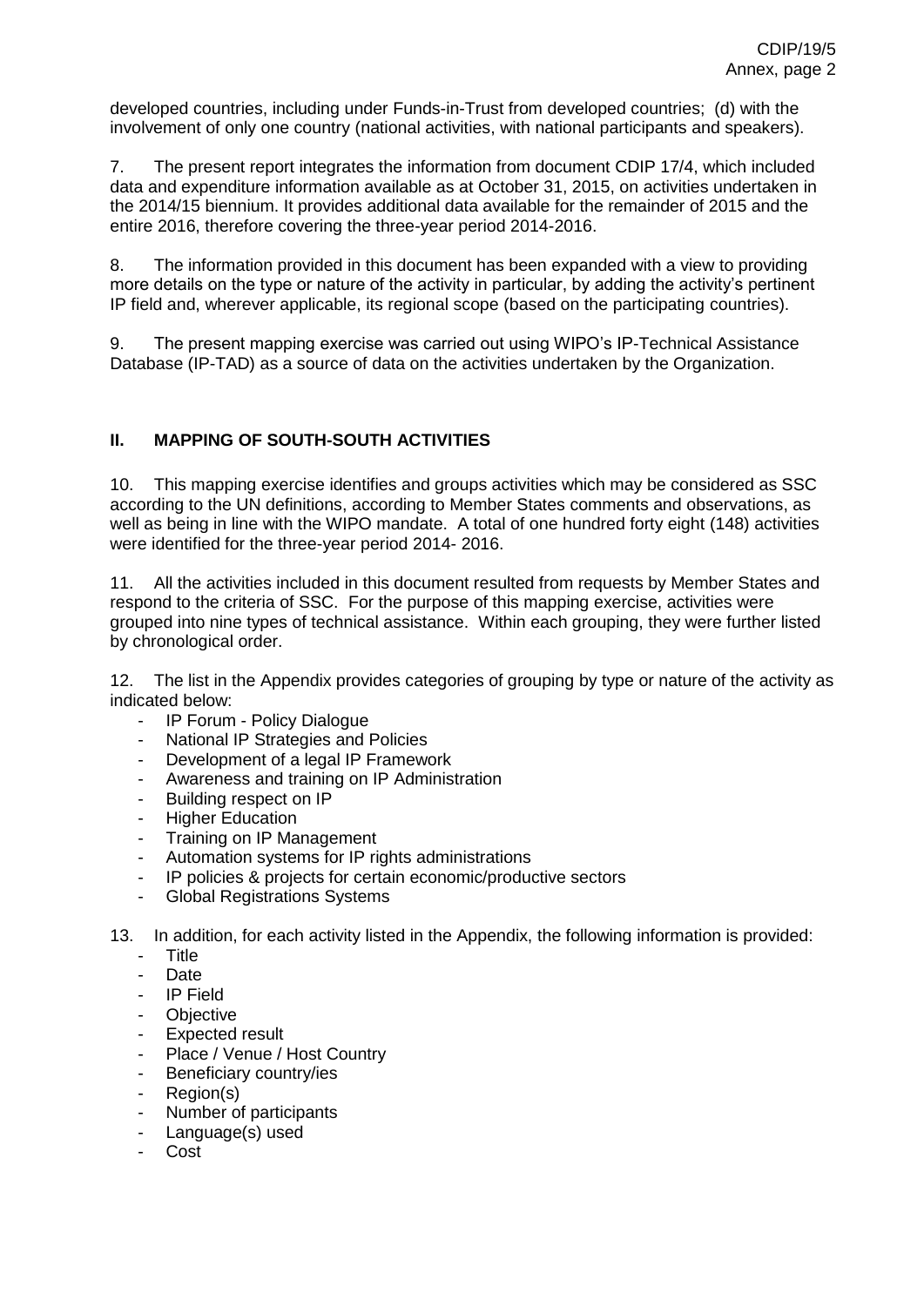developed countries, including under Funds-in-Trust from developed countries; (d) with the involvement of only one country (national activities, with national participants and speakers).

7. The present report integrates the information from document CDIP 17/4, which included data and expenditure information available as at October 31, 2015, on activities undertaken in the 2014/15 biennium. It provides additional data available for the remainder of 2015 and the entire 2016, therefore covering the three-year period 2014-2016.

8. The information provided in this document has been expanded with a view to providing more details on the type or nature of the activity in particular, by adding the activity's pertinent IP field and, wherever applicable, its regional scope (based on the participating countries).

9. The present mapping exercise was carried out using WIPO's IP-Technical Assistance Database (IP-TAD) as a source of data on the activities undertaken by the Organization.

## II. MAPPING OF SOUTH-SOUTH ACTIVITIES

10. This mapping exercise identifies and groups activities which may be considered as SSC according to the UN definitions, according to Member States comments and observations, as well as being in line with the WIPO mandate. A total of one hundred forty eight (148) activities were identified for the three-year period 2014- 2016.

11. All the activities included in this document resulted from requests by Member States and respond to the criteria of SSC. For the purpose of this mapping exercise, activities were grouped into nine types of technical assistance. Within each grouping, they were further listed by chronological order.

12. The list in the Appendix provides categories of grouping by type or nature of the activity as indicated below:

- IP Forum - Policy Dialogue
- National IP Strategies and Policies
- Development of a legal IP Framework
- Awareness and training on IP Administration
- Building respect on IP
- Higher Education
- Training on IP Management
- Automation systems for IP rights administrations
- IP policies & projects for certain economic/productive sectors
- Global Registrations Systems

13. In addition, for each activity listed in the Appendix, the following information is provided:

- Title
- Date
- IP Field
- Objective
- Expected result
- Place / Venue / Host Country
- Beneficiary country/ies
- Region(s)
- Number of participants
- Language(s) used
- Cost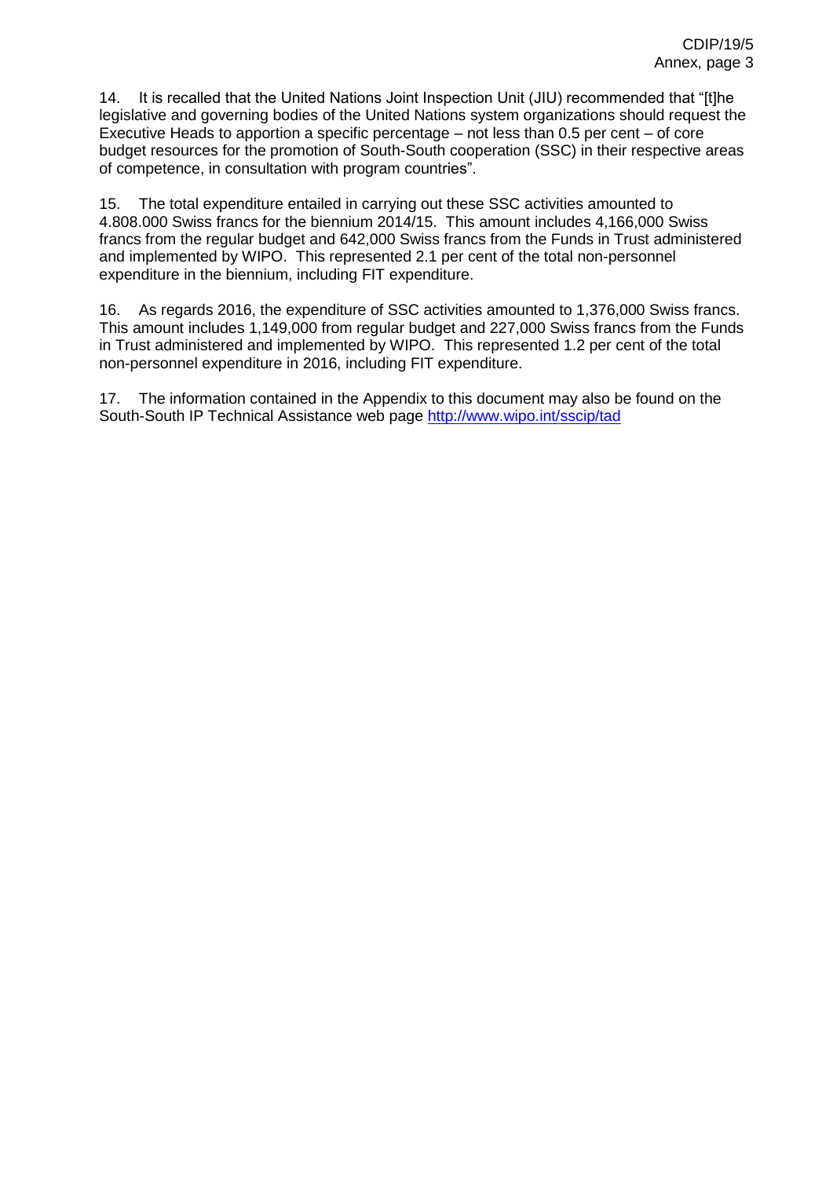14. It is recalled that the United Nations Joint Inspection Unit (JIU) recommended that "[t]he legislative and governing bodies of the United Nations system organizations should request the Executive Heads to apportion a specific percentage – not less than 0.5 per cent – of core budget resources for the promotion of South-South cooperation (SSC) in their respective areas of competence, in consultation with program countries".

15. The total expenditure entailed in carrying out these SSC activities amounted to 4.808.000 Swiss francs for the biennium 2014/15. This amount includes 4,166,000 Swiss francs from the regular budget and 642,000 Swiss francs from the Funds in Trust administered and implemented by WIPO. This represented 2.1 per cent of the total non-personnel expenditure in the biennium, including FIT expenditure.

16. As regards 2016, the expenditure of SSC activities amounted to 1,376,000 Swiss francs. This amount includes 1,149,000 from regular budget and 227,000 Swiss francs from the Funds in Trust administered and implemented by WIPO. This represented 1.2 per cent of the total non-personnel expenditure in 2016, including FIT expenditure.

17. The information contained in the Appendix to this document may also be found on the South-South IP Technical Assistance web page [http://www.wipo.int/sscip/tad](http://www.wipo.int/sscip/tad)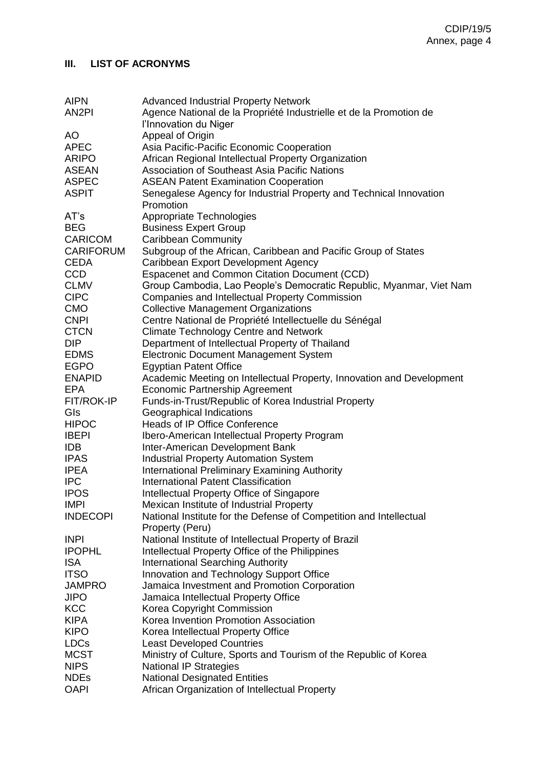## III. LIST OF ACRONYMS

| | |
|---|---|
| AIPN | Advanced Industrial Property Network |
| AN2PI | Agence National de la Propriété Industrielle et de la Promotion de l'Innovation du Niger |
| AO | Appeal of Origin |
| APEC | Asia Pacific-Pacific Economic Cooperation |
| ARIPO | African Regional Intellectual Property Organization |
| ASEAN | Association of Southeast Asia Pacific Nations |
| ASPEC | ASEAN Patent Examination Cooperation |
| ASPIT | Senegalese Agency for Industrial Property and Technical Innovation Promotion |
| AT's | Appropriate Technologies |
| BEG | Business Expert Group |
| CARICOM | Caribbean Community |
| CARIFORUM | Subgroup of the African, Caribbean and Pacific Group of States |
| CEDA | Caribbean Export Development Agency |
| CCD | Espacenet and Common Citation Document (CCD) |
| CLMV | Group Cambodia, Lao People's Democratic Republic, Myanmar, Viet Nam |
| CIPC | Companies and Intellectual Property Commission |
| CMO | Collective Management Organizations |
| CNPI | Centre National de Propriété Intellectuelle du Sénégal |
| CTCN | Climate Technology Centre and Network |
| DIP | Department of Intellectual Property of Thailand |
| EDMS | Electronic Document Management System |
| EGPO | Egyptian Patent Office |
| ENAPID | Academic Meeting on Intellectual Property, Innovation and Development |
| EPA | Economic Partnership Agreement |
| FIT/ROK-IP | Funds-in-Trust/Republic of Korea Industrial Property |
| GIs | Geographical Indications |
| HIPOC | Heads of IP Office Conference |
| IBEPI | Ibero-American Intellectual Property Program |
| IDB | Inter-American Development Bank |
| IPAS | Industrial Property Automation System |
| IPEA | International Preliminary Examining Authority |
| IPC | International Patent Classification |
| IPOS | Intellectual Property Office of Singapore |
| IMPI | Mexican Institute of Industrial Property |
| INDECOPI | National Institute for the Defense of Competition and Intellectual Property (Peru) |
| INPI | National Institute of Intellectual Property of Brazil |
| IPOPHL | Intellectual Property Office of the Philippines |
| ISA | International Searching Authority |
| ITSO | Innovation and Technology Support Office |
| JAMPRO | Jamaica Investment and Promotion Corporation |
| JIPO | Jamaica Intellectual Property Office |
| KCC | Korea Copyright Commission |
| KIPA | Korea Invention Promotion Association |
| KIPO | Korea Intellectual Property Office |
| LDCs | Least Developed Countries |
| MCST | Ministry of Culture, Sports and Tourism of the Republic of Korea |
| NIPS | National IP Strategies |
| NDEs | National Designated Entities |
| OAPI | African Organization of Intellectual Property |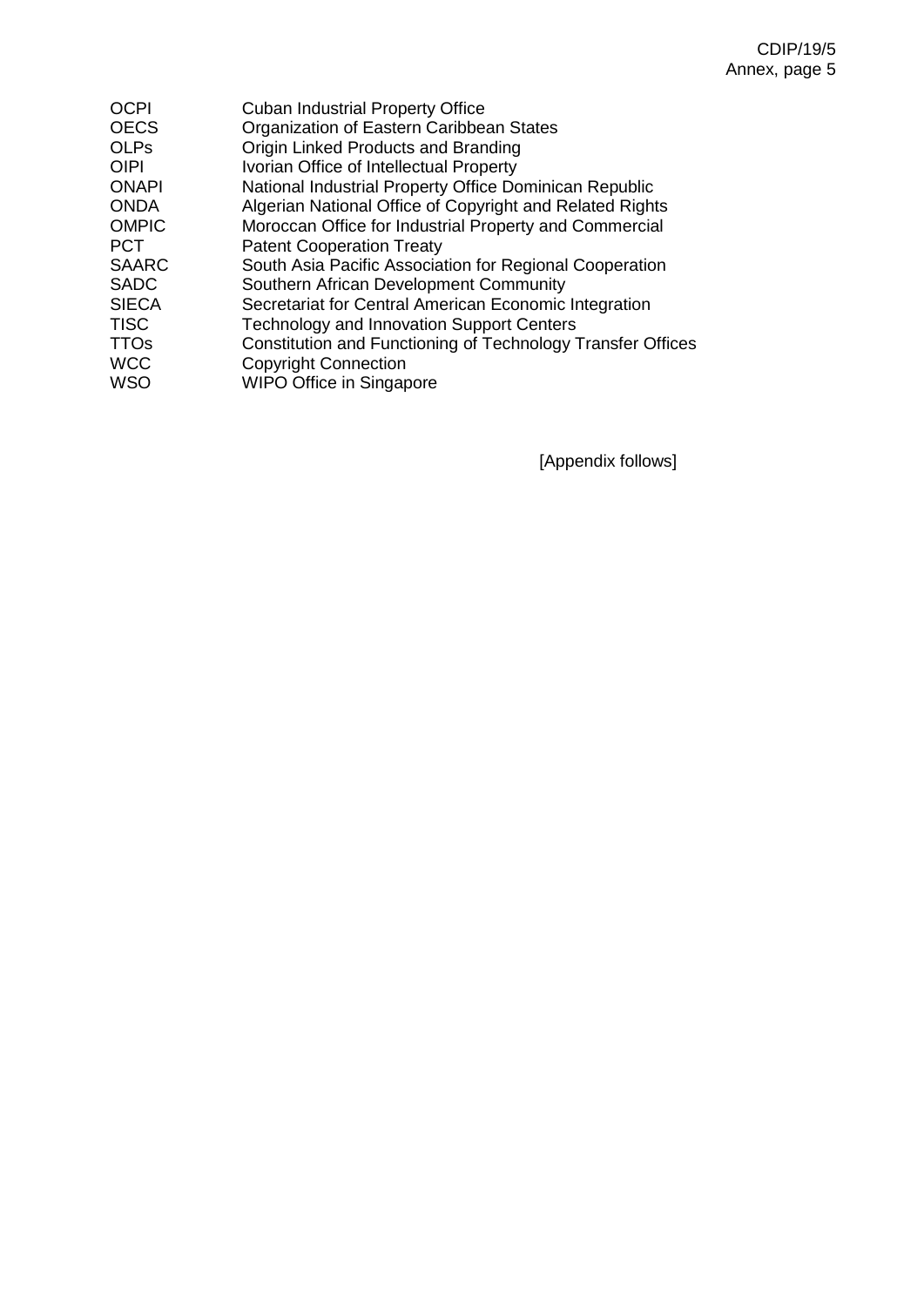| | |
|---|---|
| OCPI | Cuban Industrial Property Office |
| OECS | Organization of Eastern Caribbean States |
| OLPs | Origin Linked Products and Branding |
| OIPI | Ivorian Office of Intellectual Property |
| ONAPI | National Industrial Property Office Dominican Republic |
| ONDA | Algerian National Office of Copyright and Related Rights |
| OMPIC | Moroccan Office for Industrial Property and Commercial |
| PCT | Patent Cooperation Treaty |
| SAARC | South Asia Pacific Association for Regional Cooperation |
| SADC | Southern African Development Community |
| SIECA | Secretariat for Central American Economic Integration |
| TISC | Technology and Innovation Support Centers |
| TTOs | Constitution and Functioning of Technology Transfer Offices |
| WCC | Copyright Connection |
| WSO | WIPO Office in Singapore |

[Appendix follows]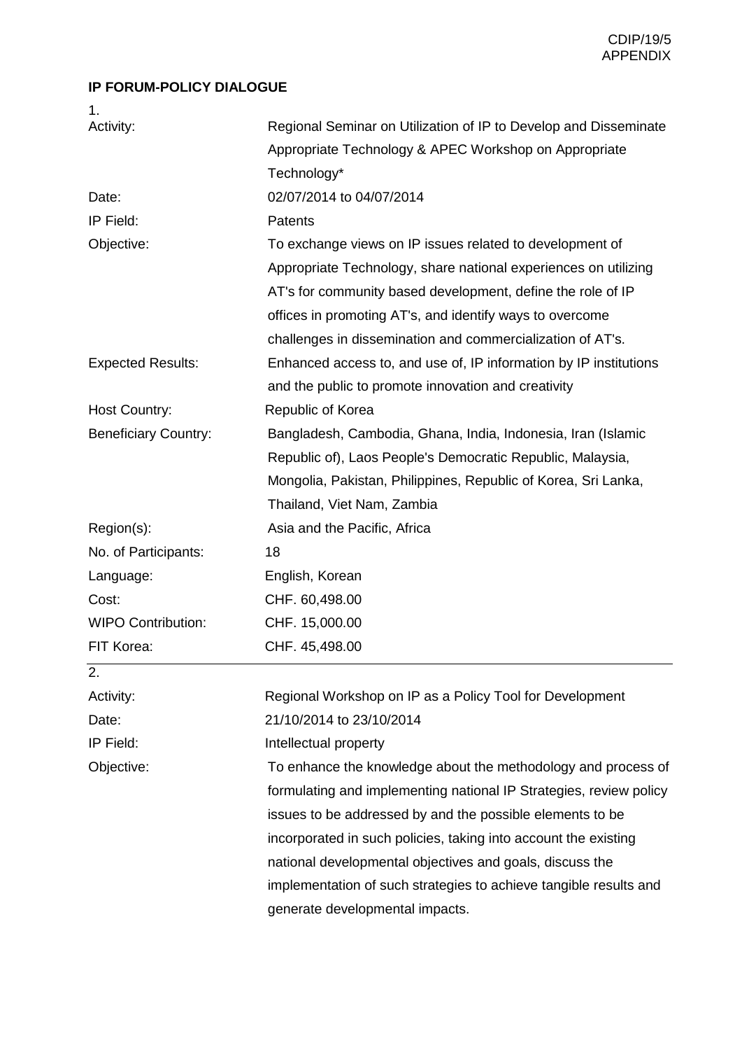**IP FORUM-POLICY DIALOGUE**

1.

| | |
|---|---|
| Activity: | Regional Seminar on Utilization of IP to Develop and Disseminate Appropriate Technology & APEC Workshop on Appropriate Technology* |
| Date: | 02/07/2014 to 04/07/2014 |
| IP Field: | Patents |
| Objective: | To exchange views on IP issues related to development of Appropriate Technology, share national experiences on utilizing AT's for community based development, define the role of IP offices in promoting AT's, and identify ways to overcome challenges in dissemination and commercialization of AT's. |
| Expected Results: | Enhanced access to, and use of, IP information by IP institutions and the public to promote innovation and creativity |
| Host Country: | Republic of Korea |
| Beneficiary Country: | Bangladesh, Cambodia, Ghana, India, Indonesia, Iran (Islamic Republic of), Laos People's Democratic Republic, Malaysia, Mongolia, Pakistan, Philippines, Republic of Korea, Sri Lanka, Thailand, Viet Nam, Zambia |
| Region(s): | Asia and the Pacific, Africa |
| No. of Participants: | 18 |
| Language: | English, Korean |
| Cost: | CHF. 60,498.00 |
| WIPO Contribution: | CHF. 15,000.00 |
| FIT Korea: | CHF. 45,498.00 |

2.

| | |
|---|---|
| Activity: | Regional Workshop on IP as a Policy Tool for Development |
| Date: | 21/10/2014 to 23/10/2014 |
| IP Field: | Intellectual property |
| Objective: | To enhance the knowledge about the methodology and process of formulating and implementing national IP Strategies, review policy issues to be addressed by and the possible elements to be incorporated in such policies, taking into account the existing national developmental objectives and goals, discuss the implementation of such strategies to achieve tangible results and generate developmental impacts. |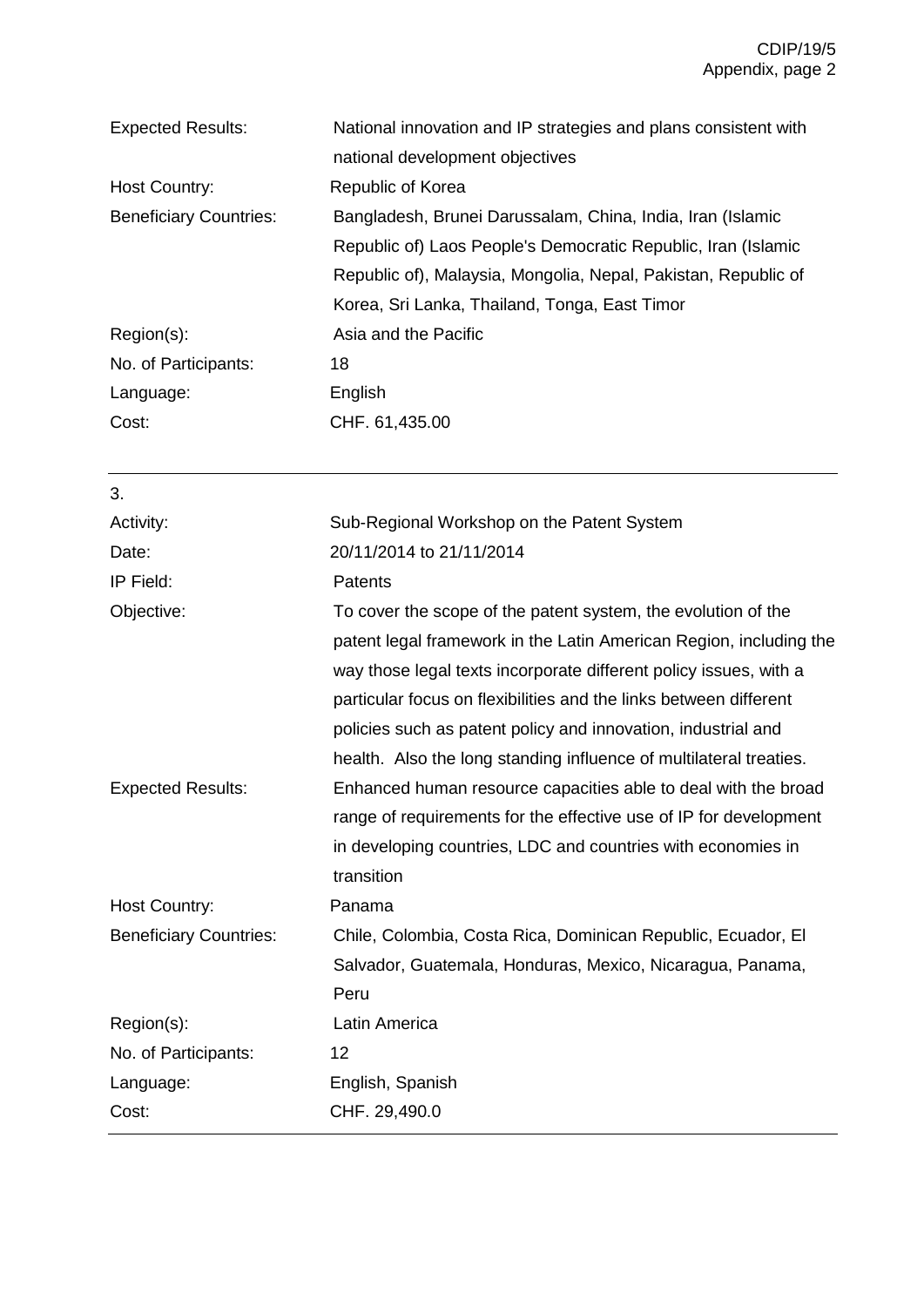| | |
|---|---|
| Expected Results: | National innovation and IP strategies and plans consistent with national development objectives |
| Host Country: | Republic of Korea |
| Beneficiary Countries: | Bangladesh, Brunei Darussalam, China, India, Iran (Islamic Republic of) Laos People's Democratic Republic, Iran (Islamic Republic of), Malaysia, Mongolia, Nepal, Pakistan, Republic of Korea, Sri Lanka, Thailand, Tonga, East Timor |
| Region(s): | Asia and the Pacific |
| No. of Participants: | 18 |
| Language: | English |
| Cost: | CHF. 61,435.00 |

---

3.

| | |
|---|---|
| Activity: | Sub-Regional Workshop on the Patent System |
| Date: | 20/11/2014 to 21/11/2014 |
| IP Field: | Patents |
| Objective: | To cover the scope of the patent system, the evolution of the patent legal framework in the Latin American Region, including the way those legal texts incorporate different policy issues, with a particular focus on flexibilities and the links between different policies such as patent policy and innovation, industrial and health. Also the long standing influence of multilateral treaties. |
| Expected Results: | Enhanced human resource capacities able to deal with the broad range of requirements for the effective use of IP for development in developing countries, LDC and countries with economies in transition |
| Host Country: | Panama |
| Beneficiary Countries: | Chile, Colombia, Costa Rica, Dominican Republic, Ecuador, El Salvador, Guatemala, Honduras, Mexico, Nicaragua, Panama, Peru |
| Region(s): | Latin America |
| No. of Participants: | 12 |
| Language: | English, Spanish |
| Cost: | CHF. 29,490.0 |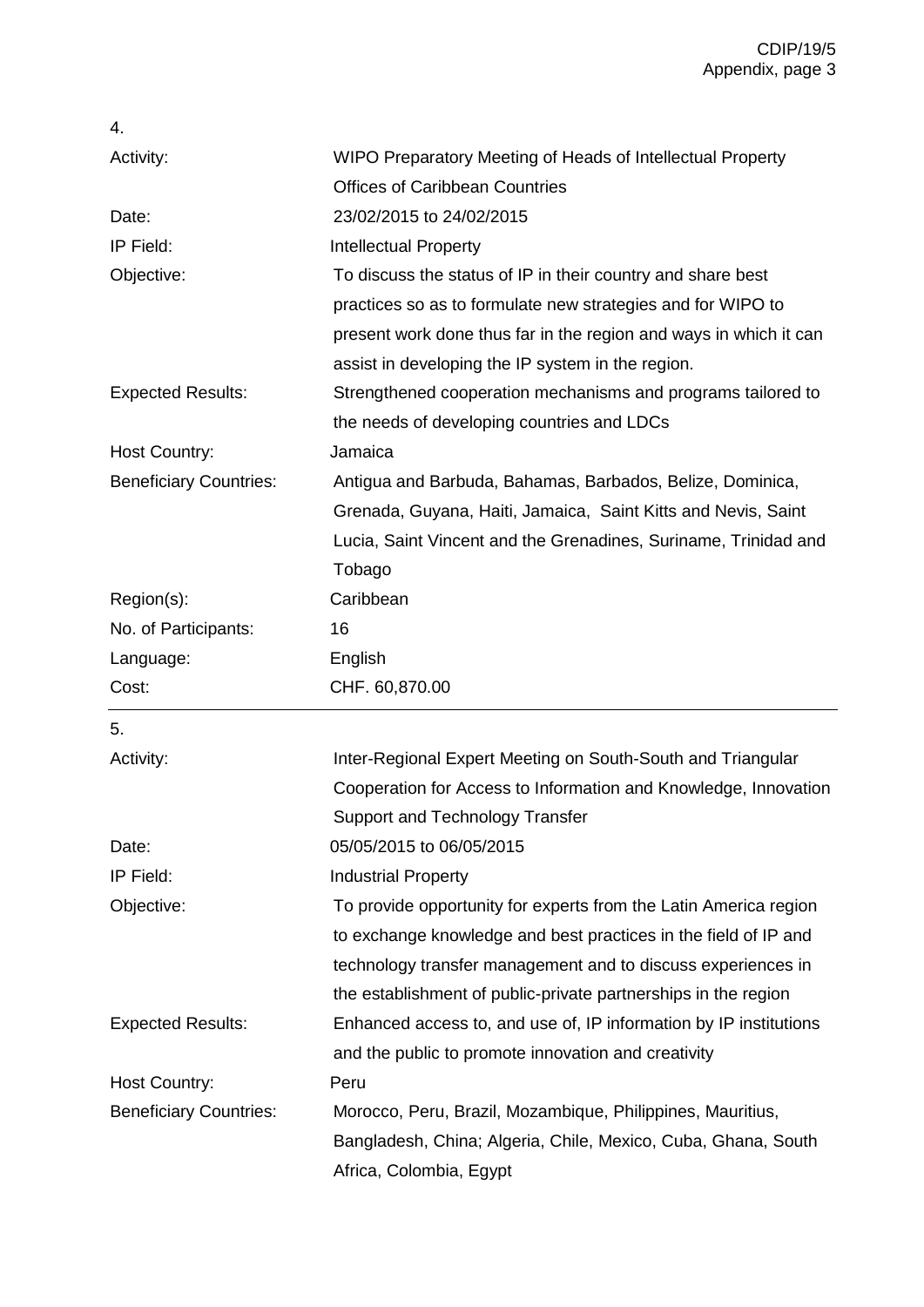4.

| | |
|---|---|
| Activity: | WIPO Preparatory Meeting of Heads of Intellectual Property Offices of Caribbean Countries |
| Date: | 23/02/2015 to 24/02/2015 |
| IP Field: | Intellectual Property |
| Objective: | To discuss the status of IP in their country and share best practices so as to formulate new strategies and for WIPO to present work done thus far in the region and ways in which it can assist in developing the IP system in the region. |
| Expected Results: | Strengthened cooperation mechanisms and programs tailored to the needs of developing countries and LDCs |
| Host Country: | Jamaica |
| Beneficiary Countries: | Antigua and Barbuda, Bahamas, Barbados, Belize, Dominica, Grenada, Guyana, Haiti, Jamaica, Saint Kitts and Nevis, Saint Lucia, Saint Vincent and the Grenadines, Suriname, Trinidad and Tobago |
| Region(s): | Caribbean |
| No. of Participants: | 16 |
| Language: | English |
| Cost: | CHF. 60,870.00 |

---

5.

| | |
|---|---|
| Activity: | Inter-Regional Expert Meeting on South-South and Triangular Cooperation for Access to Information and Knowledge, Innovation Support and Technology Transfer |
| Date: | 05/05/2015 to 06/05/2015 |
| IP Field: | Industrial Property |
| Objective: | To provide opportunity for experts from the Latin America region to exchange knowledge and best practices in the field of IP and technology transfer management and to discuss experiences in the establishment of public-private partnerships in the region |
| Expected Results: | Enhanced access to, and use of, IP information by IP institutions and the public to promote innovation and creativity |
| Host Country: | Peru |
| Beneficiary Countries: | Morocco, Peru, Brazil, Mozambique, Philippines, Mauritius, Bangladesh, China; Algeria, Chile, Mexico, Cuba, Ghana, South Africa, Colombia, Egypt |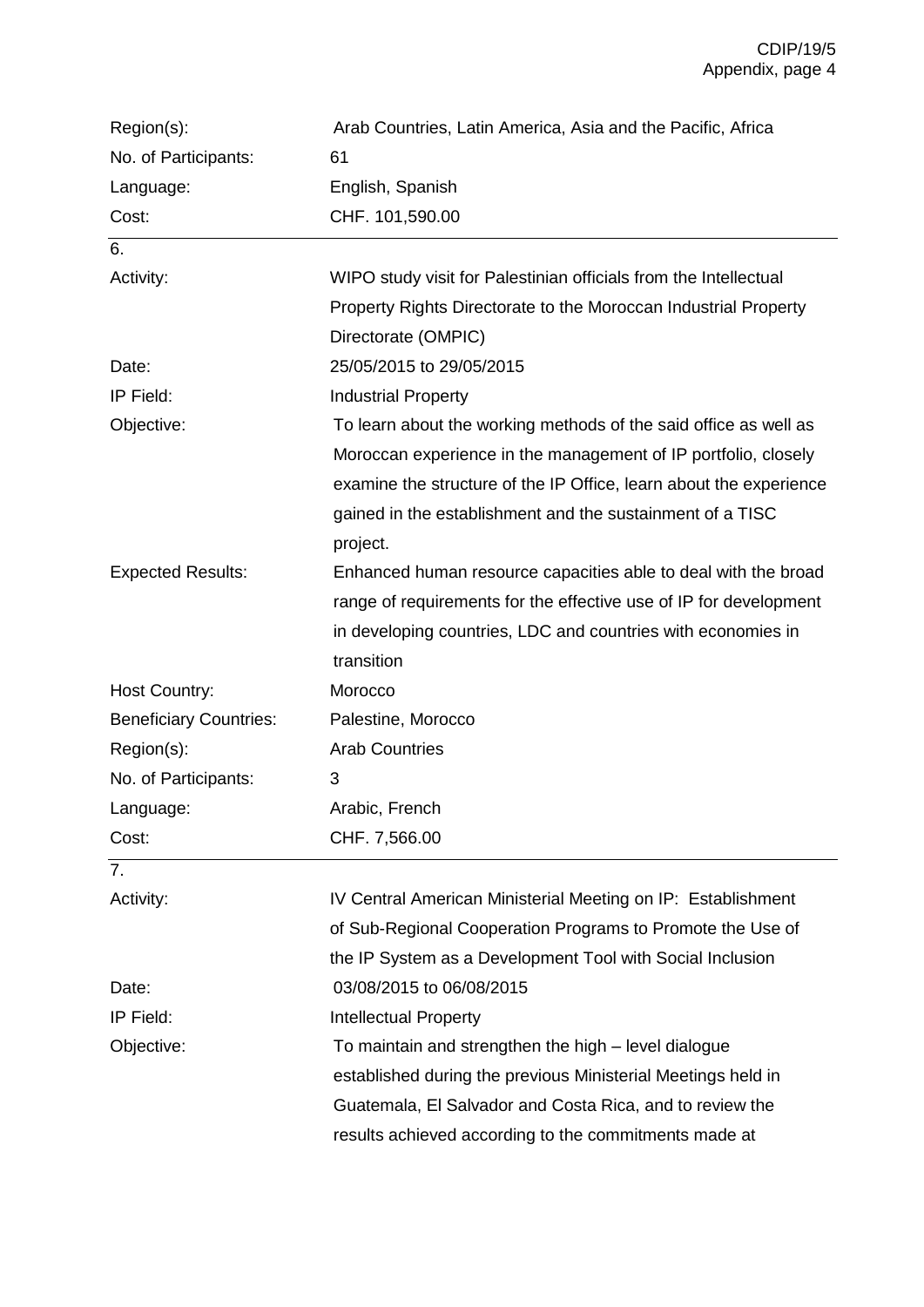| | |
|---|---|
| Region(s): | Arab Countries, Latin America, Asia and the Pacific, Africa |
| No. of Participants: | 61 |
| Language: | English, Spanish |
| Cost: | CHF. 101,590.00 |

6.

| | |
|---|---|
| Activity: | WIPO study visit for Palestinian officials from the Intellectual Property Rights Directorate to the Moroccan Industrial Property Directorate (OMPIC) |
| Date: | 25/05/2015 to 29/05/2015 |
| IP Field: | Industrial Property |
| Objective: | To learn about the working methods of the said office as well as Moroccan experience in the management of IP portfolio, closely examine the structure of the IP Office, learn about the experience gained in the establishment and the sustainment of a TISC project. |
| Expected Results: | Enhanced human resource capacities able to deal with the broad range of requirements for the effective use of IP for development in developing countries, LDC and countries with economies in transition |
| Host Country: | Morocco |
| Beneficiary Countries: | Palestine, Morocco |
| Region(s): | Arab Countries |
| No. of Participants: | 3 |
| Language: | Arabic, French |
| Cost: | CHF. 7,566.00 |

7.

| | |
|---|---|
| Activity: | IV Central American Ministerial Meeting on IP: Establishment of Sub-Regional Cooperation Programs to Promote the Use of the IP System as a Development Tool with Social Inclusion |
| Date: | 03/08/2015 to 06/08/2015 |
| IP Field: | Intellectual Property |
| Objective: | To maintain and strengthen the high – level dialogue established during the previous Ministerial Meetings held in Guatemala, El Salvador and Costa Rica, and to review the results achieved according to the commitments made at |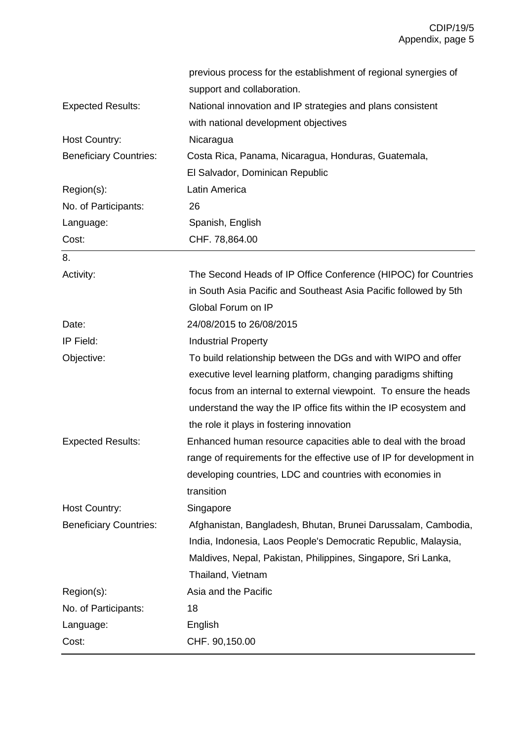| | |
|---|---|
| | previous process for the establishment of regional synergies of support and collaboration. |
| Expected Results: | National innovation and IP strategies and plans consistent with national development objectives |
| Host Country: | Nicaragua |
| Beneficiary Countries: | Costa Rica, Panama, Nicaragua, Honduras, Guatemala, El Salvador, Dominican Republic |
| Region(s): | Latin America |
| No. of Participants: | 26 |
| Language: | Spanish, English |
| Cost: | CHF. 78,864.00 |

8.

| | |
|---|---|
| Activity: | The Second Heads of IP Office Conference (HIPOC) for Countries in South Asia Pacific and Southeast Asia Pacific followed by 5th Global Forum on IP |
| Date: | 24/08/2015 to 26/08/2015 |
| IP Field: | Industrial Property |
| Objective: | To build relationship between the DGs and with WIPO and offer executive level learning platform, changing paradigms shifting focus from an internal to external viewpoint. To ensure the heads understand the way the IP office fits within the IP ecosystem and the role it plays in fostering innovation |
| Expected Results: | Enhanced human resource capacities able to deal with the broad range of requirements for the effective use of IP for development in developing countries, LDC and countries with economies in transition |
| Host Country: | Singapore |
| Beneficiary Countries: | Afghanistan, Bangladesh, Bhutan, Brunei Darussalam, Cambodia, India, Indonesia, Laos People's Democratic Republic, Malaysia, Maldives, Nepal, Pakistan, Philippines, Singapore, Sri Lanka, Thailand, Vietnam |
| Region(s): | Asia and the Pacific |
| No. of Participants: | 18 |
| Language: | English |
| Cost: | CHF. 90,150.00 |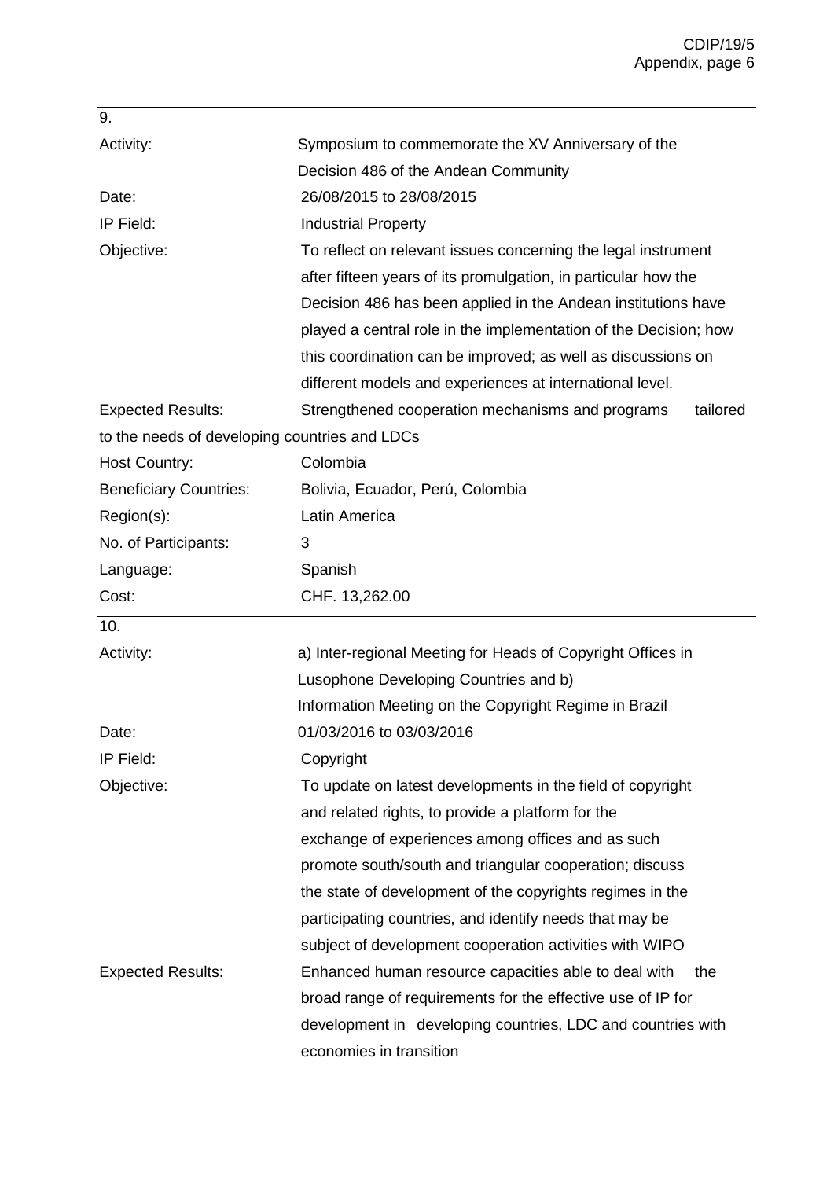9.

| | |
|---|---|
| Activity: | Symposium to commemorate the XV Anniversary of the Decision 486 of the Andean Community |
| Date: | 26/08/2015 to 28/08/2015 |
| IP Field: | Industrial Property |
| Objective: | To reflect on relevant issues concerning the legal instrument after fifteen years of its promulgation, in particular how the Decision 486 has been applied in the Andean institutions have played a central role in the implementation of the Decision; how this coordination can be improved; as well as discussions on different models and experiences at international level. |
| Expected Results: | Strengthened cooperation mechanisms and programs tailored to the needs of developing countries and LDCs |
| Host Country: | Colombia |
| Beneficiary Countries: | Bolivia, Ecuador, Perú, Colombia |
| Region(s): | Latin America |
| No. of Participants: | 3 |
| Language: | Spanish |
| Cost: | CHF. 13,262.00 |

10.

| | |
|---|---|
| Activity: | a) Inter-regional Meeting for Heads of Copyright Offices in Lusophone Developing Countries and b) Information Meeting on the Copyright Regime in Brazil |
| Date: | 01/03/2016 to 03/03/2016 |
| IP Field: | Copyright |
| Objective: | To update on latest developments in the field of copyright and related rights, to provide a platform for the exchange of experiences among offices and as such promote south/south and triangular cooperation; discuss the state of development of the copyrights regimes in the participating countries, and identify needs that may be subject of development cooperation activities with WIPO |
| Expected Results: | Enhanced human resource capacities able to deal with the broad range of requirements for the effective use of IP for development in developing countries, LDC and countries with economies in transition |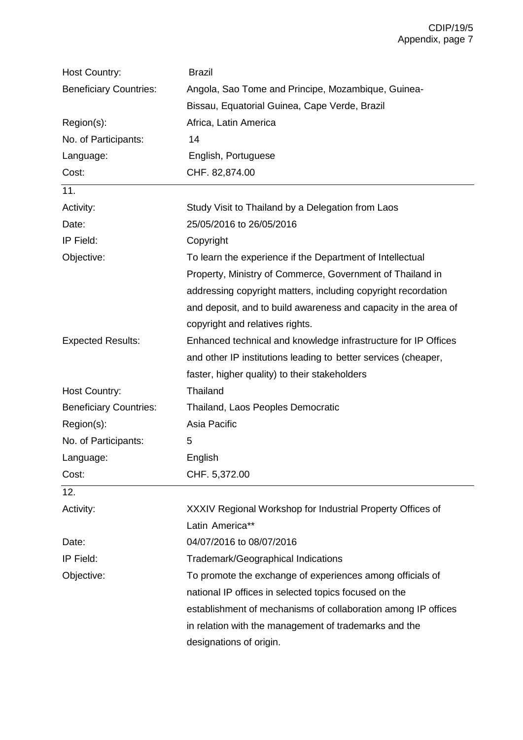| | |
|---|---|
| Host Country: | Brazil |
| Beneficiary Countries: | Angola, Sao Tome and Principe, Mozambique, Guinea-Bissau, Equatorial Guinea, Cape Verde, Brazil |
| Region(s): | Africa, Latin America |
| No. of Participants: | 14 |
| Language: | English, Portuguese |
| Cost: | CHF. 82,874.00 |

11.

| | |
|---|---|
| Activity: | Study Visit to Thailand by a Delegation from Laos |
| Date: | 25/05/2016 to 26/05/2016 |
| IP Field: | Copyright |
| Objective: | To learn the experience if the Department of Intellectual Property, Ministry of Commerce, Government of Thailand in addressing copyright matters, including copyright recordation and deposit, and to build awareness and capacity in the area of copyright and relatives rights. |
| Expected Results: | Enhanced technical and knowledge infrastructure for IP Offices and other IP institutions leading to better services (cheaper, faster, higher quality) to their stakeholders |
| Host Country: | Thailand |
| Beneficiary Countries: | Thailand, Laos Peoples Democratic |
| Region(s): | Asia Pacific |
| No. of Participants: | 5 |
| Language: | English |
| Cost: | CHF. 5,372.00 |

12.

| | |
|---|---|
| Activity: | XXXIV Regional Workshop for Industrial Property Offices of Latin America** |
| Date: | 04/07/2016 to 08/07/2016 |
| IP Field: | Trademark/Geographical Indications |
| Objective: | To promote the exchange of experiences among officials of national IP offices in selected topics focused on the establishment of mechanisms of collaboration among IP offices in relation with the management of trademarks and the designations of origin. |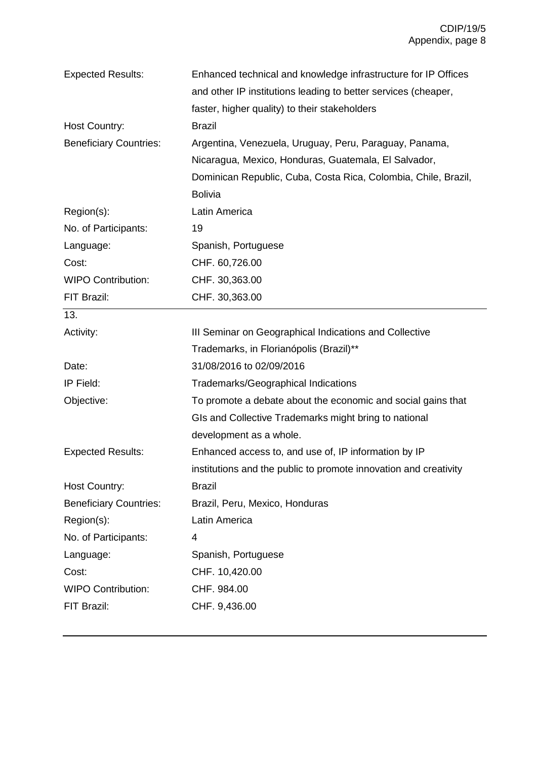| | |
|---|---|
| Expected Results: | Enhanced technical and knowledge infrastructure for IP Offices and other IP institutions leading to better services (cheaper, faster, higher quality) to their stakeholders |
| Host Country: | Brazil |
| Beneficiary Countries: | Argentina, Venezuela, Uruguay, Peru, Paraguay, Panama, Nicaragua, Mexico, Honduras, Guatemala, El Salvador, Dominican Republic, Cuba, Costa Rica, Colombia, Chile, Brazil, Bolivia |
| Region(s): | Latin America |
| No. of Participants: | 19 |
| Language: | Spanish, Portuguese |
| Cost: | CHF. 60,726.00 |
| WIPO Contribution: | CHF. 30,363.00 |
| FIT Brazil: | CHF. 30,363.00 |

13.

| | |
|---|---|
| Activity: | III Seminar on Geographical Indications and Collective Trademarks, in Florianópolis (Brazil)** |
| Date: | 31/08/2016 to 02/09/2016 |
| IP Field: | Trademarks/Geographical Indications |
| Objective: | To promote a debate about the economic and social gains that GIs and Collective Trademarks might bring to national development as a whole. |
| Expected Results: | Enhanced access to, and use of, IP information by IP institutions and the public to promote innovation and creativity |
| Host Country: | Brazil |
| Beneficiary Countries: | Brazil, Peru, Mexico, Honduras |
| Region(s): | Latin America |
| No. of Participants: | 4 |
| Language: | Spanish, Portuguese |
| Cost: | CHF. 10,420.00 |
| WIPO Contribution: | CHF. 984.00 |
| FIT Brazil: | CHF. 9,436.00 |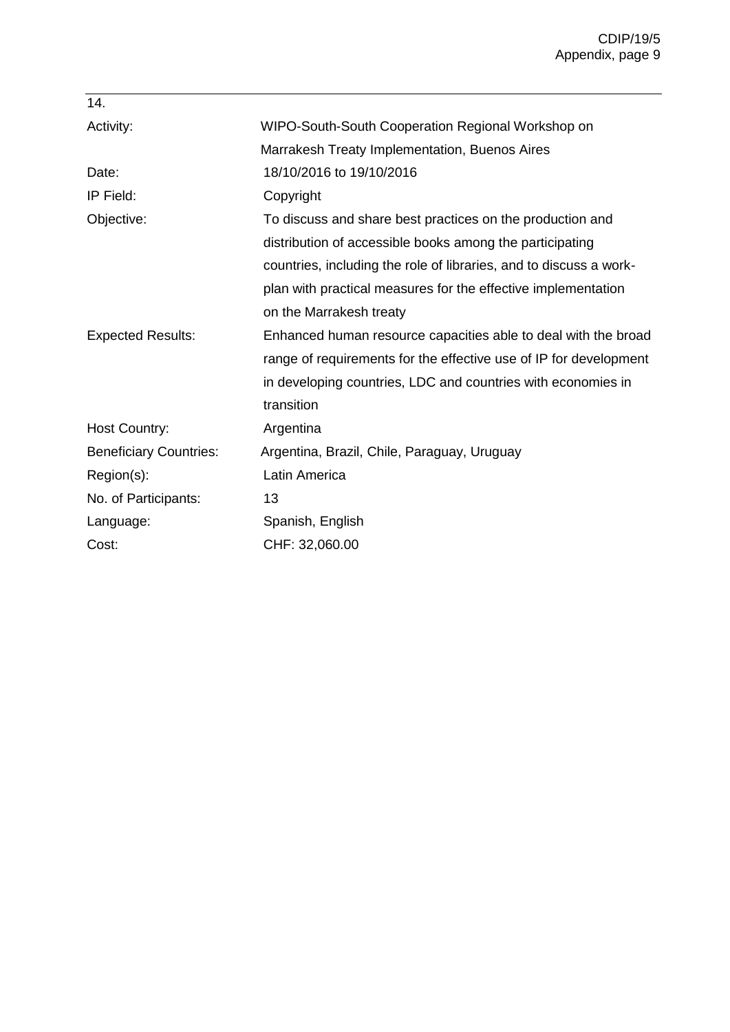14.

| | |
|---|---|
| Activity: | WIPO-South-South Cooperation Regional Workshop on Marrakesh Treaty Implementation, Buenos Aires |
| Date: | 18/10/2016 to 19/10/2016 |
| IP Field: | Copyright |
| Objective: | To discuss and share best practices on the production and distribution of accessible books among the participating countries, including the role of libraries, and to discuss a work-plan with practical measures for the effective implementation on the Marrakesh treaty |
| Expected Results: | Enhanced human resource capacities able to deal with the broad range of requirements for the effective use of IP for development in developing countries, LDC and countries with economies in transition |
| Host Country: | Argentina |
| Beneficiary Countries: | Argentina, Brazil, Chile, Paraguay, Uruguay |
| Region(s): | Latin America |
| No. of Participants: | 13 |
| Language: | Spanish, English |
| Cost: | CHF: 32,060.00 |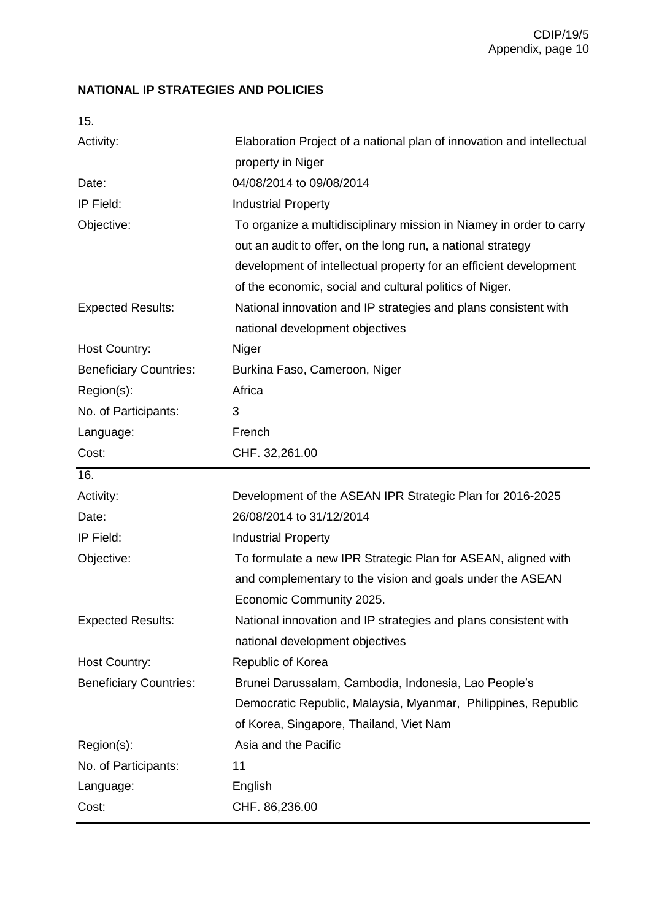**NATIONAL IP STRATEGIES AND POLICIES**

| 15. | |
|---|---|
| Activity: | Elaboration Project of a national plan of innovation and intellectual property in Niger |
| Date: | 04/08/2014 to 09/08/2014 |
| IP Field: | Industrial Property |
| Objective: | To organize a multidisciplinary mission in Niamey in order to carry out an audit to offer, on the long run, a national strategy development of intellectual property for an efficient development of the economic, social and cultural politics of Niger. |
| Expected Results: | National innovation and IP strategies and plans consistent with national development objectives |
| Host Country: | Niger |
| Beneficiary Countries: | Burkina Faso, Cameroon, Niger |
| Region(s): | Africa |
| No. of Participants: | 3 |
| Language: | French |
| Cost: | CHF. 32,261.00 |

| 16. | |
|---|---|
| Activity: | Development of the ASEAN IPR Strategic Plan for 2016-2025 |
| Date: | 26/08/2014 to 31/12/2014 |
| IP Field: | Industrial Property |
| Objective: | To formulate a new IPR Strategic Plan for ASEAN, aligned with and complementary to the vision and goals under the ASEAN Economic Community 2025. |
| Expected Results: | National innovation and IP strategies and plans consistent with national development objectives |
| Host Country: | Republic of Korea |
| Beneficiary Countries: | Brunei Darussalam, Cambodia, Indonesia, Lao People's Democratic Republic, Malaysia, Myanmar, Philippines, Republic of Korea, Singapore, Thailand, Viet Nam |
| Region(s): | Asia and the Pacific |
| No. of Participants: | 11 |
| Language: | English |
| Cost: | CHF. 86,236.00 |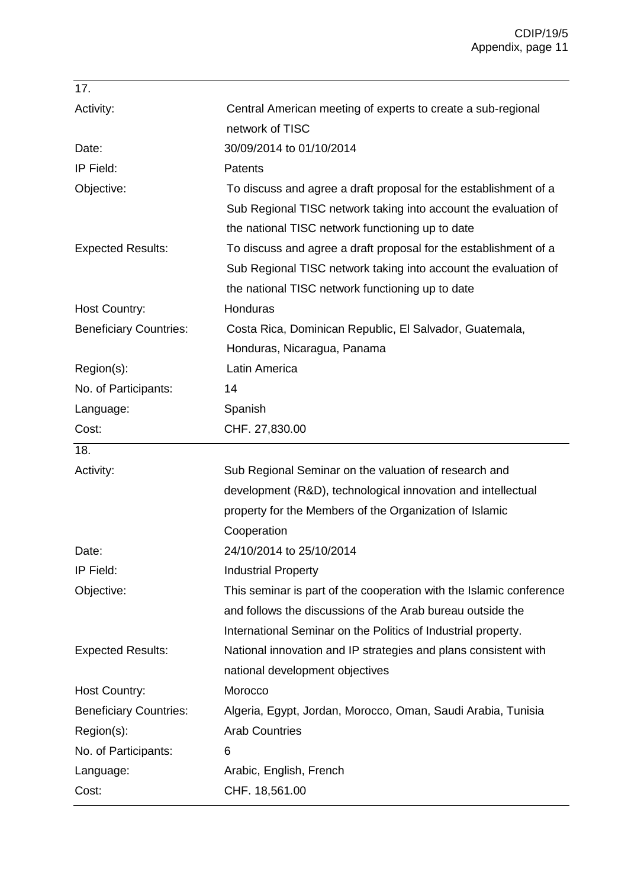| 17. | |
|---|---|
| Activity: | Central American meeting of experts to create a sub-regional network of TISC |
| Date: | 30/09/2014 to 01/10/2014 |
| IP Field: | Patents |
| Objective: | To discuss and agree a draft proposal for the establishment of a Sub Regional TISC network taking into account the evaluation of the national TISC network functioning up to date |
| Expected Results: | To discuss and agree a draft proposal for the establishment of a Sub Regional TISC network taking into account the evaluation of the national TISC network functioning up to date |
| Host Country: | Honduras |
| Beneficiary Countries: | Costa Rica, Dominican Republic, El Salvador, Guatemala, Honduras, Nicaragua, Panama |
| Region(s): | Latin America |
| No. of Participants: | 14 |
| Language: | Spanish |
| Cost: | CHF. 27,830.00 |

| 18. | |
|---|---|
| Activity: | Sub Regional Seminar on the valuation of research and development (R&D), technological innovation and intellectual property for the Members of the Organization of Islamic Cooperation |
| Date: | 24/10/2014 to 25/10/2014 |
| IP Field: | Industrial Property |
| Objective: | This seminar is part of the cooperation with the Islamic conference and follows the discussions of the Arab bureau outside the International Seminar on the Politics of Industrial property. |
| Expected Results: | National innovation and IP strategies and plans consistent with national development objectives |
| Host Country: | Morocco |
| Beneficiary Countries: | Algeria, Egypt, Jordan, Morocco, Oman, Saudi Arabia, Tunisia |
| Region(s): | Arab Countries |
| No. of Participants: | 6 |
| Language: | Arabic, English, French |
| Cost: | CHF. 18,561.00 |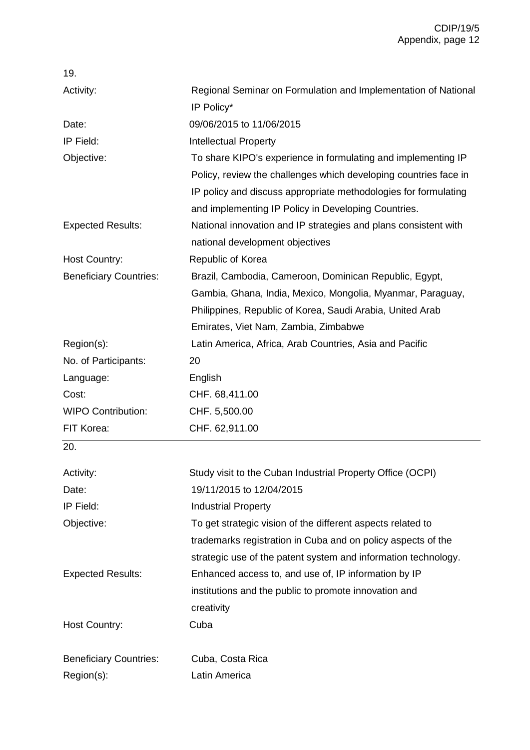19.

| | |
|---|---|
| Activity: | Regional Seminar on Formulation and Implementation of National IP Policy* |
| Date: | 09/06/2015 to 11/06/2015 |
| IP Field: | Intellectual Property |
| Objective: | To share KIPO's experience in formulating and implementing IP Policy, review the challenges which developing countries face in IP policy and discuss appropriate methodologies for formulating and implementing IP Policy in Developing Countries. |
| Expected Results: | National innovation and IP strategies and plans consistent with national development objectives |
| Host Country: | Republic of Korea |
| Beneficiary Countries: | Brazil, Cambodia, Cameroon, Dominican Republic, Egypt, Gambia, Ghana, India, Mexico, Mongolia, Myanmar, Paraguay, Philippines, Republic of Korea, Saudi Arabia, United Arab Emirates, Viet Nam, Zambia, Zimbabwe |
| Region(s): | Latin America, Africa, Arab Countries, Asia and Pacific |
| No. of Participants: | 20 |
| Language: | English |
| Cost: | CHF. 68,411.00 |
| WIPO Contribution: | CHF. 5,500.00 |
| FIT Korea: | CHF. 62,911.00 |

20.

| | |
|---|---|
| Activity: | Study visit to the Cuban Industrial Property Office (OCPI) |
| Date: | 19/11/2015 to 12/04/2015 |
| IP Field: | Industrial Property |
| Objective: | To get strategic vision of the different aspects related to trademarks registration in Cuba and on policy aspects of the strategic use of the patent system and information technology. |
| Expected Results: | Enhanced access to, and use of, IP information by IP institutions and the public to promote innovation and creativity |
| Host Country: | Cuba |
| Beneficiary Countries: | Cuba, Costa Rica |
| Region(s): | Latin America |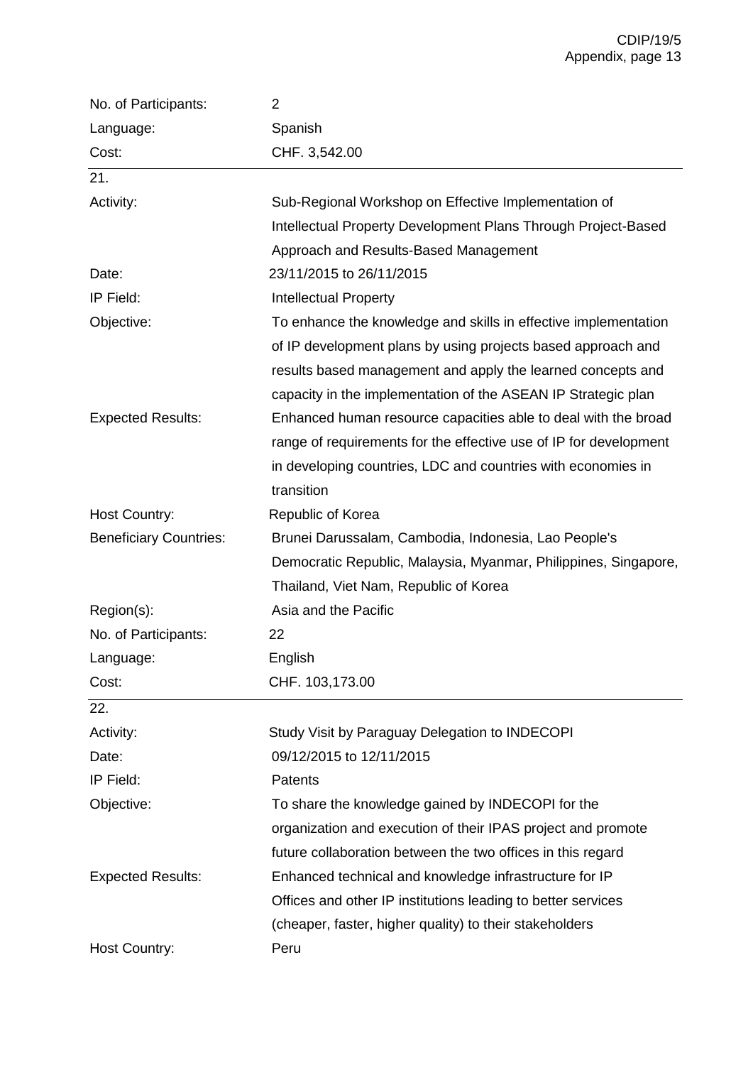| | |
|---|---|
| No. of Participants: | 2 |
| Language: | Spanish |
| Cost: | CHF. 3,542.00 |

21.

| | |
|---|---|
| Activity: | Sub-Regional Workshop on Effective Implementation of Intellectual Property Development Plans Through Project-Based Approach and Results-Based Management |
| Date: | 23/11/2015 to 26/11/2015 |
| IP Field: | Intellectual Property |
| Objective: | To enhance the knowledge and skills in effective implementation of IP development plans by using projects based approach and results based management and apply the learned concepts and capacity in the implementation of the ASEAN IP Strategic plan |
| Expected Results: | Enhanced human resource capacities able to deal with the broad range of requirements for the effective use of IP for development in developing countries, LDC and countries with economies in transition |
| Host Country: | Republic of Korea |
| Beneficiary Countries: | Brunei Darussalam, Cambodia, Indonesia, Lao People's Democratic Republic, Malaysia, Myanmar, Philippines, Singapore, Thailand, Viet Nam, Republic of Korea |
| Region(s): | Asia and the Pacific |
| No. of Participants: | 22 |
| Language: | English |
| Cost: | CHF. 103,173.00 |

22.

| | |
|---|---|
| Activity: | Study Visit by Paraguay Delegation to INDECOPI |
| Date: | 09/12/2015 to 12/11/2015 |
| IP Field: | Patents |
| Objective: | To share the knowledge gained by INDECOPI for the organization and execution of their IPAS project and promote future collaboration between the two offices in this regard |
| Expected Results: | Enhanced technical and knowledge infrastructure for IP Offices and other IP institutions leading to better services (cheaper, faster, higher quality) to their stakeholders |
| Host Country: | Peru |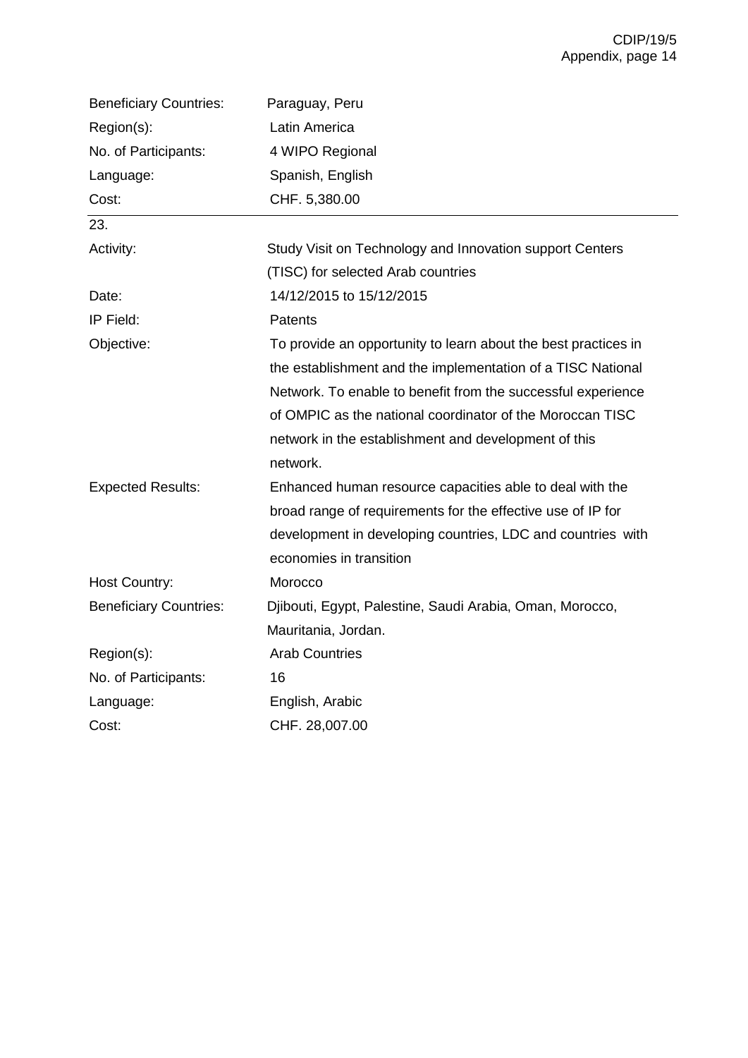| | |
|---|---|
| Beneficiary Countries: | Paraguay, Peru |
| Region(s): | Latin America |
| No. of Participants: | 4 WIPO Regional |
| Language: | Spanish, English |
| Cost: | CHF. 5,380.00 |

| 23. | |
|---|---|
| Activity: | Study Visit on Technology and Innovation support Centers (TISC) for selected Arab countries |
| Date: | 14/12/2015 to 15/12/2015 |
| IP Field: | Patents |
| Objective: | To provide an opportunity to learn about the best practices in the establishment and the implementation of a TISC National Network. To enable to benefit from the successful experience of OMPIC as the national coordinator of the Moroccan TISC network in the establishment and development of this network. |
| Expected Results: | Enhanced human resource capacities able to deal with the broad range of requirements for the effective use of IP for development in developing countries, LDC and countries with economies in transition |
| Host Country: | Morocco |
| Beneficiary Countries: | Djibouti, Egypt, Palestine, Saudi Arabia, Oman, Morocco, Mauritania, Jordan. |
| Region(s): | Arab Countries |
| No. of Participants: | 16 |
| Language: | English, Arabic |
| Cost: | CHF. 28,007.00 |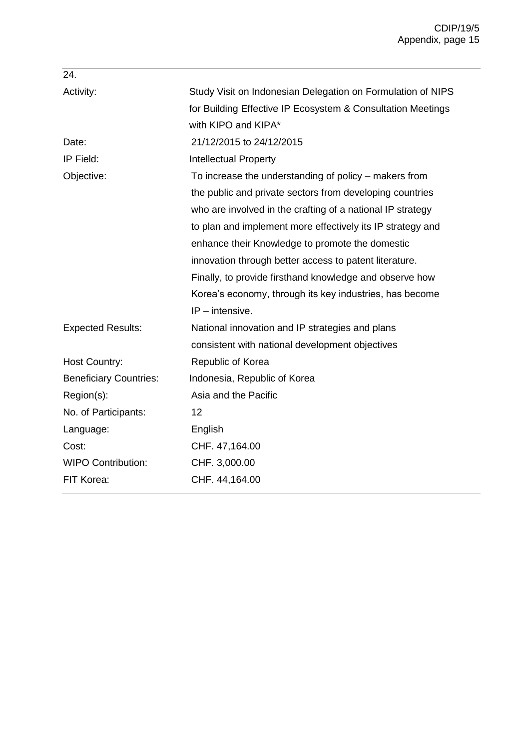24.

| | |
|---|---|
| Activity: | Study Visit on Indonesian Delegation on Formulation of NIPS for Building Effective IP Ecosystem & Consultation Meetings with KIPO and KIPA* |
| Date: | 21/12/2015 to 24/12/2015 |
| IP Field: | Intellectual Property |
| Objective: | To increase the understanding of policy – makers from the public and private sectors from developing countries who are involved in the crafting of a national IP strategy to plan and implement more effectively its IP strategy and enhance their Knowledge to promote the domestic innovation through better access to patent literature. Finally, to provide firsthand knowledge and observe how Korea's economy, through its key industries, has become IP – intensive. |
| Expected Results: | National innovation and IP strategies and plans consistent with national development objectives |
| Host Country: | Republic of Korea |
| Beneficiary Countries: | Indonesia, Republic of Korea |
| Region(s): | Asia and the Pacific |
| No. of Participants: | 12 |
| Language: | English |
| Cost: | CHF. 47,164.00 |
| WIPO Contribution: | CHF. 3,000.00 |
| FIT Korea: | CHF. 44,164.00 |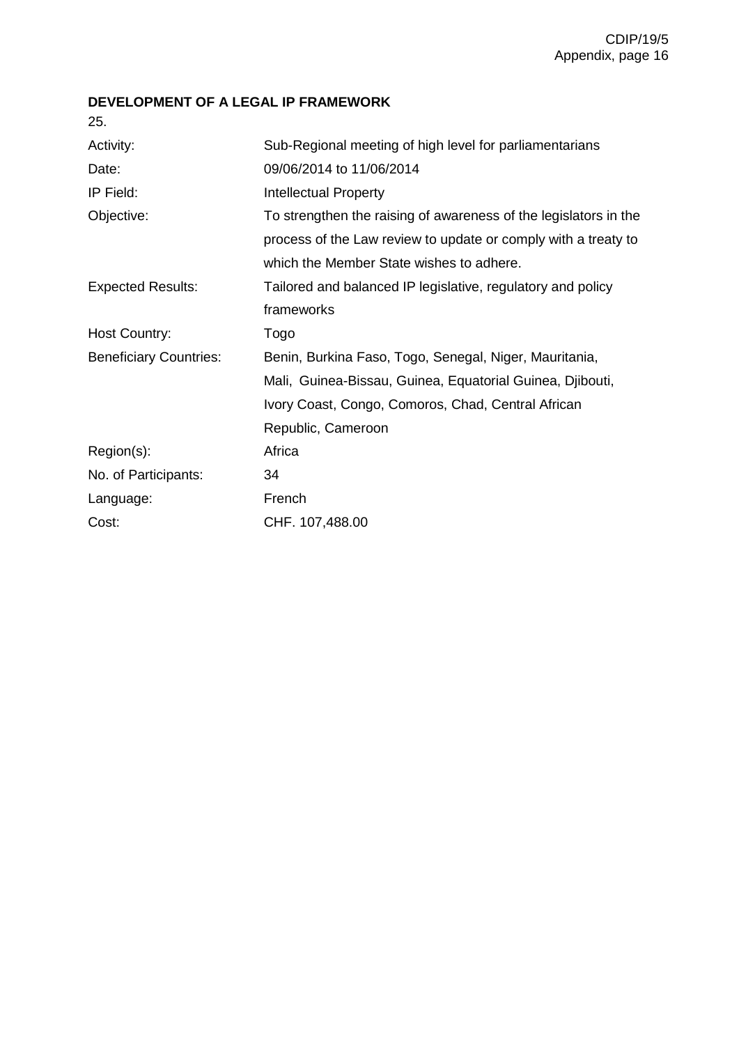**DEVELOPMENT OF A LEGAL IP FRAMEWORK**

25.

| | |
|---|---|
| Activity: | Sub-Regional meeting of high level for parliamentarians |
| Date: | 09/06/2014 to 11/06/2014 |
| IP Field: | Intellectual Property |
| Objective: | To strengthen the raising of awareness of the legislators in the process of the Law review to update or comply with a treaty to which the Member State wishes to adhere. |
| Expected Results: | Tailored and balanced IP legislative, regulatory and policy frameworks |
| Host Country: | Togo |
| Beneficiary Countries: | Benin, Burkina Faso, Togo, Senegal, Niger, Mauritania, Mali, Guinea-Bissau, Guinea, Equatorial Guinea, Djibouti, Ivory Coast, Congo, Comoros, Chad, Central African Republic, Cameroon |
| Region(s): | Africa |
| No. of Participants: | 34 |
| Language: | French |
| Cost: | CHF. 107,488.00 |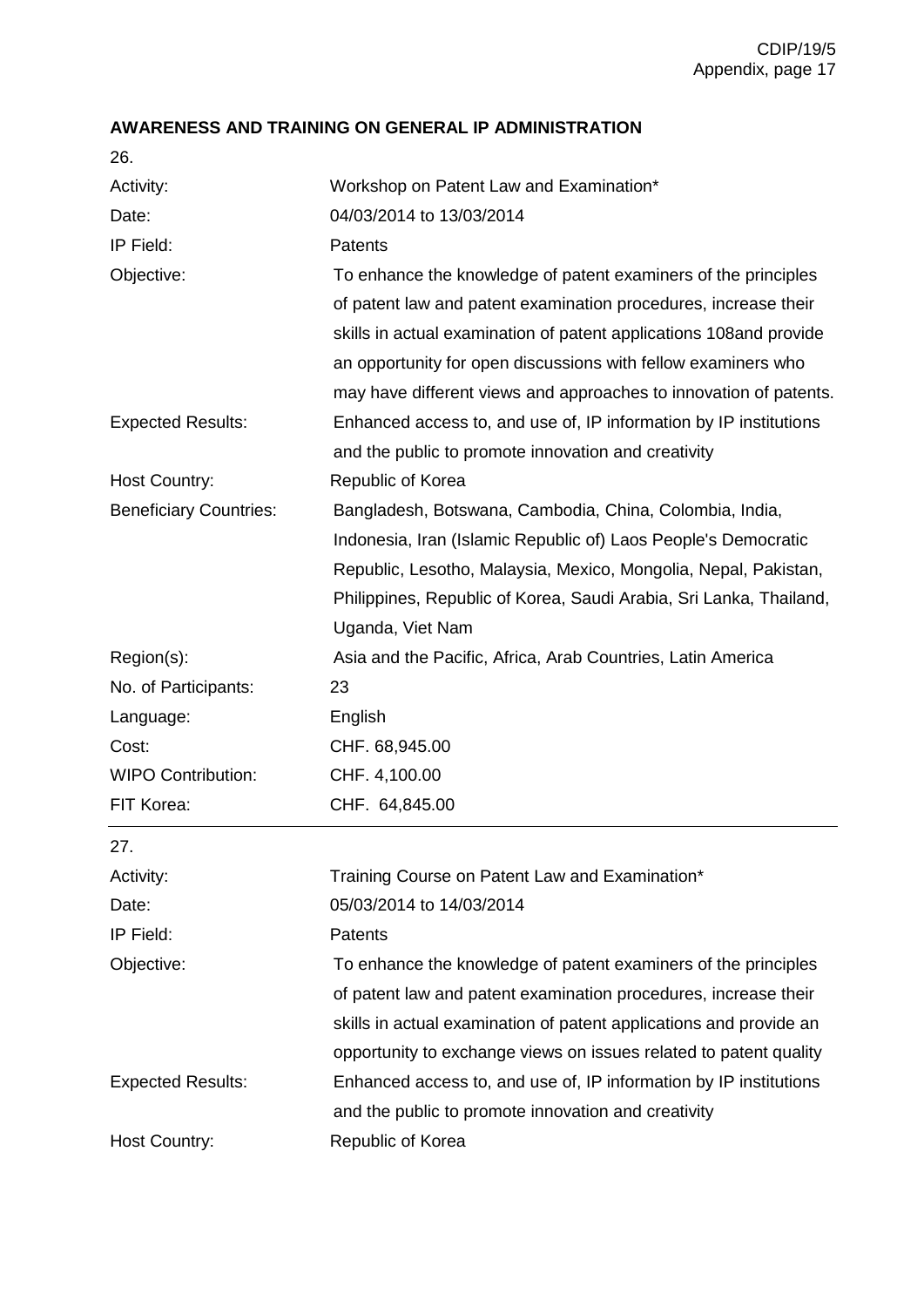**AWARENESS AND TRAINING ON GENERAL IP ADMINISTRATION**

26.

| | |
|---|---|
| Activity: | Workshop on Patent Law and Examination* |
| Date: | 04/03/2014 to 13/03/2014 |
| IP Field: | Patents |
| Objective: | To enhance the knowledge of patent examiners of the principles of patent law and patent examination procedures, increase their skills in actual examination of patent applications 108and provide an opportunity for open discussions with fellow examiners who may have different views and approaches to innovation of patents. |
| Expected Results: | Enhanced access to, and use of, IP information by IP institutions and the public to promote innovation and creativity |
| Host Country: | Republic of Korea |
| Beneficiary Countries: | Bangladesh, Botswana, Cambodia, China, Colombia, India, Indonesia, Iran (Islamic Republic of) Laos People's Democratic Republic, Lesotho, Malaysia, Mexico, Mongolia, Nepal, Pakistan, Philippines, Republic of Korea, Saudi Arabia, Sri Lanka, Thailand, Uganda, Viet Nam |
| Region(s): | Asia and the Pacific, Africa, Arab Countries, Latin America |
| No. of Participants: | 23 |
| Language: | English |
| Cost: | CHF. 68,945.00 |
| WIPO Contribution: | CHF. 4,100.00 |
| FIT Korea: | CHF. 64,845.00 |

27.

| | |
|---|---|
| Activity: | Training Course on Patent Law and Examination* |
| Date: | 05/03/2014 to 14/03/2014 |
| IP Field: | Patents |
| Objective: | To enhance the knowledge of patent examiners of the principles of patent law and patent examination procedures, increase their skills in actual examination of patent applications and provide an opportunity to exchange views on issues related to patent quality |
| Expected Results: | Enhanced access to, and use of, IP information by IP institutions and the public to promote innovation and creativity |
| Host Country: | Republic of Korea |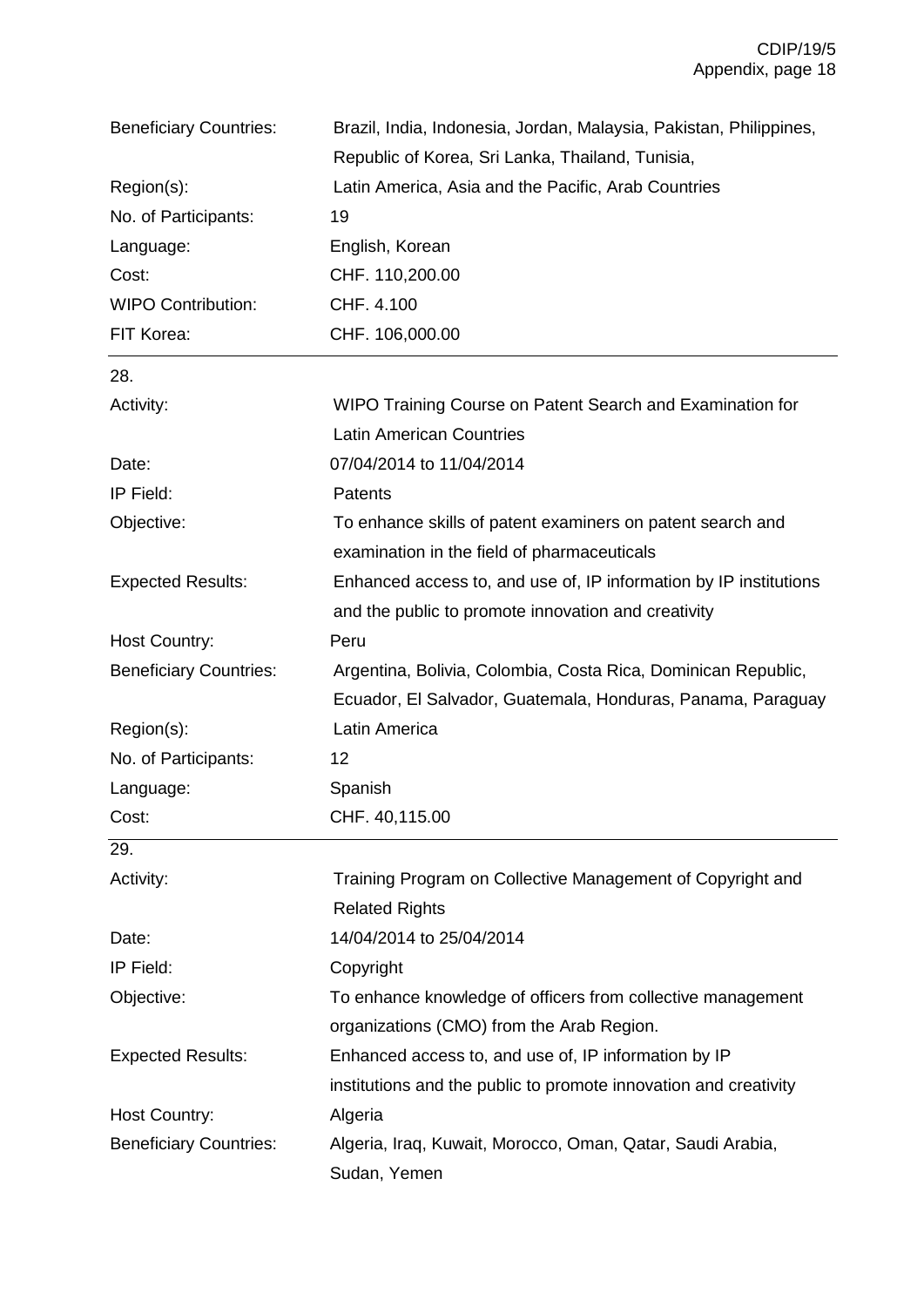| | |
|---|---|
| Beneficiary Countries: | Brazil, India, Indonesia, Jordan, Malaysia, Pakistan, Philippines, Republic of Korea, Sri Lanka, Thailand, Tunisia, |
| Region(s): | Latin America, Asia and the Pacific, Arab Countries |
| No. of Participants: | 19 |
| Language: | English, Korean |
| Cost: | CHF. 110,200.00 |
| WIPO Contribution: | CHF. 4.100 |
| FIT Korea: | CHF. 106,000.00 |

28.

| | |
|---|---|
| Activity: | WIPO Training Course on Patent Search and Examination for Latin American Countries |
| Date: | 07/04/2014 to 11/04/2014 |
| IP Field: | Patents |
| Objective: | To enhance skills of patent examiners on patent search and examination in the field of pharmaceuticals |
| Expected Results: | Enhanced access to, and use of, IP information by IP institutions and the public to promote innovation and creativity |
| Host Country: | Peru |
| Beneficiary Countries: | Argentina, Bolivia, Colombia, Costa Rica, Dominican Republic, Ecuador, El Salvador, Guatemala, Honduras, Panama, Paraguay |
| Region(s): | Latin America |
| No. of Participants: | 12 |
| Language: | Spanish |
| Cost: | CHF. 40,115.00 |

29.

| | |
|---|---|
| Activity: | Training Program on Collective Management of Copyright and Related Rights |
| Date: | 14/04/2014 to 25/04/2014 |
| IP Field: | Copyright |
| Objective: | To enhance knowledge of officers from collective management organizations (CMO) from the Arab Region. |
| Expected Results: | Enhanced access to, and use of, IP information by IP institutions and the public to promote innovation and creativity |
| Host Country: | Algeria |
| Beneficiary Countries: | Algeria, Iraq, Kuwait, Morocco, Oman, Qatar, Saudi Arabia, Sudan, Yemen |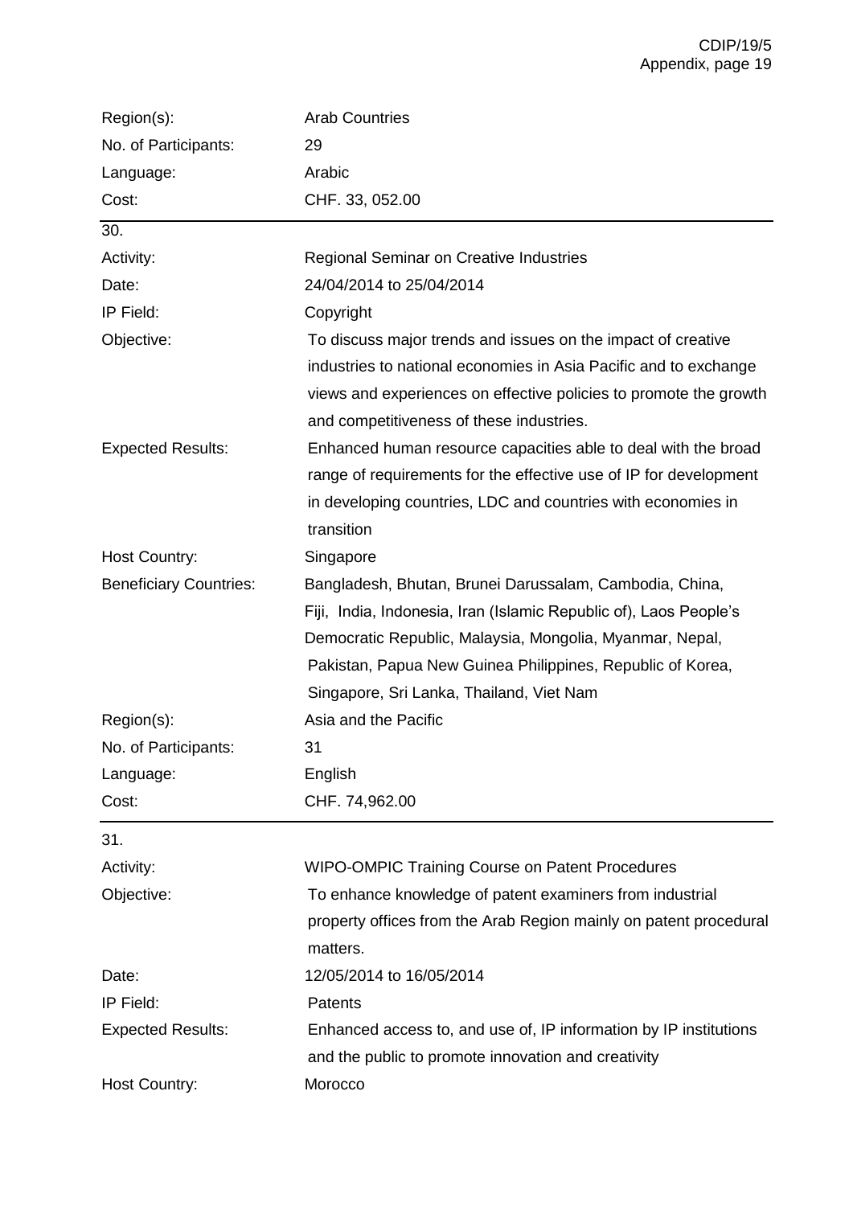| | |
|---|---|
| Region(s): | Arab Countries |
| No. of Participants: | 29 |
| Language: | Arabic |
| Cost: | CHF. 33, 052.00 |

30.

| | |
|---|---|
| Activity: | Regional Seminar on Creative Industries |
| Date: | 24/04/2014 to 25/04/2014 |
| IP Field: | Copyright |
| Objective: | To discuss major trends and issues on the impact of creative industries to national economies in Asia Pacific and to exchange views and experiences on effective policies to promote the growth and competitiveness of these industries. |
| Expected Results: | Enhanced human resource capacities able to deal with the broad range of requirements for the effective use of IP for development in developing countries, LDC and countries with economies in transition |
| Host Country: | Singapore |
| Beneficiary Countries: | Bangladesh, Bhutan, Brunei Darussalam, Cambodia, China, Fiji, India, Indonesia, Iran (Islamic Republic of), Laos People's Democratic Republic, Malaysia, Mongolia, Myanmar, Nepal, Pakistan, Papua New Guinea Philippines, Republic of Korea, Singapore, Sri Lanka, Thailand, Viet Nam |
| Region(s): | Asia and the Pacific |
| No. of Participants: | 31 |
| Language: | English |
| Cost: | CHF. 74,962.00 |

31.

| | |
|---|---|
| Activity: | WIPO-OMPIC Training Course on Patent Procedures |
| Objective: | To enhance knowledge of patent examiners from industrial property offices from the Arab Region mainly on patent procedural matters. |
| Date: | 12/05/2014 to 16/05/2014 |
| IP Field: | Patents |
| Expected Results: | Enhanced access to, and use of, IP information by IP institutions and the public to promote innovation and creativity |
| Host Country: | Morocco |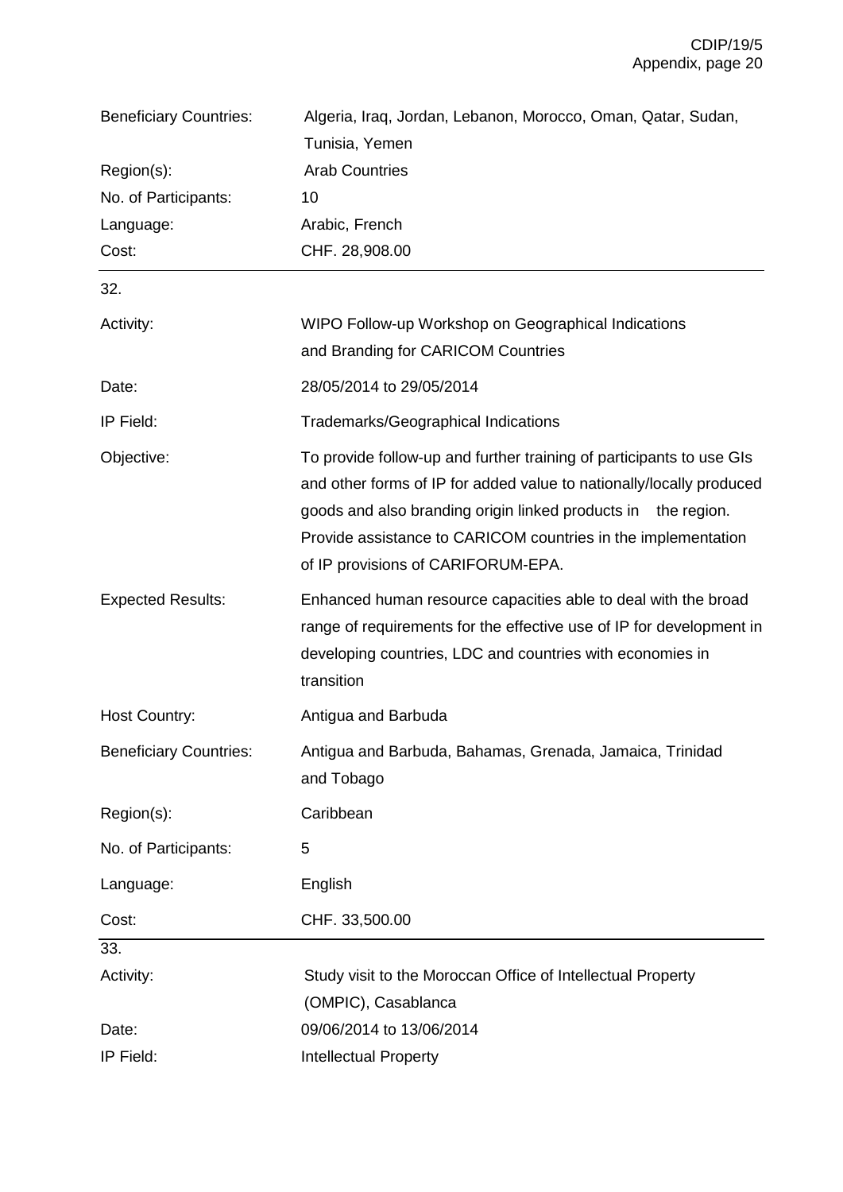| | |
|---|---|
| Beneficiary Countries: | Algeria, Iraq, Jordan, Lebanon, Morocco, Oman, Qatar, Sudan, Tunisia, Yemen |
| Region(s): | Arab Countries |
| No. of Participants: | 10 |
| Language: | Arabic, French |
| Cost: | CHF. 28,908.00 |

32.

| | |
|---|---|
| Activity: | WIPO Follow-up Workshop on Geographical Indications and Branding for CARICOM Countries |
| Date: | 28/05/2014 to 29/05/2014 |
| IP Field: | Trademarks/Geographical Indications |
| Objective: | To provide follow-up and further training of participants to use GIs and other forms of IP for added value to nationally/locally produced goods and also branding origin linked products in the region. Provide assistance to CARICOM countries in the implementation of IP provisions of CARIFORUM-EPA. |
| Expected Results: | Enhanced human resource capacities able to deal with the broad range of requirements for the effective use of IP for development in developing countries, LDC and countries with economies in transition |
| Host Country: | Antigua and Barbuda |
| Beneficiary Countries: | Antigua and Barbuda, Bahamas, Grenada, Jamaica, Trinidad and Tobago |
| Region(s): | Caribbean |
| No. of Participants: | 5 |
| Language: | English |
| Cost: | CHF. 33,500.00 |

33.

| | |
|---|---|
| Activity: | Study visit to the Moroccan Office of Intellectual Property (OMPIC), Casablanca |
| Date: | 09/06/2014 to 13/06/2014 |
| IP Field: | Intellectual Property |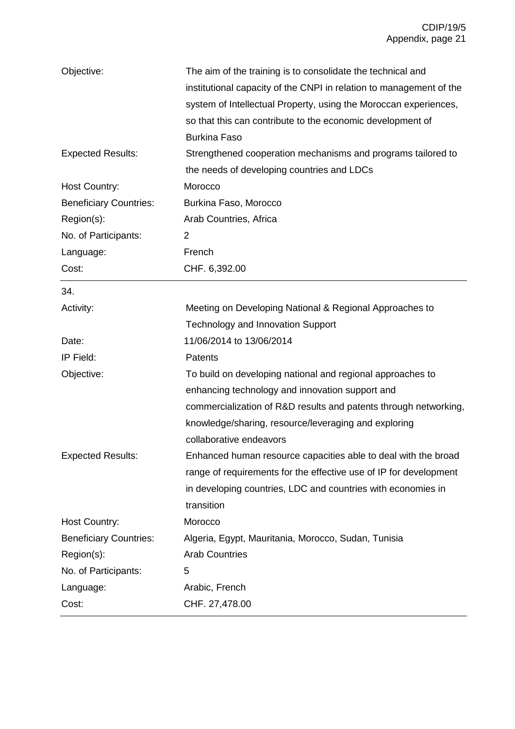| | |
|---|---|
| Objective: | The aim of the training is to consolidate the technical and institutional capacity of the CNPI in relation to management of the system of Intellectual Property, using the Moroccan experiences, so that this can contribute to the economic development of Burkina Faso |
| Expected Results: | Strengthened cooperation mechanisms and programs tailored to the needs of developing countries and LDCs |
| Host Country: | Morocco |
| Beneficiary Countries: | Burkina Faso, Morocco |
| Region(s): | Arab Countries, Africa |
| No. of Participants: | 2 |
| Language: | French |
| Cost: | CHF. 6,392.00 |

34.

| | |
|---|---|
| Activity: | Meeting on Developing National & Regional Approaches to Technology and Innovation Support |
| Date: | 11/06/2014 to 13/06/2014 |
| IP Field: | Patents |
| Objective: | To build on developing national and regional approaches to enhancing technology and innovation support and commercialization of R&D results and patents through networking, knowledge/sharing, resource/leveraging and exploring collaborative endeavors |
| Expected Results: | Enhanced human resource capacities able to deal with the broad range of requirements for the effective use of IP for development in developing countries, LDC and countries with economies in transition |
| Host Country: | Morocco |
| Beneficiary Countries: | Algeria, Egypt, Mauritania, Morocco, Sudan, Tunisia |
| Region(s): | Arab Countries |
| No. of Participants: | 5 |
| Language: | Arabic, French |
| Cost: | CHF. 27,478.00 |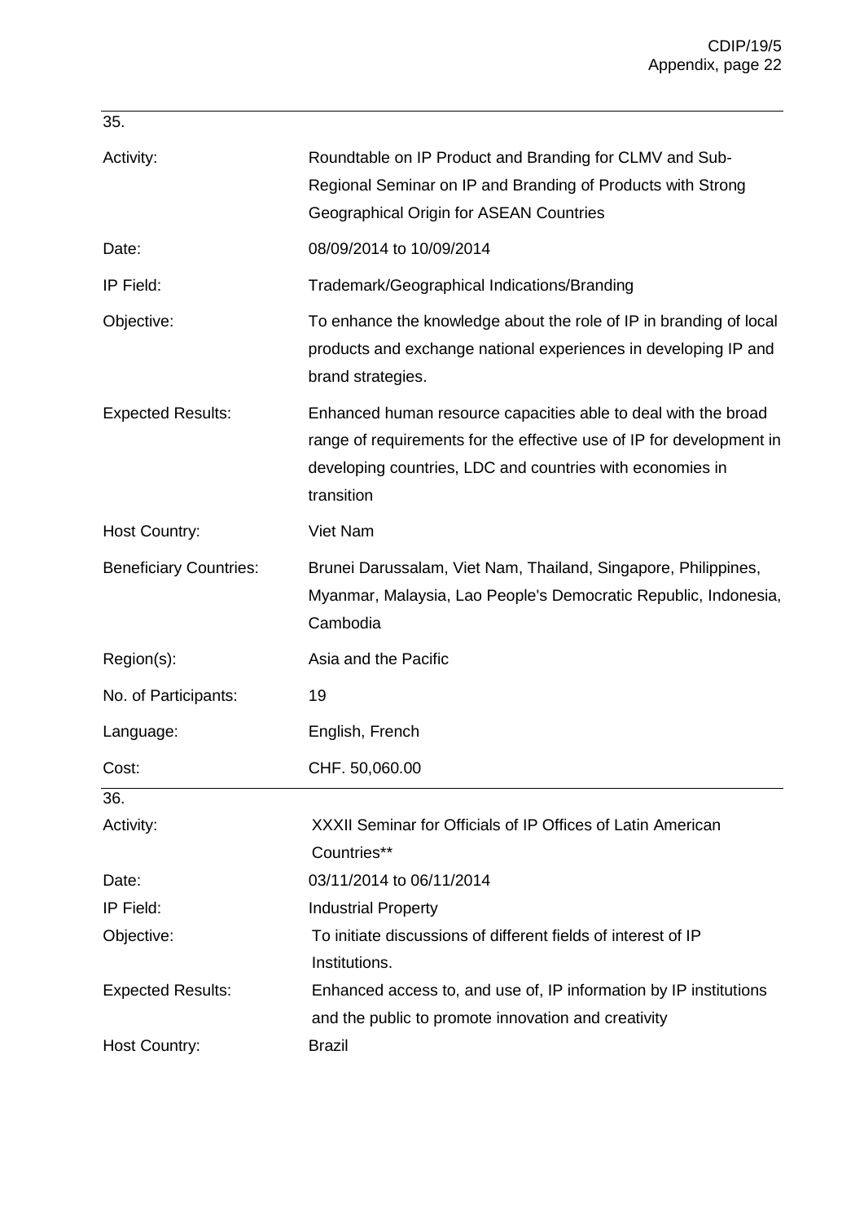35.

| | |
|---|---|
| Activity: | Roundtable on IP Product and Branding for CLMV and Sub-Regional Seminar on IP and Branding of Products with Strong Geographical Origin for ASEAN Countries |
| Date: | 08/09/2014 to 10/09/2014 |
| IP Field: | Trademark/Geographical Indications/Branding |
| Objective: | To enhance the knowledge about the role of IP in branding of local products and exchange national experiences in developing IP and brand strategies. |
| Expected Results: | Enhanced human resource capacities able to deal with the broad range of requirements for the effective use of IP for development in developing countries, LDC and countries with economies in transition |
| Host Country: | Viet Nam |
| Beneficiary Countries: | Brunei Darussalam, Viet Nam, Thailand, Singapore, Philippines, Myanmar, Malaysia, Lao People's Democratic Republic, Indonesia, Cambodia |
| Region(s): | Asia and the Pacific |
| No. of Participants: | 19 |
| Language: | English, French |
| Cost: | CHF. 50,060.00 |

36.

| | |
|---|---|
| Activity: | XXXII Seminar for Officials of IP Offices of Latin American Countries** |
| Date: | 03/11/2014 to 06/11/2014 |
| IP Field: | Industrial Property |
| Objective: | To initiate discussions of different fields of interest of IP Institutions. |
| Expected Results: | Enhanced access to, and use of, IP information by IP institutions and the public to promote innovation and creativity |
| Host Country: | Brazil |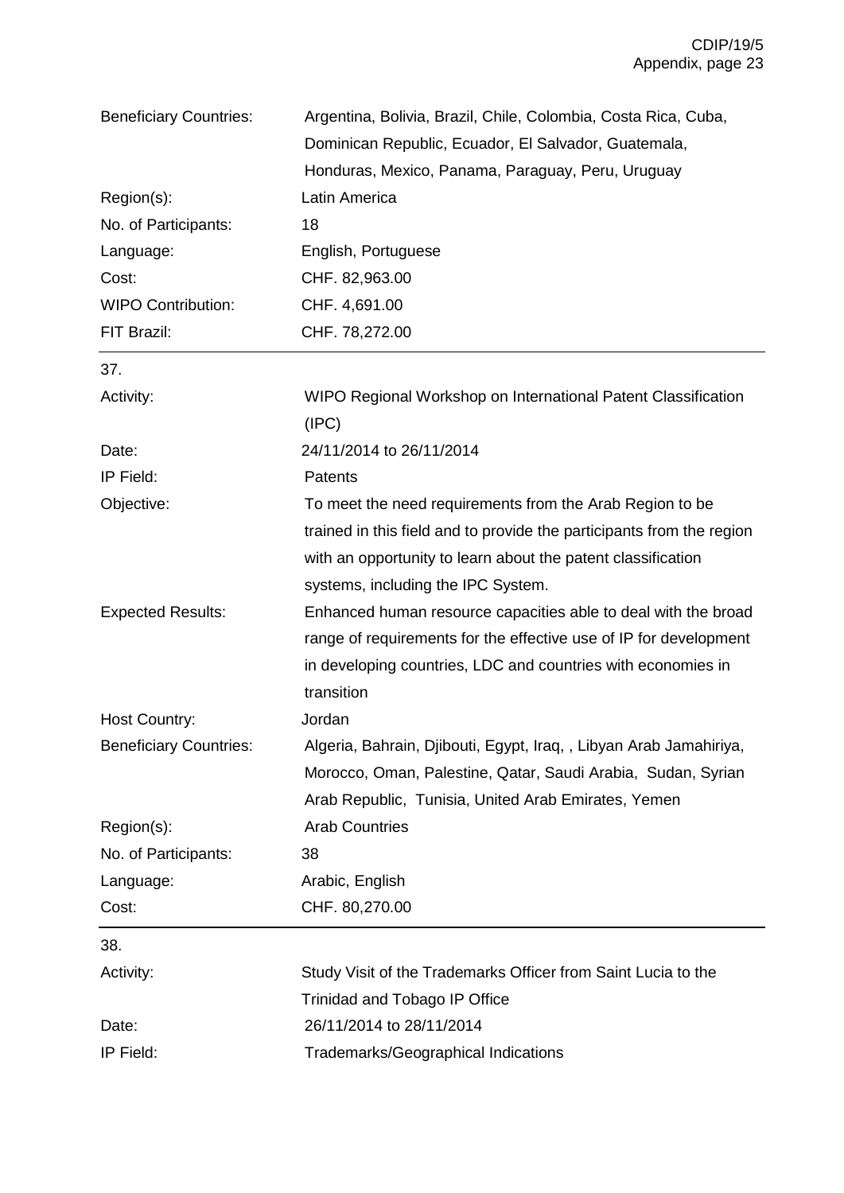| | |
|---|---|
| Beneficiary Countries: | Argentina, Bolivia, Brazil, Chile, Colombia, Costa Rica, Cuba, Dominican Republic, Ecuador, El Salvador, Guatemala, Honduras, Mexico, Panama, Paraguay, Peru, Uruguay |
| Region(s): | Latin America |
| No. of Participants: | 18 |
| Language: | English, Portuguese |
| Cost: | CHF. 82,963.00 |
| WIPO Contribution: | CHF. 4,691.00 |
| FIT Brazil: | CHF. 78,272.00 |

---

37.

| | |
|---|---|
| Activity: | WIPO Regional Workshop on International Patent Classification (IPC) |
| Date: | 24/11/2014 to 26/11/2014 |
| IP Field: | Patents |
| Objective: | To meet the need requirements from the Arab Region to be trained in this field and to provide the participants from the region with an opportunity to learn about the patent classification systems, including the IPC System. |
| Expected Results: | Enhanced human resource capacities able to deal with the broad range of requirements for the effective use of IP for development in developing countries, LDC and countries with economies in transition |
| Host Country: | Jordan |
| Beneficiary Countries: | Algeria, Bahrain, Djibouti, Egypt, Iraq, , Libyan Arab Jamahiriya, Morocco, Oman, Palestine, Qatar, Saudi Arabia, Sudan, Syrian Arab Republic, Tunisia, United Arab Emirates, Yemen |
| Region(s): | Arab Countries |
| No. of Participants: | 38 |
| Language: | Arabic, English |
| Cost: | CHF. 80,270.00 |

---

38.

| | |
|---|---|
| Activity: | Study Visit of the Trademarks Officer from Saint Lucia to the Trinidad and Tobago IP Office |
| Date: | 26/11/2014 to 28/11/2014 |
| IP Field: | Trademarks/Geographical Indications |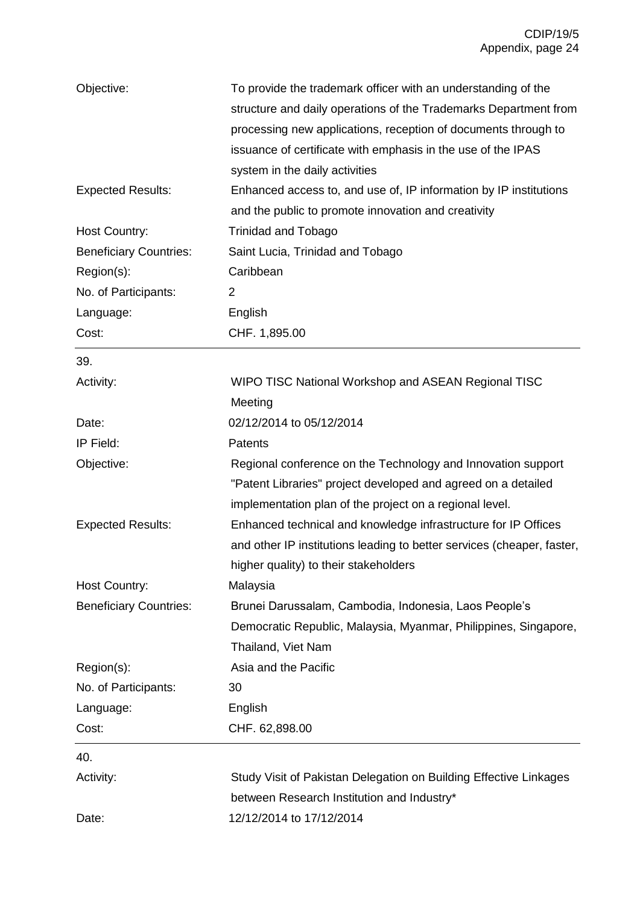| | |
|---|---|
| Objective: | To provide the trademark officer with an understanding of the structure and daily operations of the Trademarks Department from processing new applications, reception of documents through to issuance of certificate with emphasis in the use of the IPAS system in the daily activities |
| Expected Results: | Enhanced access to, and use of, IP information by IP institutions and the public to promote innovation and creativity |
| Host Country: | Trinidad and Tobago |
| Beneficiary Countries: | Saint Lucia, Trinidad and Tobago |
| Region(s): | Caribbean |
| No. of Participants: | 2 |
| Language: | English |
| Cost: | CHF. 1,895.00 |

---

39.

| | |
|---|---|
| Activity: | WIPO TISC National Workshop and ASEAN Regional TISC Meeting |
| Date: | 02/12/2014 to 05/12/2014 |
| IP Field: | Patents |
| Objective: | Regional conference on the Technology and Innovation support "Patent Libraries" project developed and agreed on a detailed implementation plan of the project on a regional level. |
| Expected Results: | Enhanced technical and knowledge infrastructure for IP Offices and other IP institutions leading to better services (cheaper, faster, higher quality) to their stakeholders |
| Host Country: | Malaysia |
| Beneficiary Countries: | Brunei Darussalam, Cambodia, Indonesia, Laos People's Democratic Republic, Malaysia, Myanmar, Philippines, Singapore, Thailand, Viet Nam |
| Region(s): | Asia and the Pacific |
| No. of Participants: | 30 |
| Language: | English |
| Cost: | CHF. 62,898.00 |

---

40.

| | |
|---|---|
| Activity: | Study Visit of Pakistan Delegation on Building Effective Linkages between Research Institution and Industry* |
| Date: | 12/12/2014 to 17/12/2014 |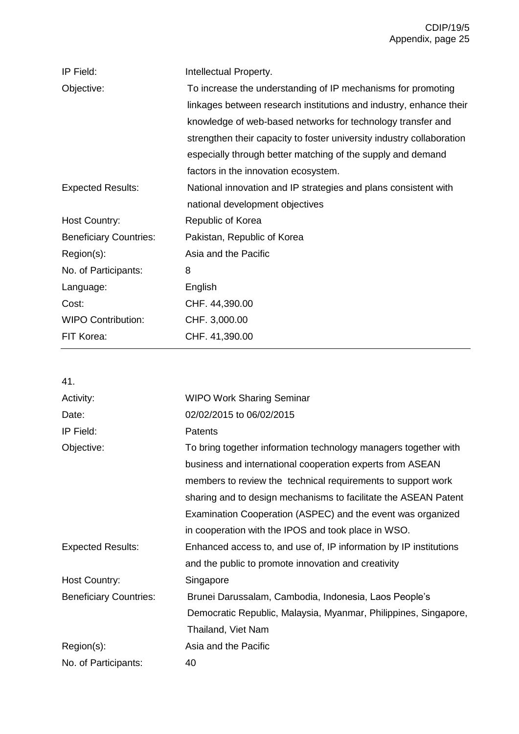| | |
|---|---|
| IP Field: | Intellectual Property. |
| Objective: | To increase the understanding of IP mechanisms for promoting linkages between research institutions and industry, enhance their knowledge of web-based networks for technology transfer and strengthen their capacity to foster university industry collaboration especially through better matching of the supply and demand factors in the innovation ecosystem. |
| Expected Results: | National innovation and IP strategies and plans consistent with national development objectives |
| Host Country: | Republic of Korea |
| Beneficiary Countries: | Pakistan, Republic of Korea |
| Region(s): | Asia and the Pacific |
| No. of Participants: | 8 |
| Language: | English |
| Cost: | CHF. 44,390.00 |
| WIPO Contribution: | CHF. 3,000.00 |
| FIT Korea: | CHF. 41,390.00 |

41.

| | |
|---|---|
| Activity: | WIPO Work Sharing Seminar |
| Date: | 02/02/2015 to 06/02/2015 |
| IP Field: | Patents |
| Objective: | To bring together information technology managers together with business and international cooperation experts from ASEAN members to review the technical requirements to support work sharing and to design mechanisms to facilitate the ASEAN Patent Examination Cooperation (ASPEC) and the event was organized in cooperation with the IPOS and took place in WSO. |
| Expected Results: | Enhanced access to, and use of, IP information by IP institutions and the public to promote innovation and creativity |
| Host Country: | Singapore |
| Beneficiary Countries: | Brunei Darussalam, Cambodia, Indonesia, Laos People's Democratic Republic, Malaysia, Myanmar, Philippines, Singapore, Thailand, Viet Nam |
| Region(s): | Asia and the Pacific |
| No. of Participants: | 40 |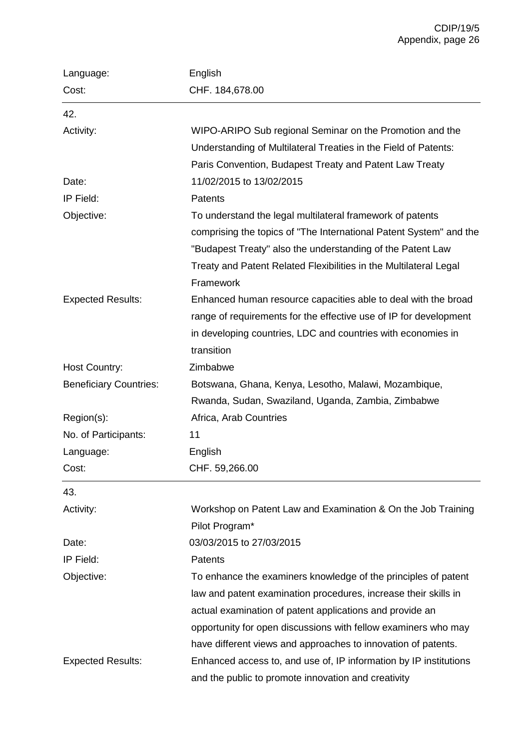| | |
|---|---|
| Language: | English |
| Cost: | CHF. 184,678.00 |

42.

| | |
|---|---|
| Activity: | WIPO-ARIPO Sub regional Seminar on the Promotion and the Understanding of Multilateral Treaties in the Field of Patents: Paris Convention, Budapest Treaty and Patent Law Treaty |
| Date: | 11/02/2015 to 13/02/2015 |
| IP Field: | Patents |
| Objective: | To understand the legal multilateral framework of patents comprising the topics of "The International Patent System" and the "Budapest Treaty" also the understanding of the Patent Law Treaty and Patent Related Flexibilities in the Multilateral Legal Framework |
| Expected Results: | Enhanced human resource capacities able to deal with the broad range of requirements for the effective use of IP for development in developing countries, LDC and countries with economies in transition |
| Host Country: | Zimbabwe |
| Beneficiary Countries: | Botswana, Ghana, Kenya, Lesotho, Malawi, Mozambique, Rwanda, Sudan, Swaziland, Uganda, Zambia, Zimbabwe |
| Region(s): | Africa, Arab Countries |
| No. of Participants: | 11 |
| Language: | English |
| Cost: | CHF. 59,266.00 |

43.

| | |
|---|---|
| Activity: | Workshop on Patent Law and Examination & On the Job Training Pilot Program* |
| Date: | 03/03/2015 to 27/03/2015 |
| IP Field: | Patents |
| Objective: | To enhance the examiners knowledge of the principles of patent law and patent examination procedures, increase their skills in actual examination of patent applications and provide an opportunity for open discussions with fellow examiners who may have different views and approaches to innovation of patents. |
| Expected Results: | Enhanced access to, and use of, IP information by IP institutions and the public to promote innovation and creativity |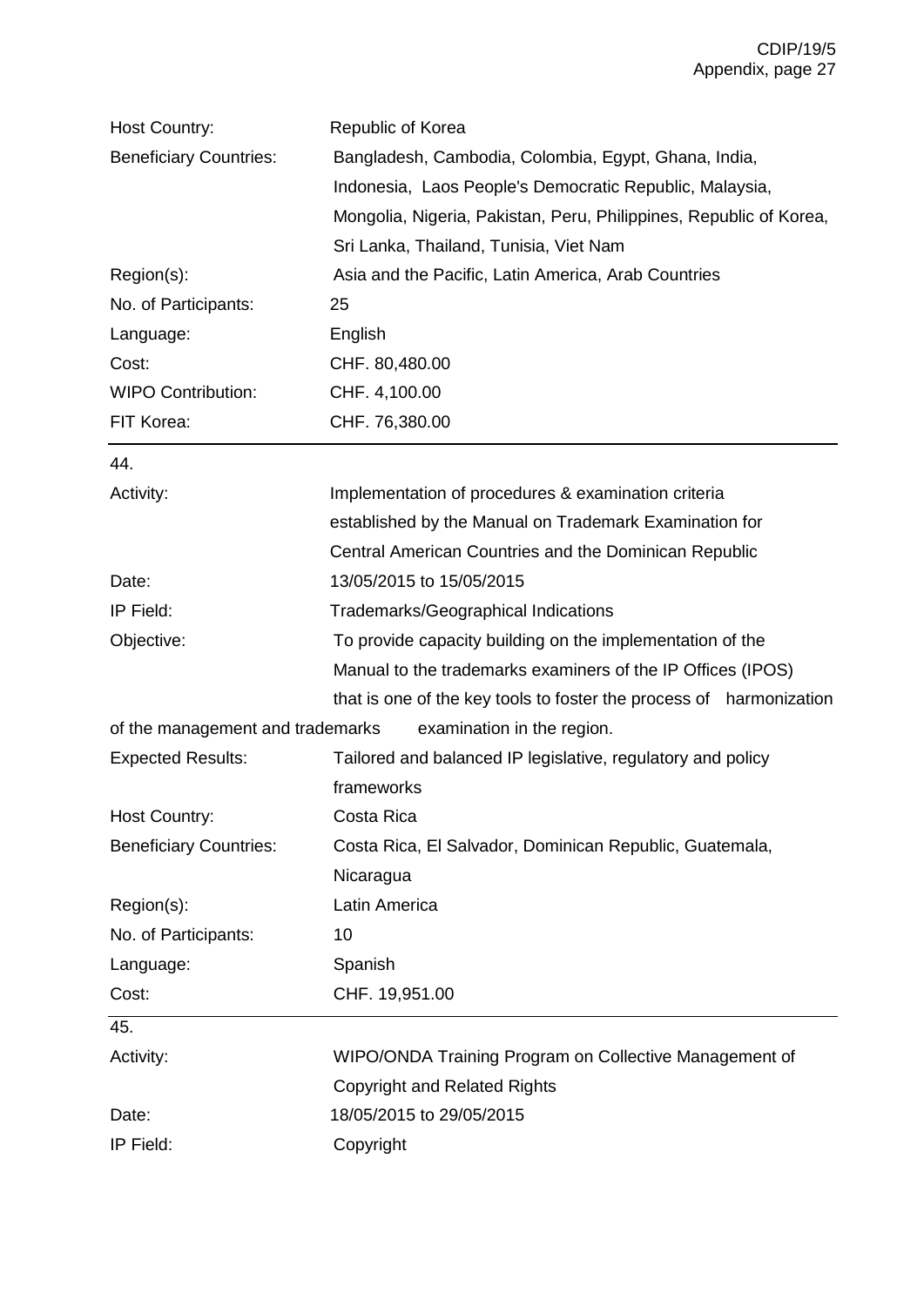| | |
|---|---|
| Host Country: | Republic of Korea |
| Beneficiary Countries: | Bangladesh, Cambodia, Colombia, Egypt, Ghana, India, Indonesia, Laos People's Democratic Republic, Malaysia, Mongolia, Nigeria, Pakistan, Peru, Philippines, Republic of Korea, Sri Lanka, Thailand, Tunisia, Viet Nam |
| Region(s): | Asia and the Pacific, Latin America, Arab Countries |
| No. of Participants: | 25 |
| Language: | English |
| Cost: | CHF. 80,480.00 |
| WIPO Contribution: | CHF. 4,100.00 |
| FIT Korea: | CHF. 76,380.00 |

---

44.

| | |
|---|---|
| Activity: | Implementation of procedures & examination criteria established by the Manual on Trademark Examination for Central American Countries and the Dominican Republic |
| Date: | 13/05/2015 to 15/05/2015 |
| IP Field: | Trademarks/Geographical Indications |
| Objective: | To provide capacity building on the implementation of the Manual to the trademarks examiners of the IP Offices (IPOS) that is one of the key tools to foster the process of harmonization of the management and trademarks examination in the region. |
| Expected Results: | Tailored and balanced IP legislative, regulatory and policy frameworks |
| Host Country: | Costa Rica |
| Beneficiary Countries: | Costa Rica, El Salvador, Dominican Republic, Guatemala, Nicaragua |
| Region(s): | Latin America |
| No. of Participants: | 10 |
| Language: | Spanish |
| Cost: | CHF. 19,951.00 |

---

45.

| | |
|---|---|
| Activity: | WIPO/ONDA Training Program on Collective Management of Copyright and Related Rights |
| Date: | 18/05/2015 to 29/05/2015 |
| IP Field: | Copyright |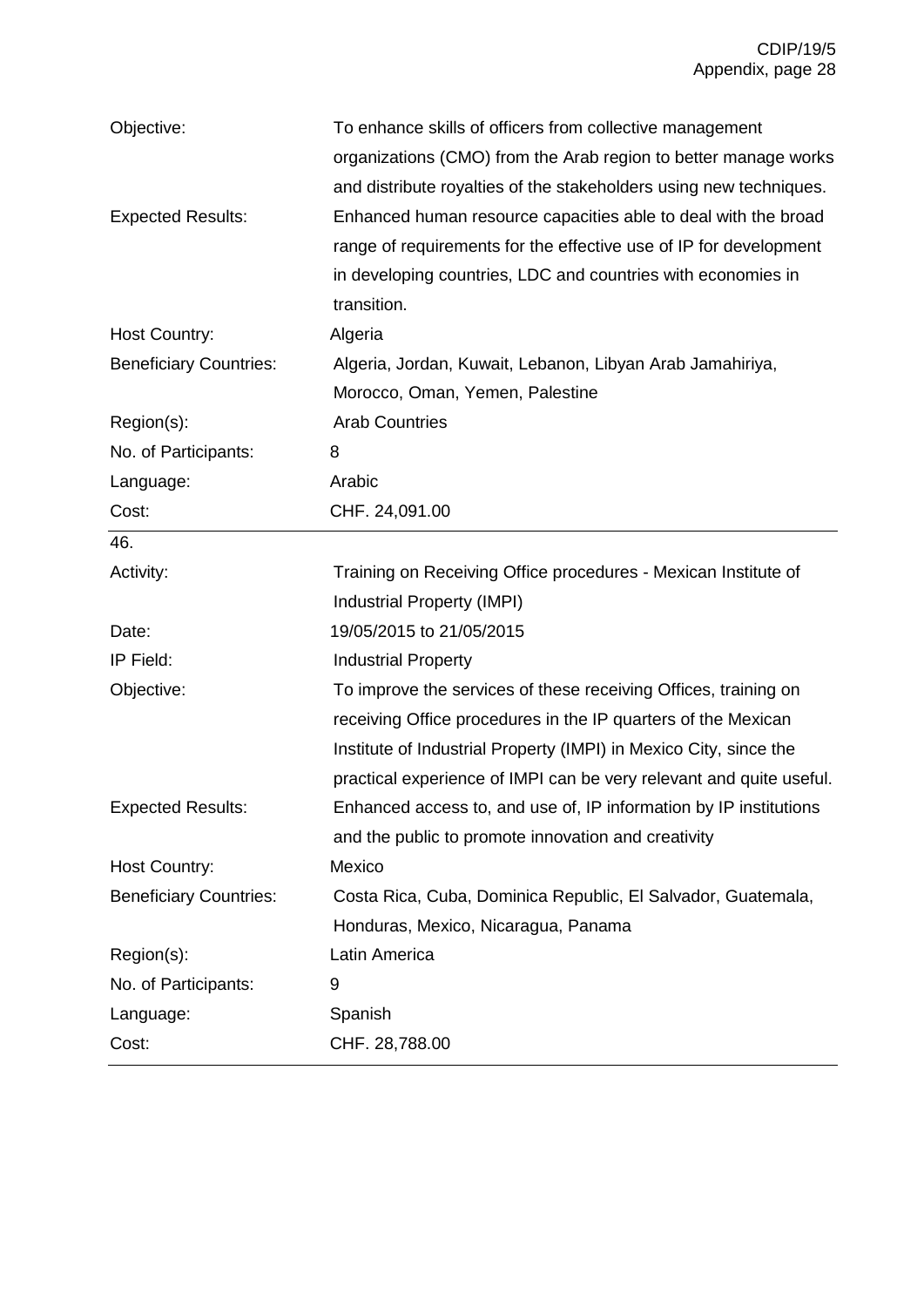| | |
|---|---|
| Objective: | To enhance skills of officers from collective management organizations (CMO) from the Arab region to better manage works and distribute royalties of the stakeholders using new techniques. |
| Expected Results: | Enhanced human resource capacities able to deal with the broad range of requirements for the effective use of IP for development in developing countries, LDC and countries with economies in transition. |
| Host Country: | Algeria |
| Beneficiary Countries: | Algeria, Jordan, Kuwait, Lebanon, Libyan Arab Jamahiriya, Morocco, Oman, Yemen, Palestine |
| Region(s): | Arab Countries |
| No. of Participants: | 8 |
| Language: | Arabic |
| Cost: | CHF. 24,091.00 |

46.

| | |
|---|---|
| Activity: | Training on Receiving Office procedures - Mexican Institute of Industrial Property (IMPI) |
| Date: | 19/05/2015 to 21/05/2015 |
| IP Field: | Industrial Property |
| Objective: | To improve the services of these receiving Offices, training on receiving Office procedures in the IP quarters of the Mexican Institute of Industrial Property (IMPI) in Mexico City, since the practical experience of IMPI can be very relevant and quite useful. |
| Expected Results: | Enhanced access to, and use of, IP information by IP institutions and the public to promote innovation and creativity |
| Host Country: | Mexico |
| Beneficiary Countries: | Costa Rica, Cuba, Dominica Republic, El Salvador, Guatemala, Honduras, Mexico, Nicaragua, Panama |
| Region(s): | Latin America |
| No. of Participants: | 9 |
| Language: | Spanish |
| Cost: | CHF. 28,788.00 |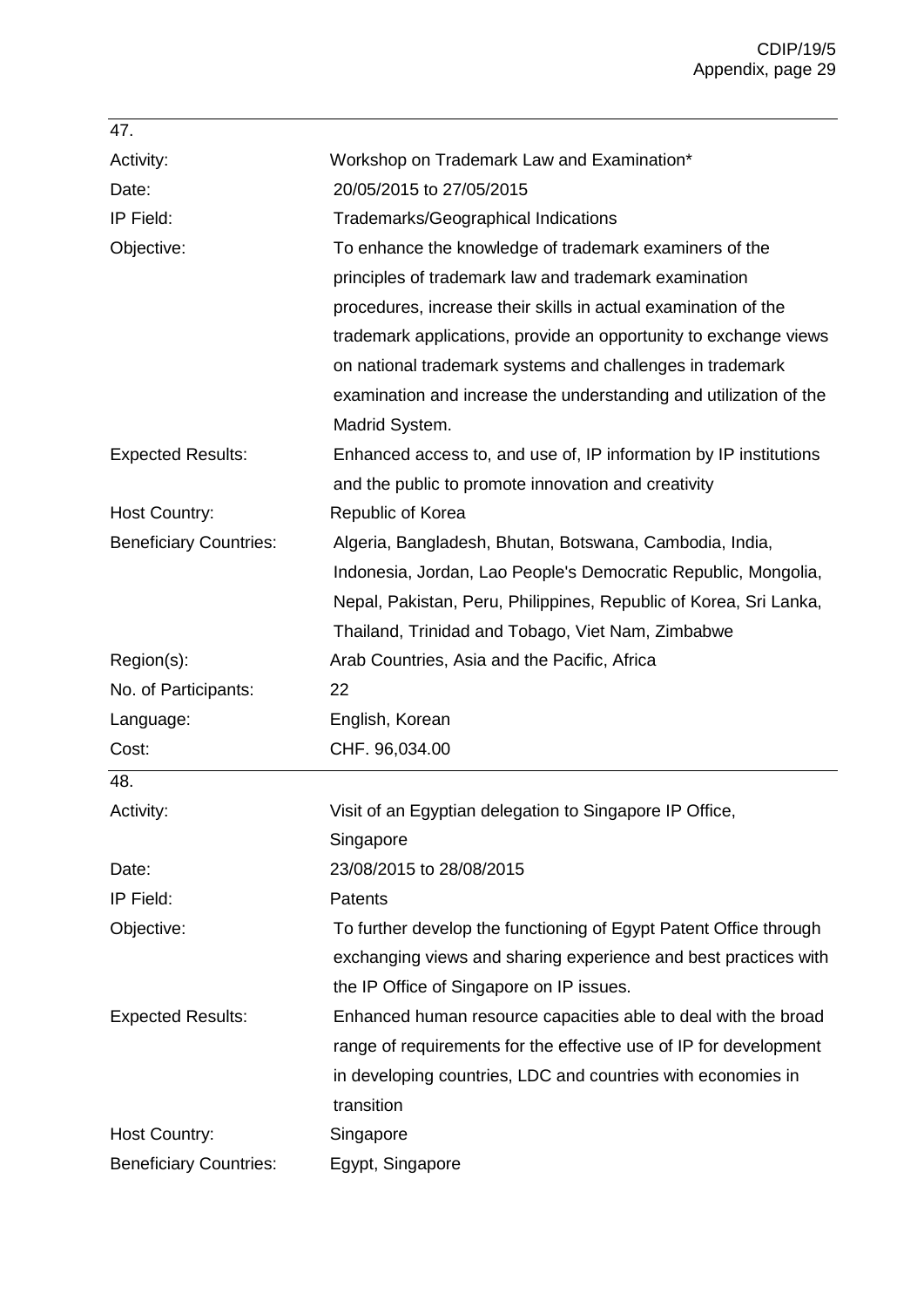47.

| | |
|---|---|
| Activity: | Workshop on Trademark Law and Examination* |
| Date: | 20/05/2015 to 27/05/2015 |
| IP Field: | Trademarks/Geographical Indications |
| Objective: | To enhance the knowledge of trademark examiners of the principles of trademark law and trademark examination procedures, increase their skills in actual examination of the trademark applications, provide an opportunity to exchange views on national trademark systems and challenges in trademark examination and increase the understanding and utilization of the Madrid System. |
| Expected Results: | Enhanced access to, and use of, IP information by IP institutions and the public to promote innovation and creativity |
| Host Country: | Republic of Korea |
| Beneficiary Countries: | Algeria, Bangladesh, Bhutan, Botswana, Cambodia, India, Indonesia, Jordan, Lao People's Democratic Republic, Mongolia, Nepal, Pakistan, Peru, Philippines, Republic of Korea, Sri Lanka, Thailand, Trinidad and Tobago, Viet Nam, Zimbabwe |
| Region(s): | Arab Countries, Asia and the Pacific, Africa |
| No. of Participants: | 22 |
| Language: | English, Korean |
| Cost: | CHF. 96,034.00 |

48.

| | |
|---|---|
| Activity: | Visit of an Egyptian delegation to Singapore IP Office, Singapore |
| Date: | 23/08/2015 to 28/08/2015 |
| IP Field: | Patents |
| Objective: | To further develop the functioning of Egypt Patent Office through exchanging views and sharing experience and best practices with the IP Office of Singapore on IP issues. |
| Expected Results: | Enhanced human resource capacities able to deal with the broad range of requirements for the effective use of IP for development in developing countries, LDC and countries with economies in transition |
| Host Country: | Singapore |
| Beneficiary Countries: | Egypt, Singapore |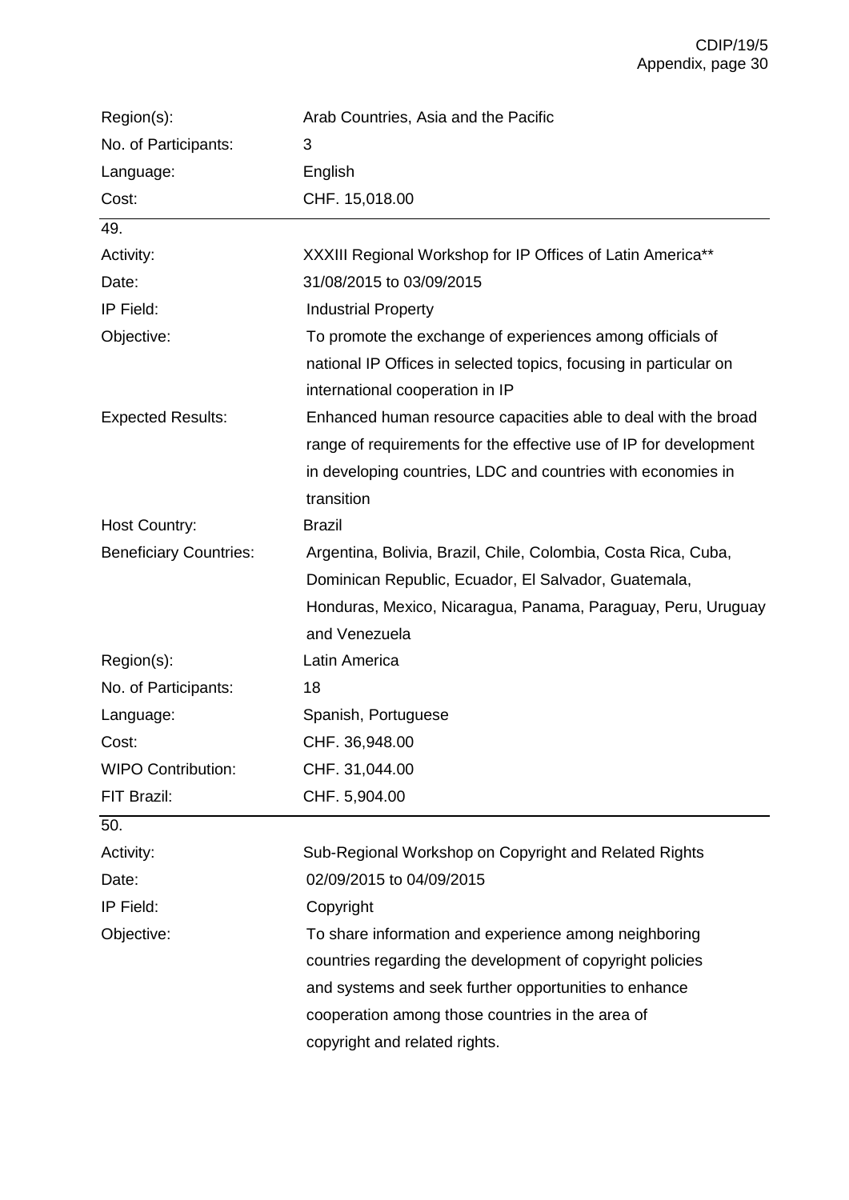| | |
|---|---|
| Region(s): | Arab Countries, Asia and the Pacific |
| No. of Participants: | 3 |
| Language: | English |
| Cost: | CHF. 15,018.00 |

49.

| | |
|---|---|
| Activity: | XXXIII Regional Workshop for IP Offices of Latin America** |
| Date: | 31/08/2015 to 03/09/2015 |
| IP Field: | Industrial Property |
| Objective: | To promote the exchange of experiences among officials of national IP Offices in selected topics, focusing in particular on international cooperation in IP |
| Expected Results: | Enhanced human resource capacities able to deal with the broad range of requirements for the effective use of IP for development in developing countries, LDC and countries with economies in transition |
| Host Country: | Brazil |
| Beneficiary Countries: | Argentina, Bolivia, Brazil, Chile, Colombia, Costa Rica, Cuba, Dominican Republic, Ecuador, El Salvador, Guatemala, Honduras, Mexico, Nicaragua, Panama, Paraguay, Peru, Uruguay and Venezuela |
| Region(s): | Latin America |
| No. of Participants: | 18 |
| Language: | Spanish, Portuguese |
| Cost: | CHF. 36,948.00 |
| WIPO Contribution: | CHF. 31,044.00 |
| FIT Brazil: | CHF. 5,904.00 |

50.

| | |
|---|---|
| Activity: | Sub-Regional Workshop on Copyright and Related Rights |
| Date: | 02/09/2015 to 04/09/2015 |
| IP Field: | Copyright |
| Objective: | To share information and experience among neighboring countries regarding the development of copyright policies and systems and seek further opportunities to enhance cooperation among those countries in the area of copyright and related rights. |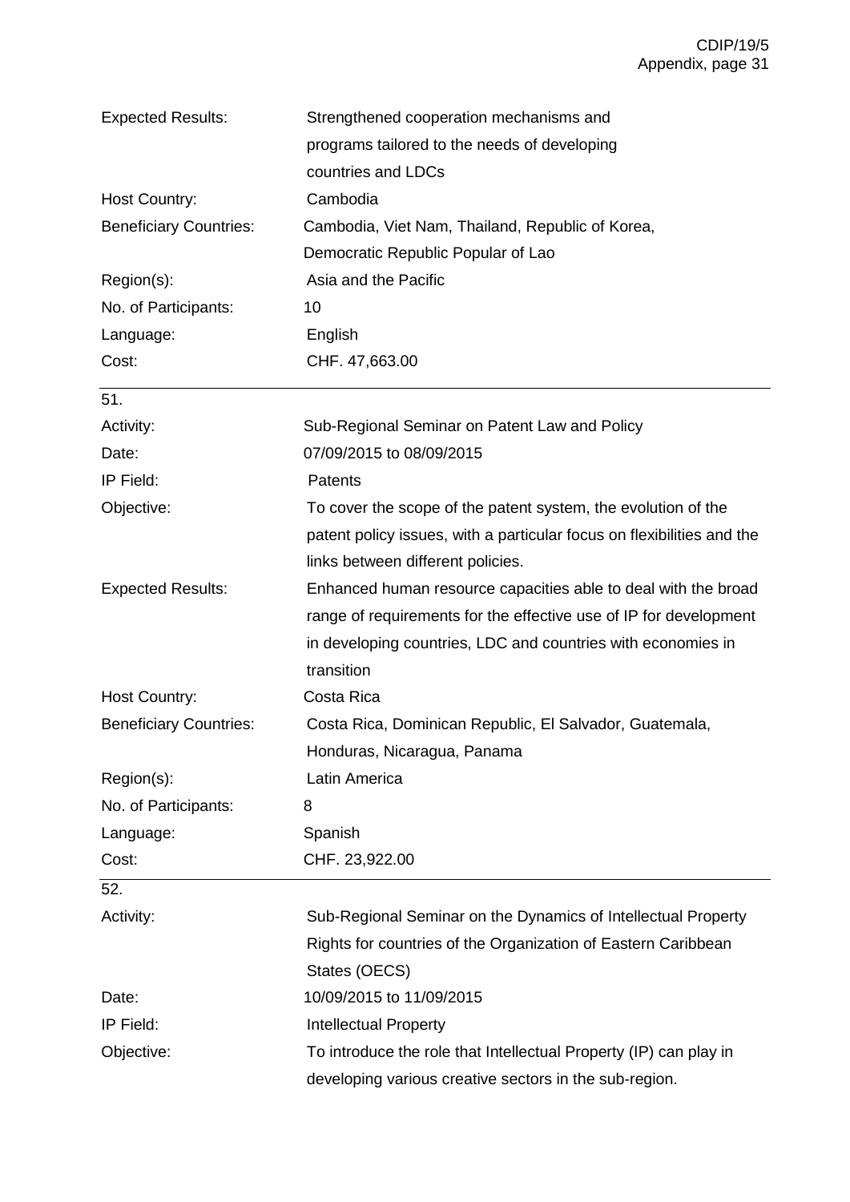| | |
|---|---|
| Expected Results: | Strengthened cooperation mechanisms and programs tailored to the needs of developing countries and LDCs |
| Host Country: | Cambodia |
| Beneficiary Countries: | Cambodia, Viet Nam, Thailand, Republic of Korea, Democratic Republic Popular of Lao |
| Region(s): | Asia and the Pacific |
| No. of Participants: | 10 |
| Language: | English |
| Cost: | CHF. 47,663.00 |

---

51.

| | |
|---|---|
| Activity: | Sub-Regional Seminar on Patent Law and Policy |
| Date: | 07/09/2015 to 08/09/2015 |
| IP Field: | Patents |
| Objective: | To cover the scope of the patent system, the evolution of the patent policy issues, with a particular focus on flexibilities and the links between different policies. |
| Expected Results: | Enhanced human resource capacities able to deal with the broad range of requirements for the effective use of IP for development in developing countries, LDC and countries with economies in transition |
| Host Country: | Costa Rica |
| Beneficiary Countries: | Costa Rica, Dominican Republic, El Salvador, Guatemala, Honduras, Nicaragua, Panama |
| Region(s): | Latin America |
| No. of Participants: | 8 |
| Language: | Spanish |
| Cost: | CHF. 23,922.00 |

---

52.

| | |
|---|---|
| Activity: | Sub-Regional Seminar on the Dynamics of Intellectual Property Rights for countries of the Organization of Eastern Caribbean States (OECS) |
| Date: | 10/09/2015 to 11/09/2015 |
| IP Field: | Intellectual Property |
| Objective: | To introduce the role that Intellectual Property (IP) can play in developing various creative sectors in the sub-region. |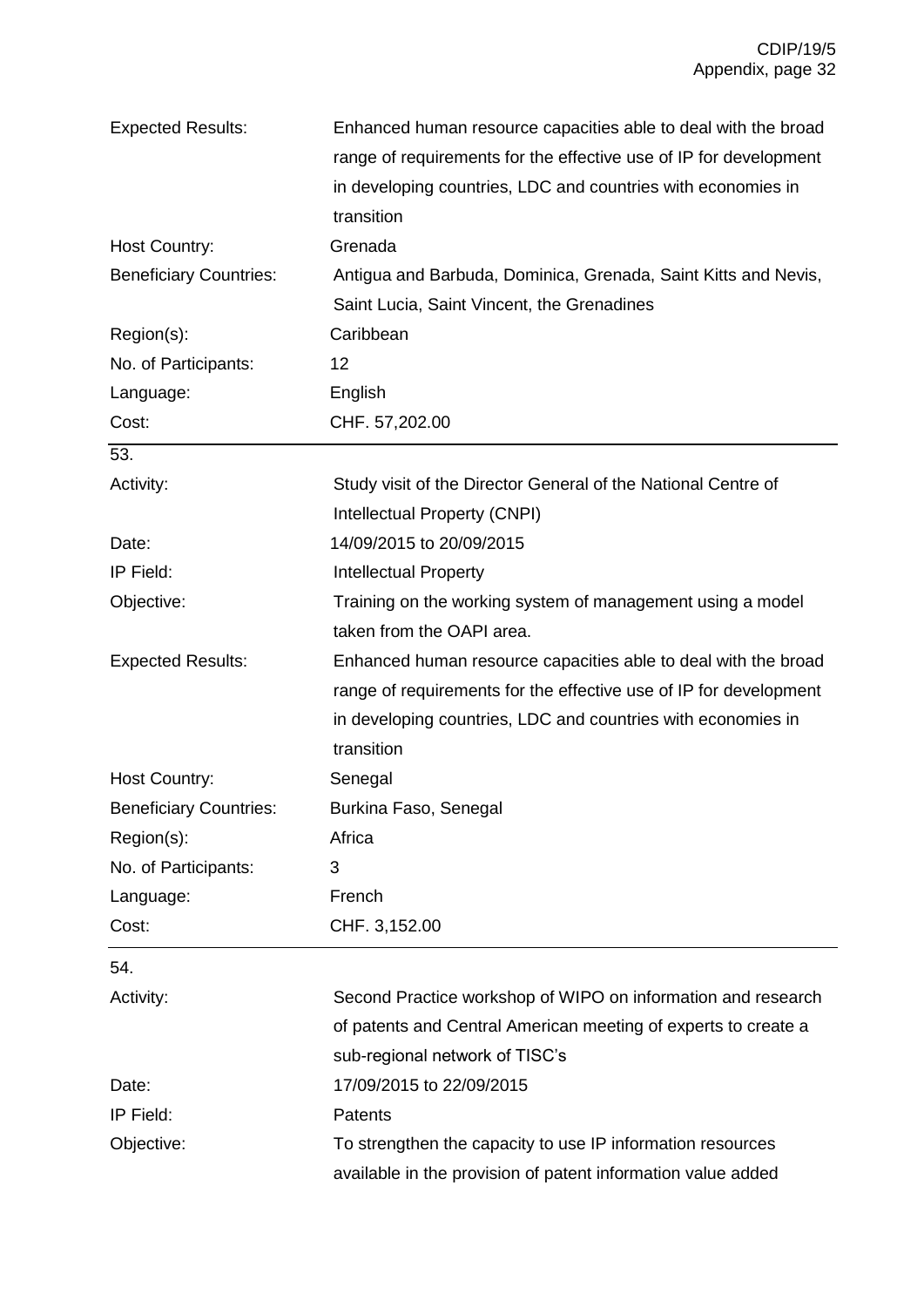| | |
|---|---|
| Expected Results: | Enhanced human resource capacities able to deal with the broad range of requirements for the effective use of IP for development in developing countries, LDC and countries with economies in transition |
| Host Country: | Grenada |
| Beneficiary Countries: | Antigua and Barbuda, Dominica, Grenada, Saint Kitts and Nevis, Saint Lucia, Saint Vincent, the Grenadines |
| Region(s): | Caribbean |
| No. of Participants: | 12 |
| Language: | English |
| Cost: | CHF. 57,202.00 |

53.

| | |
|---|---|
| Activity: | Study visit of the Director General of the National Centre of Intellectual Property (CNPI) |
| Date: | 14/09/2015 to 20/09/2015 |
| IP Field: | Intellectual Property |
| Objective: | Training on the working system of management using a model taken from the OAPI area. |
| Expected Results: | Enhanced human resource capacities able to deal with the broad range of requirements for the effective use of IP for development in developing countries, LDC and countries with economies in transition |
| Host Country: | Senegal |
| Beneficiary Countries: | Burkina Faso, Senegal |
| Region(s): | Africa |
| No. of Participants: | 3 |
| Language: | French |
| Cost: | CHF. 3,152.00 |

54.

| | |
|---|---|
| Activity: | Second Practice workshop of WIPO on information and research of patents and Central American meeting of experts to create a sub-regional network of TISC's |
| Date: | 17/09/2015 to 22/09/2015 |
| IP Field: | Patents |
| Objective: | To strengthen the capacity to use IP information resources available in the provision of patent information value added |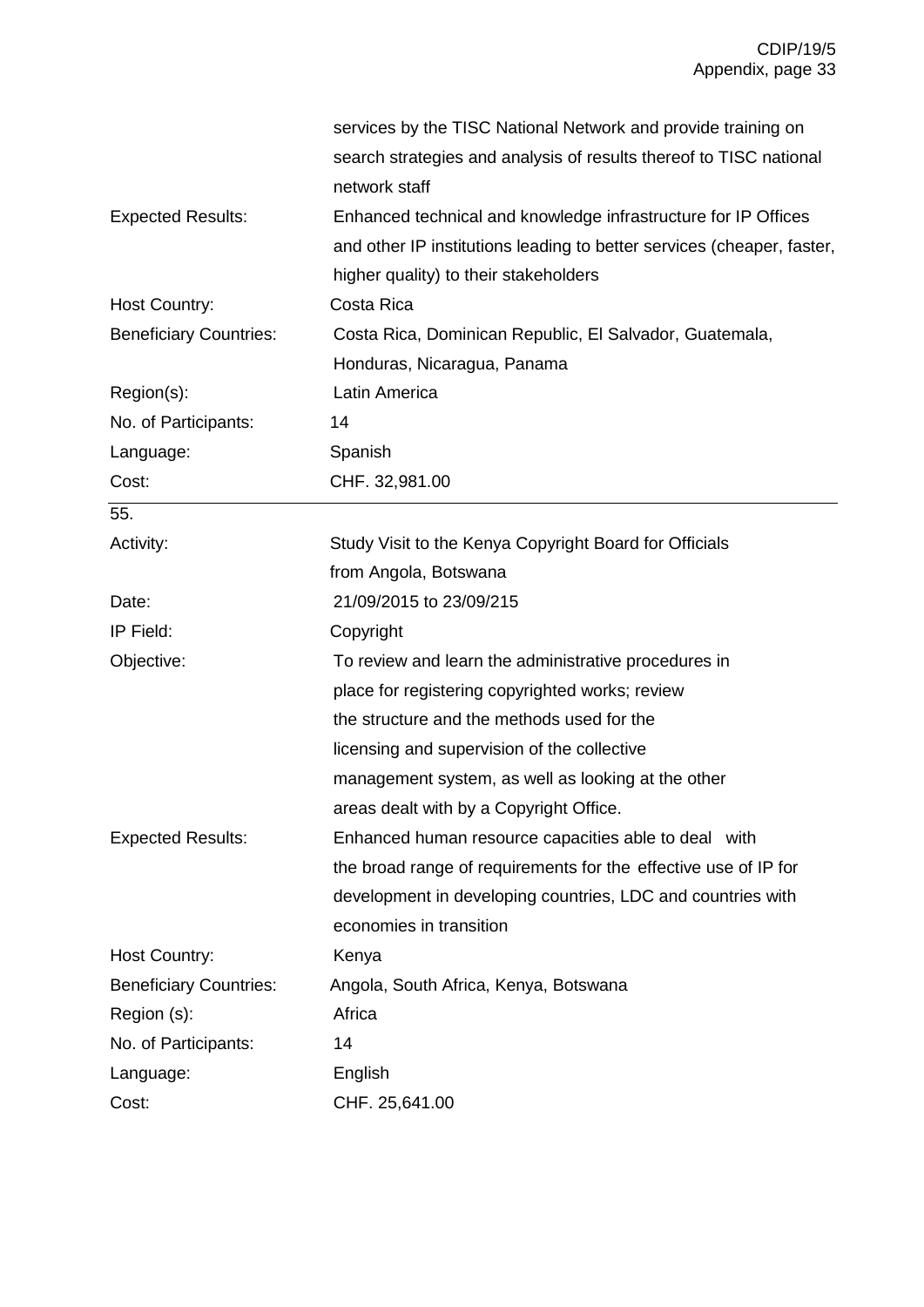| | |
|---|---|
| | services by the TISC National Network and provide training on search strategies and analysis of results thereof to TISC national network staff |
| Expected Results: | Enhanced technical and knowledge infrastructure for IP Offices and other IP institutions leading to better services (cheaper, faster, higher quality) to their stakeholders |
| Host Country: | Costa Rica |
| Beneficiary Countries: | Costa Rica, Dominican Republic, El Salvador, Guatemala, Honduras, Nicaragua, Panama |
| Region(s): | Latin America |
| No. of Participants: | 14 |
| Language: | Spanish |
| Cost: | CHF. 32,981.00 |

55.

| | |
|---|---|
| Activity: | Study Visit to the Kenya Copyright Board for Officials from Angola, Botswana |
| Date: | 21/09/2015 to 23/09/215 |
| IP Field: | Copyright |
| Objective: | To review and learn the administrative procedures in place for registering copyrighted works; review the structure and the methods used for the licensing and supervision of the collective management system, as well as looking at the other areas dealt with by a Copyright Office. |
| Expected Results: | Enhanced human resource capacities able to deal with the broad range of requirements for the effective use of IP for development in developing countries, LDC and countries with economies in transition |
| Host Country: | Kenya |
| Beneficiary Countries: | Angola, South Africa, Kenya, Botswana |
| Region (s): | Africa |
| No. of Participants: | 14 |
| Language: | English |
| Cost: | CHF. 25,641.00 |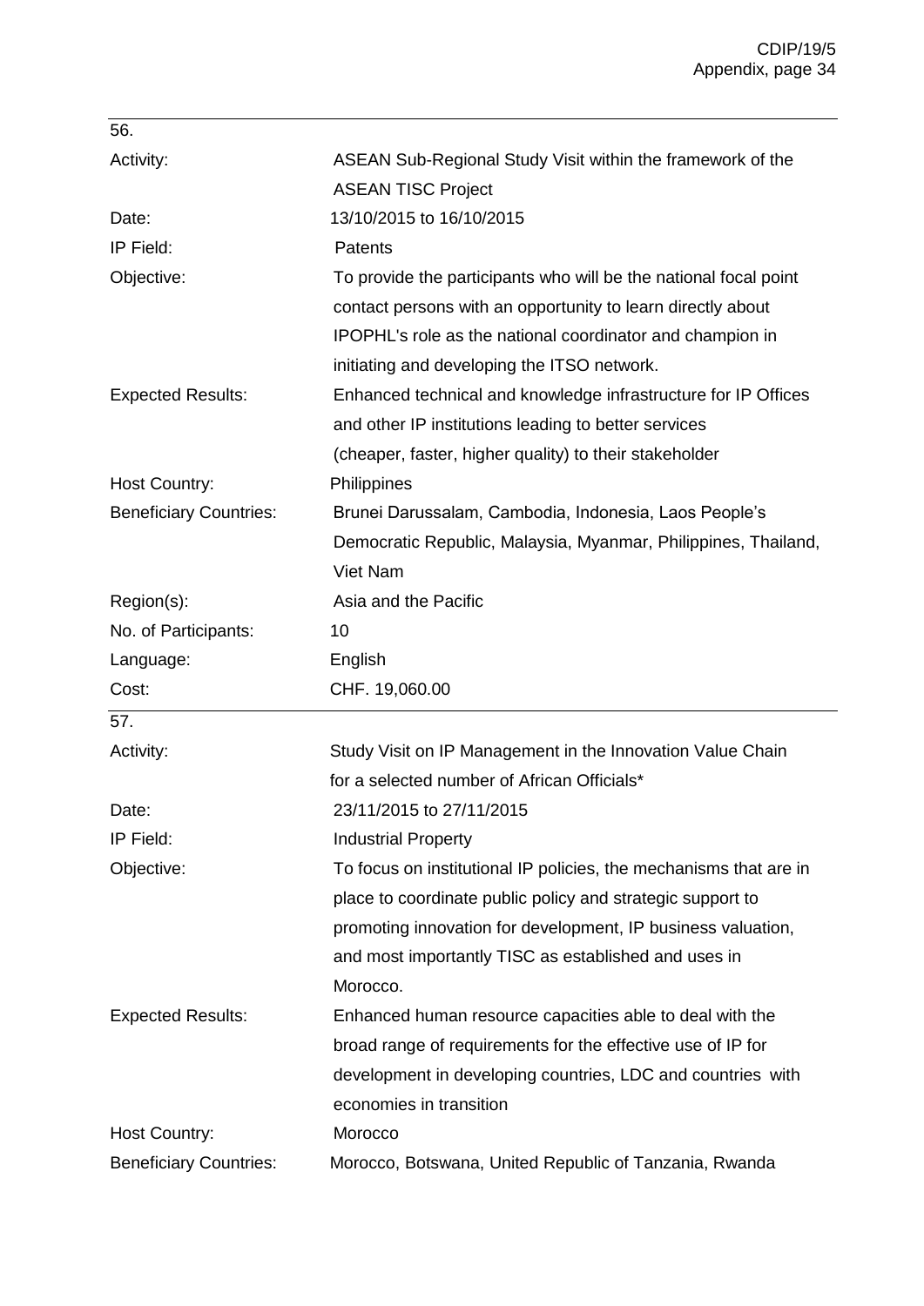56.

| | |
|---|---|
| Activity: | ASEAN Sub-Regional Study Visit within the framework of the ASEAN TISC Project |
| Date: | 13/10/2015 to 16/10/2015 |
| IP Field: | Patents |
| Objective: | To provide the participants who will be the national focal point contact persons with an opportunity to learn directly about IPOPHL's role as the national coordinator and champion in initiating and developing the ITSO network. |
| Expected Results: | Enhanced technical and knowledge infrastructure for IP Offices and other IP institutions leading to better services (cheaper, faster, higher quality) to their stakeholder |
| Host Country: | Philippines |
| Beneficiary Countries: | Brunei Darussalam, Cambodia, Indonesia, Laos People's Democratic Republic, Malaysia, Myanmar, Philippines, Thailand, Viet Nam |
| Region(s): | Asia and the Pacific |
| No. of Participants: | 10 |
| Language: | English |
| Cost: | CHF. 19,060.00 |

57.

| | |
|---|---|
| Activity: | Study Visit on IP Management in the Innovation Value Chain for a selected number of African Officials* |
| Date: | 23/11/2015 to 27/11/2015 |
| IP Field: | Industrial Property |
| Objective: | To focus on institutional IP policies, the mechanisms that are in place to coordinate public policy and strategic support to promoting innovation for development, IP business valuation, and most importantly TISC as established and uses in Morocco. |
| Expected Results: | Enhanced human resource capacities able to deal with the broad range of requirements for the effective use of IP for development in developing countries, LDC and countries with economies in transition |
| Host Country: | Morocco |
| Beneficiary Countries: | Morocco, Botswana, United Republic of Tanzania, Rwanda |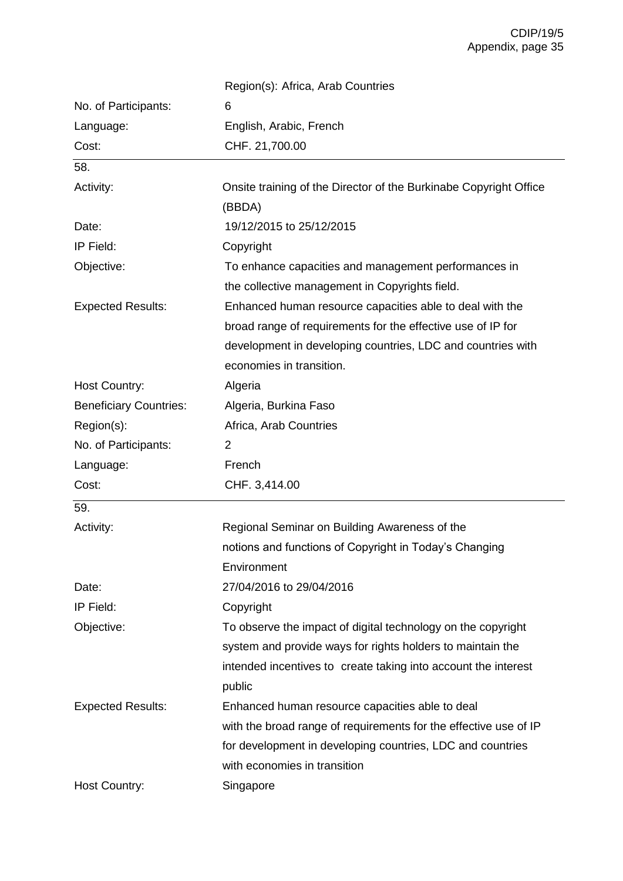| | |
|---|---|
| | Region(s): Africa, Arab Countries |
| No. of Participants: | 6 |
| Language: | English, Arabic, French |
| Cost: | CHF. 21,700.00 |

58.

| | |
|---|---|
| Activity: | Onsite training of the Director of the Burkinabe Copyright Office (BBDA) |
| Date: | 19/12/2015 to 25/12/2015 |
| IP Field: | Copyright |
| Objective: | To enhance capacities and management performances in the collective management in Copyrights field. |
| Expected Results: | Enhanced human resource capacities able to deal with the broad range of requirements for the effective use of IP for development in developing countries, LDC and countries with economies in transition. |
| Host Country: | Algeria |
| Beneficiary Countries: | Algeria, Burkina Faso |
| Region(s): | Africa, Arab Countries |
| No. of Participants: | 2 |
| Language: | French |
| Cost: | CHF. 3,414.00 |

59.

| | |
|---|---|
| Activity: | Regional Seminar on Building Awareness of the notions and functions of Copyright in Today's Changing Environment |
| Date: | 27/04/2016 to 29/04/2016 |
| IP Field: | Copyright |
| Objective: | To observe the impact of digital technology on the copyright system and provide ways for rights holders to maintain the intended incentives to create taking into account the interest public |
| Expected Results: | Enhanced human resource capacities able to deal with the broad range of requirements for the effective use of IP for development in developing countries, LDC and countries with economies in transition |
| Host Country: | Singapore |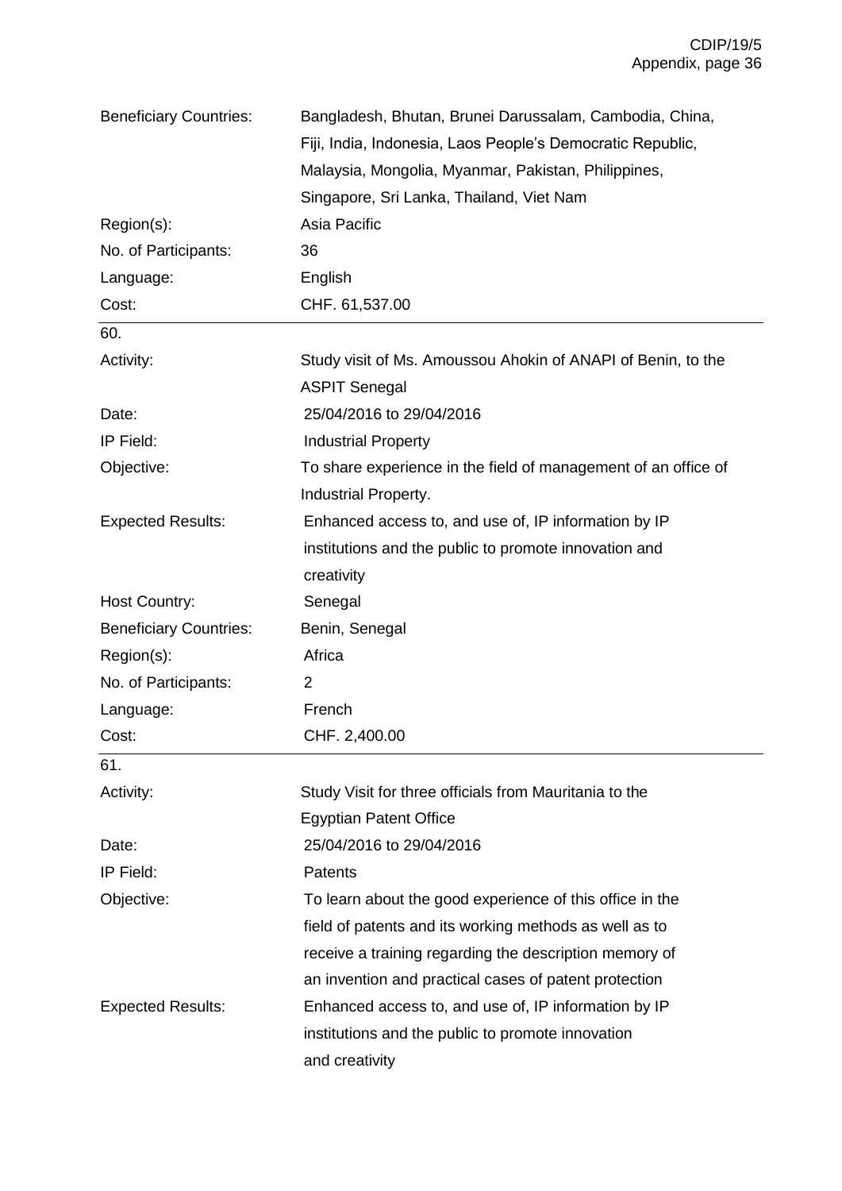| | |
|---|---|
| Beneficiary Countries: | Bangladesh, Bhutan, Brunei Darussalam, Cambodia, China, Fiji, India, Indonesia, Laos People's Democratic Republic, Malaysia, Mongolia, Myanmar, Pakistan, Philippines, Singapore, Sri Lanka, Thailand, Viet Nam |
| Region(s): | Asia Pacific |
| No. of Participants: | 36 |
| Language: | English |
| Cost: | CHF. 61,537.00 |

| 60. | |
|---|---|
| Activity: | Study visit of Ms. Amoussou Ahokin of ANAPI of Benin, to the ASPIT Senegal |
| Date: | 25/04/2016 to 29/04/2016 |
| IP Field: | Industrial Property |
| Objective: | To share experience in the field of management of an office of Industrial Property. |
| Expected Results: | Enhanced access to, and use of, IP information by IP institutions and the public to promote innovation and creativity |
| Host Country: | Senegal |
| Beneficiary Countries: | Benin, Senegal |
| Region(s): | Africa |
| No. of Participants: | 2 |
| Language: | French |
| Cost: | CHF. 2,400.00 |

| 61. | |
|---|---|
| Activity: | Study Visit for three officials from Mauritania to the Egyptian Patent Office |
| Date: | 25/04/2016 to 29/04/2016 |
| IP Field: | Patents |
| Objective: | To learn about the good experience of this office in the field of patents and its working methods as well as to receive a training regarding the description memory of an invention and practical cases of patent protection |
| Expected Results: | Enhanced access to, and use of, IP information by IP institutions and the public to promote innovation and creativity |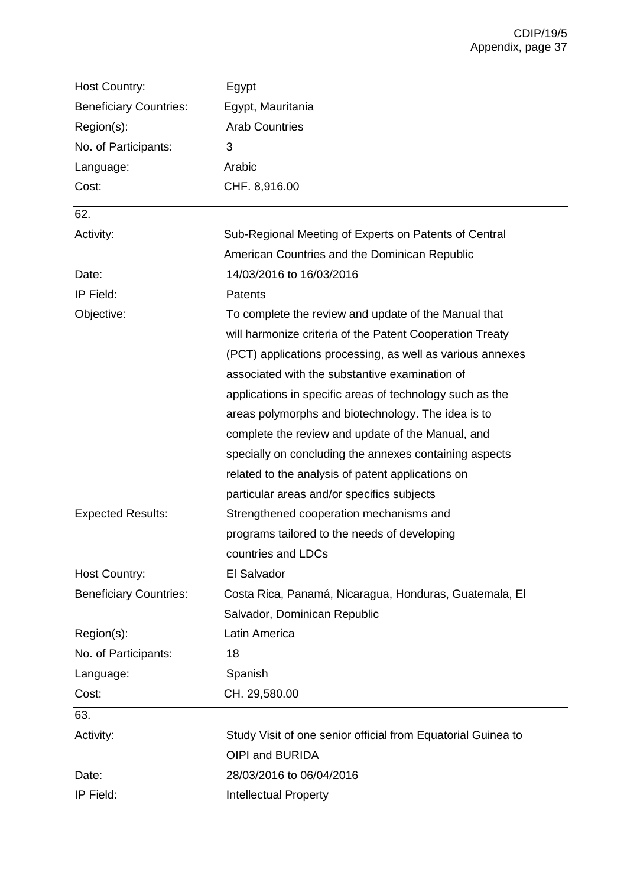| | |
|---|---|
| Host Country: | Egypt |
| Beneficiary Countries: | Egypt, Mauritania |
| Region(s): | Arab Countries |
| No. of Participants: | 3 |
| Language: | Arabic |
| Cost: | CHF. 8,916.00 |

62.

| | |
|---|---|
| Activity: | Sub-Regional Meeting of Experts on Patents of Central American Countries and the Dominican Republic |
| Date: | 14/03/2016 to 16/03/2016 |
| IP Field: | Patents |
| Objective: | To complete the review and update of the Manual that will harmonize criteria of the Patent Cooperation Treaty (PCT) applications processing, as well as various annexes associated with the substantive examination of applications in specific areas of technology such as the areas polymorphs and biotechnology. The idea is to complete the review and update of the Manual, and specially on concluding the annexes containing aspects related to the analysis of patent applications on particular areas and/or specifics subjects |
| Expected Results: | Strengthened cooperation mechanisms and programs tailored to the needs of developing countries and LDCs |
| Host Country: | El Salvador |
| Beneficiary Countries: | Costa Rica, Panamá, Nicaragua, Honduras, Guatemala, El Salvador, Dominican Republic |
| Region(s): | Latin America |
| No. of Participants: | 18 |
| Language: | Spanish |
| Cost: | CH. 29,580.00 |

63.

| | |
|---|---|
| Activity: | Study Visit of one senior official from Equatorial Guinea to OIPI and BURIDA |
| Date: | 28/03/2016 to 06/04/2016 |
| IP Field: | Intellectual Property |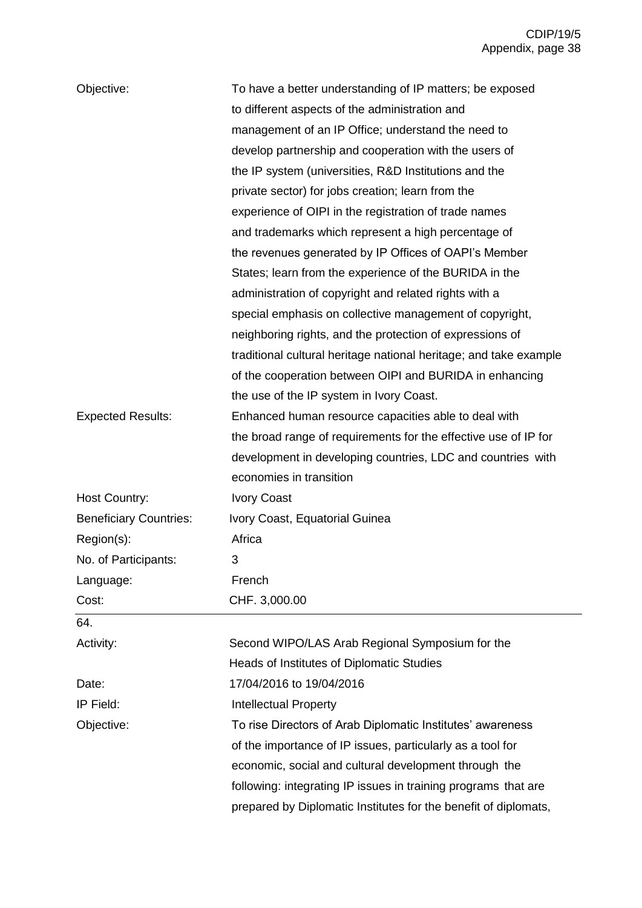| | |
|---|---|
| Objective: | To have a better understanding of IP matters; be exposed to different aspects of the administration and management of an IP Office; understand the need to develop partnership and cooperation with the users of the IP system (universities, R&D Institutions and the private sector) for jobs creation; learn from the experience of OIPI in the registration of trade names and trademarks which represent a high percentage of the revenues generated by IP Offices of OAPI's Member States; learn from the experience of the BURIDA in the administration of copyright and related rights with a special emphasis on collective management of copyright, neighboring rights, and the protection of expressions of traditional cultural heritage national heritage; and take example of the cooperation between OIPI and BURIDA in enhancing the use of the IP system in Ivory Coast. |
| Expected Results: | Enhanced human resource capacities able to deal with the broad range of requirements for the effective use of IP for development in developing countries, LDC and countries with economies in transition |
| Host Country: | Ivory Coast |
| Beneficiary Countries: | Ivory Coast, Equatorial Guinea |
| Region(s): | Africa |
| No. of Participants: | 3 |
| Language: | French |
| Cost: | CHF. 3,000.00 |

64.

| | |
|---|---|
| Activity: | Second WIPO/LAS Arab Regional Symposium for the Heads of Institutes of Diplomatic Studies |
| Date: | 17/04/2016 to 19/04/2016 |
| IP Field: | Intellectual Property |
| Objective: | To rise Directors of Arab Diplomatic Institutes' awareness of the importance of IP issues, particularly as a tool for economic, social and cultural development through the following: integrating IP issues in training programs that are prepared by Diplomatic Institutes for the benefit of diplomats, |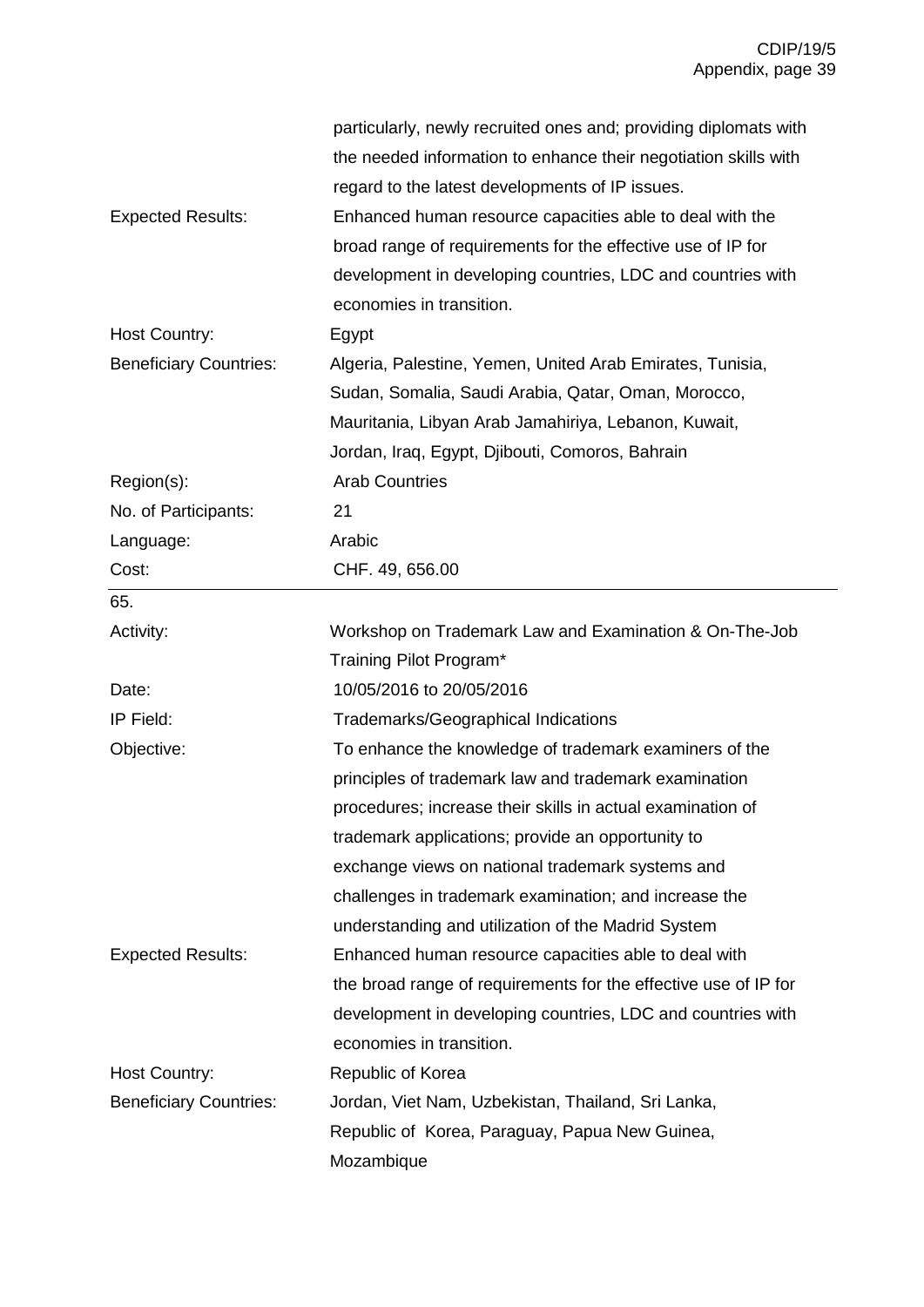| | |
|---|---|
| | particularly, newly recruited ones and; providing diplomats with the needed information to enhance their negotiation skills with regard to the latest developments of IP issues. |
| Expected Results: | Enhanced human resource capacities able to deal with the broad range of requirements for the effective use of IP for development in developing countries, LDC and countries with economies in transition. |
| Host Country: | Egypt |
| Beneficiary Countries: | Algeria, Palestine, Yemen, United Arab Emirates, Tunisia, Sudan, Somalia, Saudi Arabia, Qatar, Oman, Morocco, Mauritania, Libyan Arab Jamahiriya, Lebanon, Kuwait, Jordan, Iraq, Egypt, Djibouti, Comoros, Bahrain |
| Region(s): | Arab Countries |
| No. of Participants: | 21 |
| Language: | Arabic |
| Cost: | CHF. 49, 656.00 |

| 65. | |
|---|---|
| Activity: | Workshop on Trademark Law and Examination & On-The-Job Training Pilot Program* |
| Date: | 10/05/2016 to 20/05/2016 |
| IP Field: | Trademarks/Geographical Indications |
| Objective: | To enhance the knowledge of trademark examiners of the principles of trademark law and trademark examination procedures; increase their skills in actual examination of trademark applications; provide an opportunity to exchange views on national trademark systems and challenges in trademark examination; and increase the understanding and utilization of the Madrid System |
| Expected Results: | Enhanced human resource capacities able to deal with the broad range of requirements for the effective use of IP for development in developing countries, LDC and countries with economies in transition. |
| Host Country: | Republic of Korea |
| Beneficiary Countries: | Jordan, Viet Nam, Uzbekistan, Thailand, Sri Lanka, Republic of Korea, Paraguay, Papua New Guinea, Mozambique |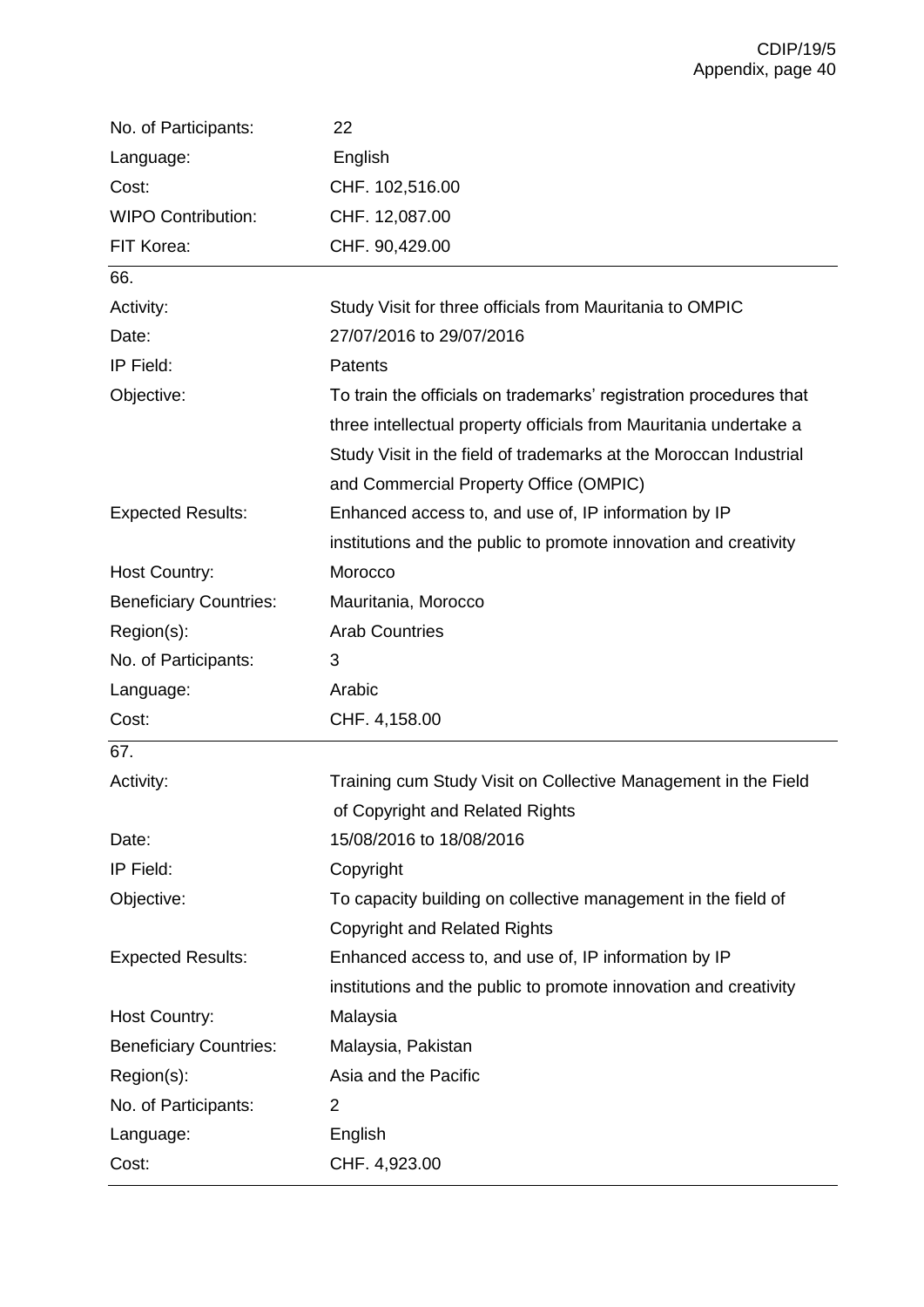| | |
|---|---|
| No. of Participants: | 22 |
| Language: | English |
| Cost: | CHF. 102,516.00 |
| WIPO Contribution: | CHF. 12,087.00 |
| FIT Korea: | CHF. 90,429.00 |

66.

| | |
|---|---|
| Activity: | Study Visit for three officials from Mauritania to OMPIC |
| Date: | 27/07/2016 to 29/07/2016 |
| IP Field: | Patents |
| Objective: | To train the officials on trademarks' registration procedures that three intellectual property officials from Mauritania undertake a Study Visit in the field of trademarks at the Moroccan Industrial and Commercial Property Office (OMPIC) |
| Expected Results: | Enhanced access to, and use of, IP information by IP institutions and the public to promote innovation and creativity |
| Host Country: | Morocco |
| Beneficiary Countries: | Mauritania, Morocco |
| Region(s): | Arab Countries |
| No. of Participants: | 3 |
| Language: | Arabic |
| Cost: | CHF. 4,158.00 |

67.

| | |
|---|---|
| Activity: | Training cum Study Visit on Collective Management in the Field of Copyright and Related Rights |
| Date: | 15/08/2016 to 18/08/2016 |
| IP Field: | Copyright |
| Objective: | To capacity building on collective management in the field of Copyright and Related Rights |
| Expected Results: | Enhanced access to, and use of, IP information by IP institutions and the public to promote innovation and creativity |
| Host Country: | Malaysia |
| Beneficiary Countries: | Malaysia, Pakistan |
| Region(s): | Asia and the Pacific |
| No. of Participants: | 2 |
| Language: | English |
| Cost: | CHF. 4,923.00 |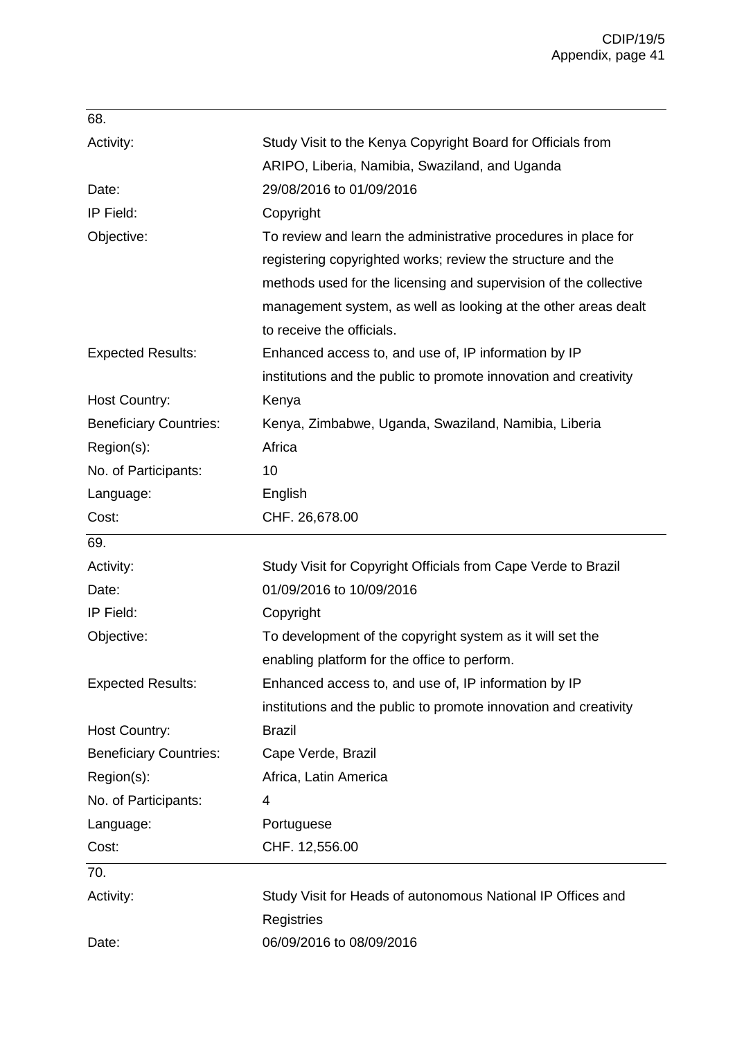68.

| | |
|---|---|
| Activity: | Study Visit to the Kenya Copyright Board for Officials from ARIPO, Liberia, Namibia, Swaziland, and Uganda |
| Date: | 29/08/2016 to 01/09/2016 |
| IP Field: | Copyright |
| Objective: | To review and learn the administrative procedures in place for registering copyrighted works; review the structure and the methods used for the licensing and supervision of the collective management system, as well as looking at the other areas dealt to receive the officials. |
| Expected Results: | Enhanced access to, and use of, IP information by IP institutions and the public to promote innovation and creativity |
| Host Country: | Kenya |
| Beneficiary Countries: | Kenya, Zimbabwe, Uganda, Swaziland, Namibia, Liberia |
| Region(s): | Africa |
| No. of Participants: | 10 |
| Language: | English |
| Cost: | CHF. 26,678.00 |

69.

| | |
|---|---|
| Activity: | Study Visit for Copyright Officials from Cape Verde to Brazil |
| Date: | 01/09/2016 to 10/09/2016 |
| IP Field: | Copyright |
| Objective: | To development of the copyright system as it will set the enabling platform for the office to perform. |
| Expected Results: | Enhanced access to, and use of, IP information by IP institutions and the public to promote innovation and creativity |
| Host Country: | Brazil |
| Beneficiary Countries: | Cape Verde, Brazil |
| Region(s): | Africa, Latin America |
| No. of Participants: | 4 |
| Language: | Portuguese |
| Cost: | CHF. 12,556.00 |

70.

| | |
|---|---|
| Activity: | Study Visit for Heads of autonomous National IP Offices and Registries |
| Date: | 06/09/2016 to 08/09/2016 |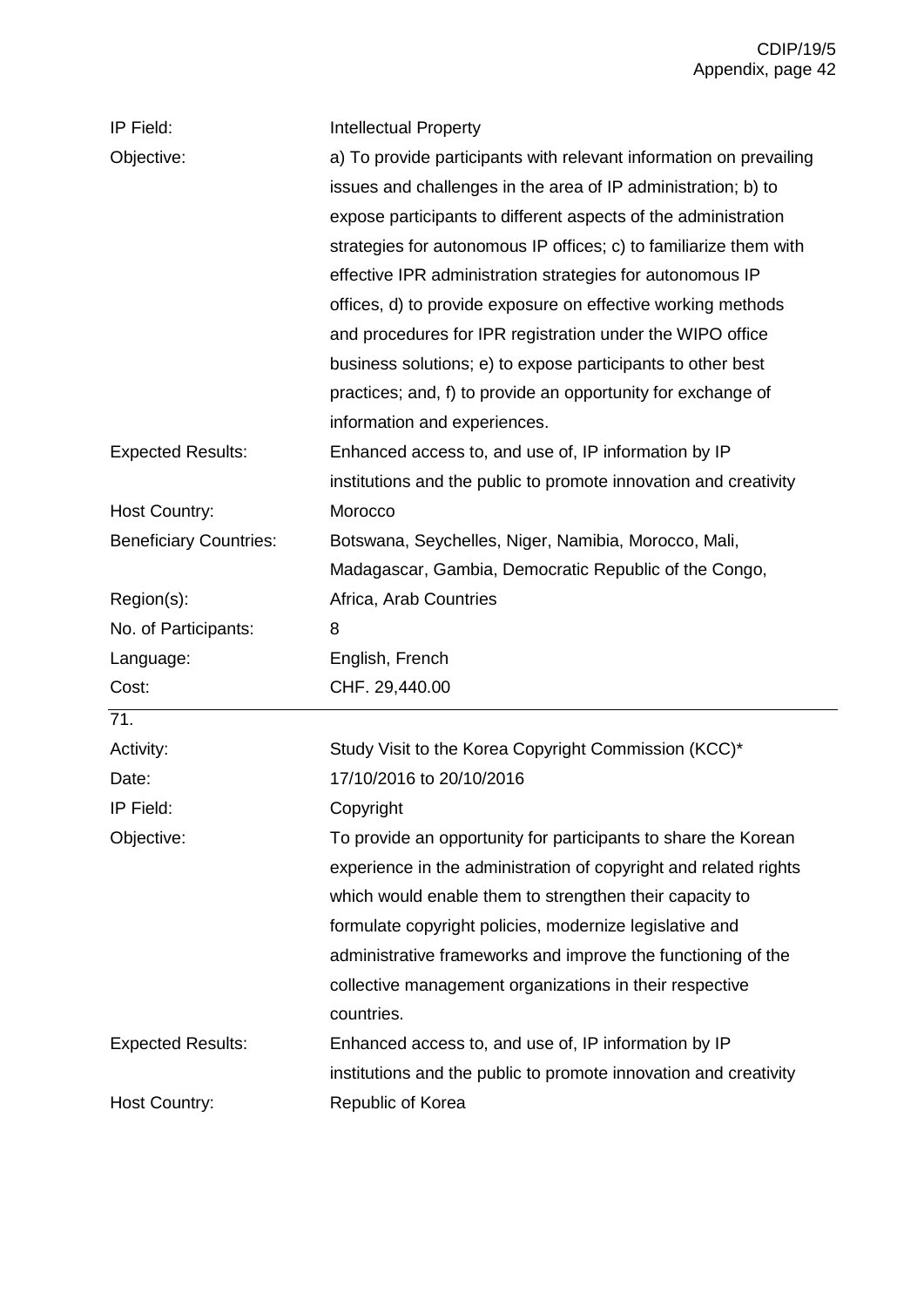| | |
|---|---|
| IP Field: | Intellectual Property |
| Objective: | a) To provide participants with relevant information on prevailing issues and challenges in the area of IP administration; b) to expose participants to different aspects of the administration strategies for autonomous IP offices; c) to familiarize them with effective IPR administration strategies for autonomous IP offices, d) to provide exposure on effective working methods and procedures for IPR registration under the WIPO office business solutions; e) to expose participants to other best practices; and, f) to provide an opportunity for exchange of information and experiences. |
| Expected Results: | Enhanced access to, and use of, IP information by IP institutions and the public to promote innovation and creativity |
| Host Country: | Morocco |
| Beneficiary Countries: | Botswana, Seychelles, Niger, Namibia, Morocco, Mali, Madagascar, Gambia, Democratic Republic of the Congo, |
| Region(s): | Africa, Arab Countries |
| No. of Participants: | 8 |
| Language: | English, French |
| Cost: | CHF. 29,440.00 |

71.

| | |
|---|---|
| Activity: | Study Visit to the Korea Copyright Commission (KCC)* |
| Date: | 17/10/2016 to 20/10/2016 |
| IP Field: | Copyright |
| Objective: | To provide an opportunity for participants to share the Korean experience in the administration of copyright and related rights which would enable them to strengthen their capacity to formulate copyright policies, modernize legislative and administrative frameworks and improve the functioning of the collective management organizations in their respective countries. |
| Expected Results: | Enhanced access to, and use of, IP information by IP institutions and the public to promote innovation and creativity |
| Host Country: | Republic of Korea |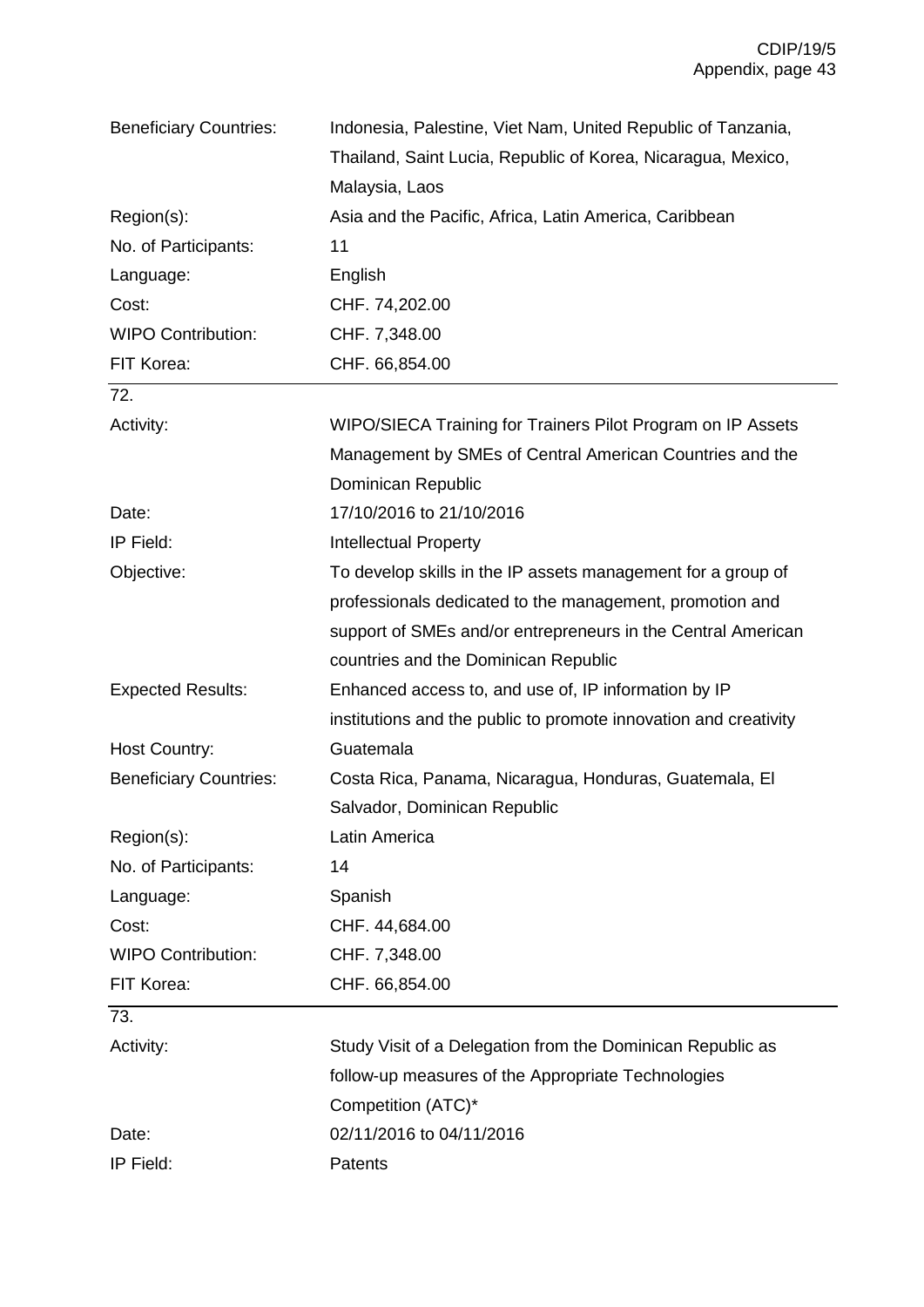| | |
|---|---|
| Beneficiary Countries: | Indonesia, Palestine, Viet Nam, United Republic of Tanzania, Thailand, Saint Lucia, Republic of Korea, Nicaragua, Mexico, Malaysia, Laos |
| Region(s): | Asia and the Pacific, Africa, Latin America, Caribbean |
| No. of Participants: | 11 |
| Language: | English |
| Cost: | CHF. 74,202.00 |
| WIPO Contribution: | CHF. 7,348.00 |
| FIT Korea: | CHF. 66,854.00 |

72.

| | |
|---|---|
| Activity: | WIPO/SIECA Training for Trainers Pilot Program on IP Assets Management by SMEs of Central American Countries and the Dominican Republic |
| Date: | 17/10/2016 to 21/10/2016 |
| IP Field: | Intellectual Property |
| Objective: | To develop skills in the IP assets management for a group of professionals dedicated to the management, promotion and support of SMEs and/or entrepreneurs in the Central American countries and the Dominican Republic |
| Expected Results: | Enhanced access to, and use of, IP information by IP institutions and the public to promote innovation and creativity |
| Host Country: | Guatemala |
| Beneficiary Countries: | Costa Rica, Panama, Nicaragua, Honduras, Guatemala, El Salvador, Dominican Republic |
| Region(s): | Latin America |
| No. of Participants: | 14 |
| Language: | Spanish |
| Cost: | CHF. 44,684.00 |
| WIPO Contribution: | CHF. 7,348.00 |
| FIT Korea: | CHF. 66,854.00 |

73.

| | |
|---|---|
| Activity: | Study Visit of a Delegation from the Dominican Republic as follow-up measures of the Appropriate Technologies Competition (ATC)* |
| Date: | 02/11/2016 to 04/11/2016 |
| IP Field: | Patents |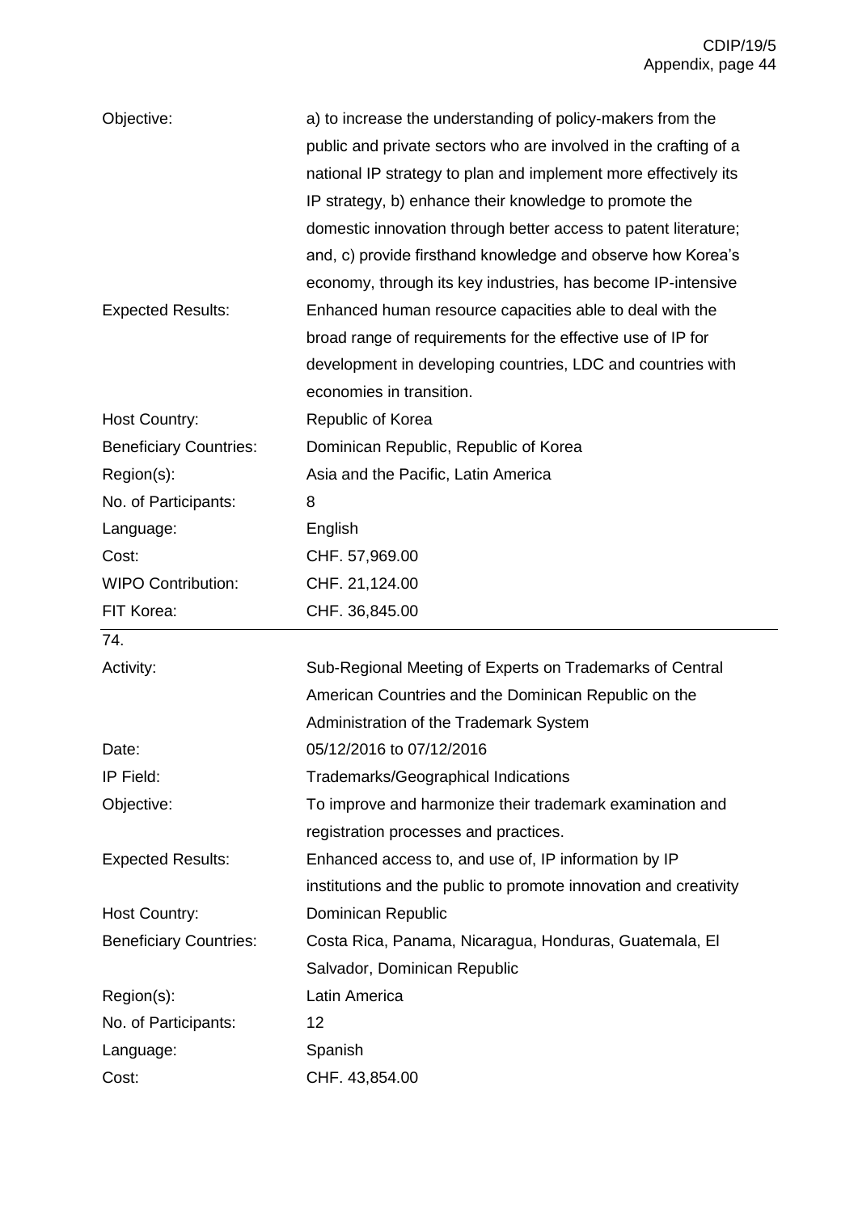| | |
|---|---|
| Objective: | a) to increase the understanding of policy-makers from the public and private sectors who are involved in the crafting of a national IP strategy to plan and implement more effectively its IP strategy, b) enhance their knowledge to promote the domestic innovation through better access to patent literature; and, c) provide firsthand knowledge and observe how Korea's economy, through its key industries, has become IP-intensive |
| Expected Results: | Enhanced human resource capacities able to deal with the broad range of requirements for the effective use of IP for development in developing countries, LDC and countries with economies in transition. |
| Host Country: | Republic of Korea |
| Beneficiary Countries: | Dominican Republic, Republic of Korea |
| Region(s): | Asia and the Pacific, Latin America |
| No. of Participants: | 8 |
| Language: | English |
| Cost: | CHF. 57,969.00 |
| WIPO Contribution: | CHF. 21,124.00 |
| FIT Korea: | CHF. 36,845.00 |

74.

| | |
|---|---|
| Activity: | Sub-Regional Meeting of Experts on Trademarks of Central American Countries and the Dominican Republic on the Administration of the Trademark System |
| Date: | 05/12/2016 to 07/12/2016 |
| IP Field: | Trademarks/Geographical Indications |
| Objective: | To improve and harmonize their trademark examination and registration processes and practices. |
| Expected Results: | Enhanced access to, and use of, IP information by IP institutions and the public to promote innovation and creativity |
| Host Country: | Dominican Republic |
| Beneficiary Countries: | Costa Rica, Panama, Nicaragua, Honduras, Guatemala, El Salvador, Dominican Republic |
| Region(s): | Latin America |
| No. of Participants: | 12 |
| Language: | Spanish |
| Cost: | CHF. 43,854.00 |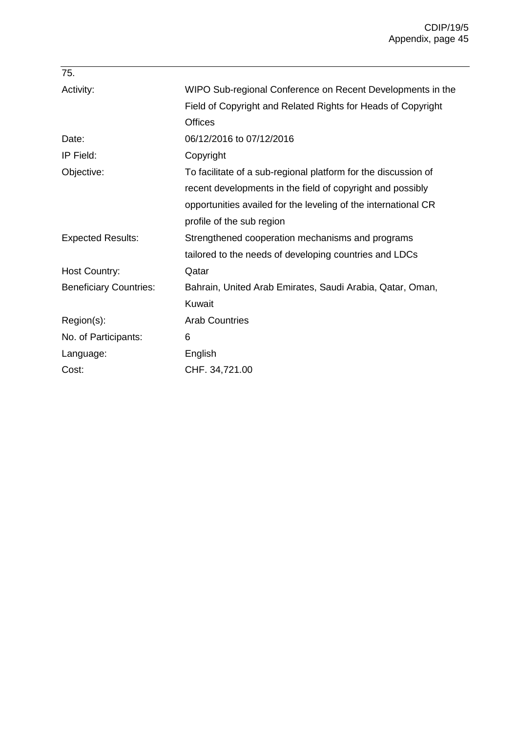75.

| | |
|---|---|
| Activity: | WIPO Sub-regional Conference on Recent Developments in the Field of Copyright and Related Rights for Heads of Copyright Offices |
| Date: | 06/12/2016 to 07/12/2016 |
| IP Field: | Copyright |
| Objective: | To facilitate of a sub-regional platform for the discussion of recent developments in the field of copyright and possibly opportunities availed for the leveling of the international CR profile of the sub region |
| Expected Results: | Strengthened cooperation mechanisms and programs tailored to the needs of developing countries and LDCs |
| Host Country: | Qatar |
| Beneficiary Countries: | Bahrain, United Arab Emirates, Saudi Arabia, Qatar, Oman, Kuwait |
| Region(s): | Arab Countries |
| No. of Participants: | 6 |
| Language: | English |
| Cost: | CHF. 34,721.00 |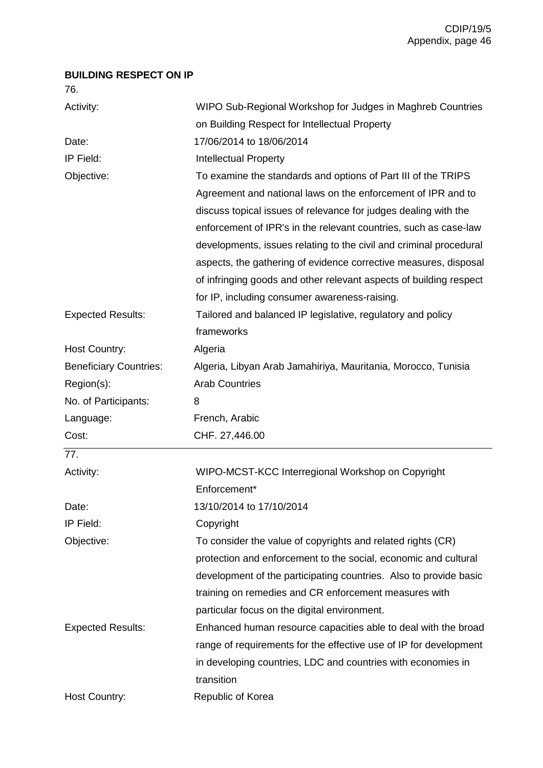**BUILDING RESPECT ON IP**

76.

| | |
|---|---|
| Activity: | WIPO Sub-Regional Workshop for Judges in Maghreb Countries on Building Respect for Intellectual Property |
| Date: | 17/06/2014 to 18/06/2014 |
| IP Field: | Intellectual Property |
| Objective: | To examine the standards and options of Part III of the TRIPS Agreement and national laws on the enforcement of IPR and to discuss topical issues of relevance for judges dealing with the enforcement of IPR's in the relevant countries, such as case-law developments, issues relating to the civil and criminal procedural aspects, the gathering of evidence corrective measures, disposal of infringing goods and other relevant aspects of building respect for IP, including consumer awareness-raising. |
| Expected Results: | Tailored and balanced IP legislative, regulatory and policy frameworks |
| Host Country: | Algeria |
| Beneficiary Countries: | Algeria, Libyan Arab Jamahiriya, Mauritania, Morocco, Tunisia |
| Region(s): | Arab Countries |
| No. of Participants: | 8 |
| Language: | French, Arabic |
| Cost: | CHF. 27,446.00 |

77.

| | |
|---|---|
| Activity: | WIPO-MCST-KCC Interregional Workshop on Copyright Enforcement* |
| Date: | 13/10/2014 to 17/10/2014 |
| IP Field: | Copyright |
| Objective: | To consider the value of copyrights and related rights (CR) protection and enforcement to the social, economic and cultural development of the participating countries. Also to provide basic training on remedies and CR enforcement measures with particular focus on the digital environment. |
| Expected Results: | Enhanced human resource capacities able to deal with the broad range of requirements for the effective use of IP for development in developing countries, LDC and countries with economies in transition |
| Host Country: | Republic of Korea |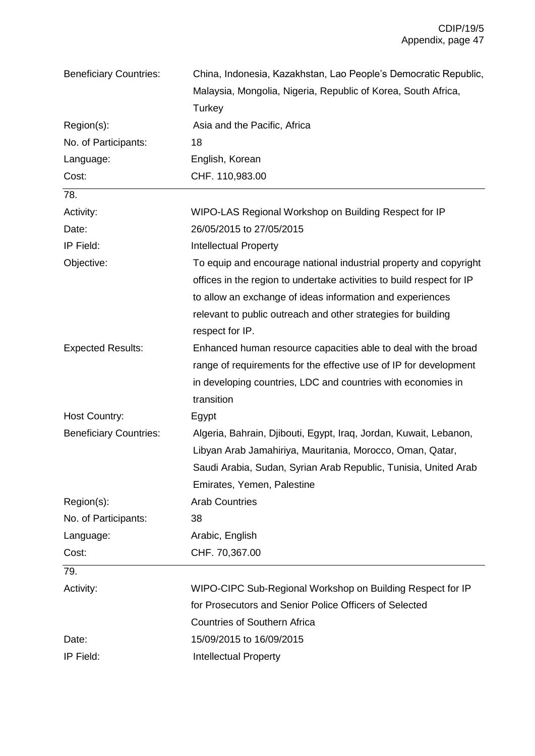| | |
|---|---|
| Beneficiary Countries: | China, Indonesia, Kazakhstan, Lao People's Democratic Republic, Malaysia, Mongolia, Nigeria, Republic of Korea, South Africa, Turkey |
| Region(s): | Asia and the Pacific, Africa |
| No. of Participants: | 18 |
| Language: | English, Korean |
| Cost: | CHF. 110,983.00 |

78.

| | |
|---|---|
| Activity: | WIPO-LAS Regional Workshop on Building Respect for IP |
| Date: | 26/05/2015 to 27/05/2015 |
| IP Field: | Intellectual Property |
| Objective: | To equip and encourage national industrial property and copyright offices in the region to undertake activities to build respect for IP to allow an exchange of ideas information and experiences relevant to public outreach and other strategies for building respect for IP. |
| Expected Results: | Enhanced human resource capacities able to deal with the broad range of requirements for the effective use of IP for development in developing countries, LDC and countries with economies in transition |
| Host Country: | Egypt |
| Beneficiary Countries: | Algeria, Bahrain, Djibouti, Egypt, Iraq, Jordan, Kuwait, Lebanon, Libyan Arab Jamahiriya, Mauritania, Morocco, Oman, Qatar, Saudi Arabia, Sudan, Syrian Arab Republic, Tunisia, United Arab Emirates, Yemen, Palestine |
| Region(s): | Arab Countries |
| No. of Participants: | 38 |
| Language: | Arabic, English |
| Cost: | CHF. 70,367.00 |

79.

| | |
|---|---|
| Activity: | WIPO-CIPC Sub-Regional Workshop on Building Respect for IP for Prosecutors and Senior Police Officers of Selected Countries of Southern Africa |
| Date: | 15/09/2015 to 16/09/2015 |
| IP Field: | Intellectual Property |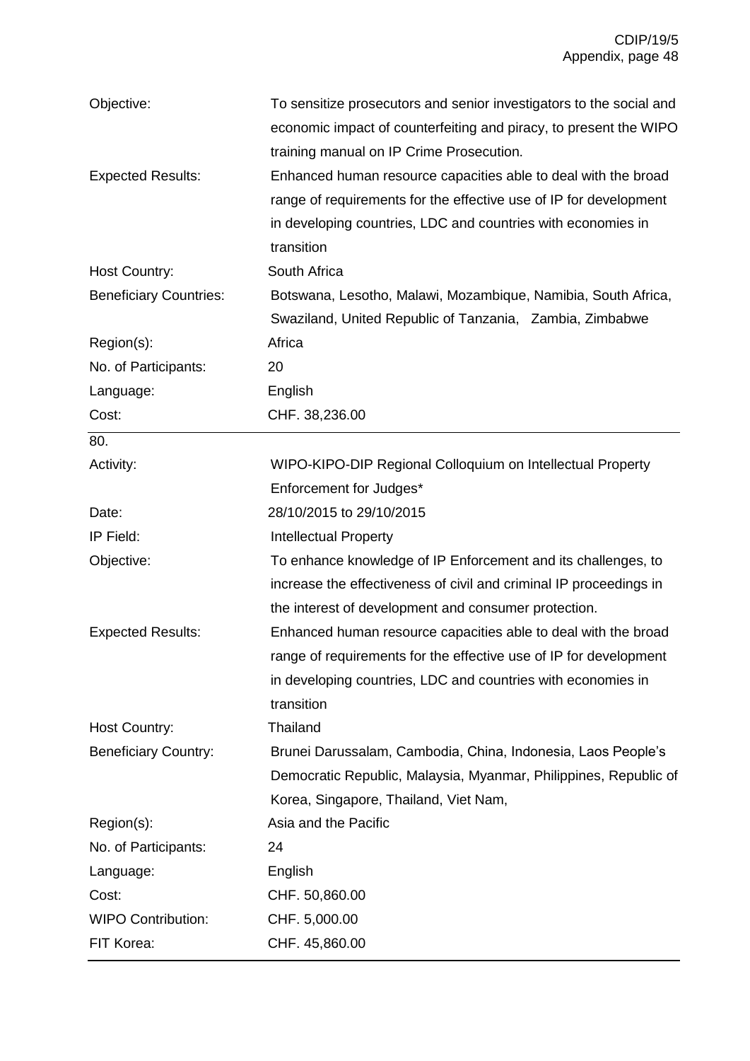| | |
|---|---|
| Objective: | To sensitize prosecutors and senior investigators to the social and economic impact of counterfeiting and piracy, to present the WIPO training manual on IP Crime Prosecution. |
| Expected Results: | Enhanced human resource capacities able to deal with the broad range of requirements for the effective use of IP for development in developing countries, LDC and countries with economies in transition |
| Host Country: | South Africa |
| Beneficiary Countries: | Botswana, Lesotho, Malawi, Mozambique, Namibia, South Africa, Swaziland, United Republic of Tanzania, Zambia, Zimbabwe |
| Region(s): | Africa |
| No. of Participants: | 20 |
| Language: | English |
| Cost: | CHF. 38,236.00 |

80.

| | |
|---|---|
| Activity: | WIPO-KIPO-DIP Regional Colloquium on Intellectual Property Enforcement for Judges* |
| Date: | 28/10/2015 to 29/10/2015 |
| IP Field: | Intellectual Property |
| Objective: | To enhance knowledge of IP Enforcement and its challenges, to increase the effectiveness of civil and criminal IP proceedings in the interest of development and consumer protection. |
| Expected Results: | Enhanced human resource capacities able to deal with the broad range of requirements for the effective use of IP for development in developing countries, LDC and countries with economies in transition |
| Host Country: | Thailand |
| Beneficiary Country: | Brunei Darussalam, Cambodia, China, Indonesia, Laos People's Democratic Republic, Malaysia, Myanmar, Philippines, Republic of Korea, Singapore, Thailand, Viet Nam, |
| Region(s): | Asia and the Pacific |
| No. of Participants: | 24 |
| Language: | English |
| Cost: | CHF. 50,860.00 |
| WIPO Contribution: | CHF. 5,000.00 |
| FIT Korea: | CHF. 45,860.00 |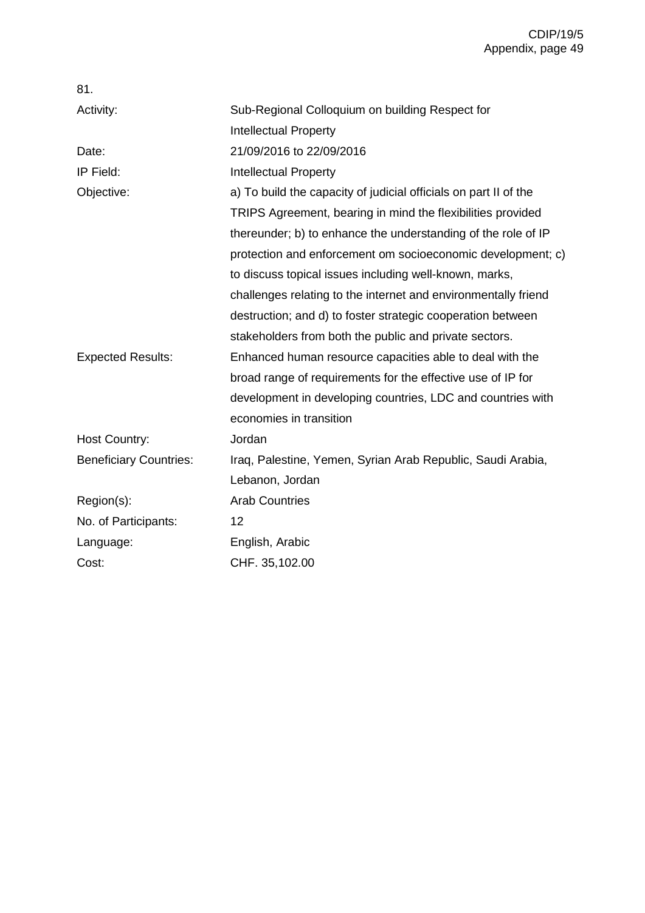81.

| | |
|---|---|
| Activity: | Sub-Regional Colloquium on building Respect for Intellectual Property |
| Date: | 21/09/2016 to 22/09/2016 |
| IP Field: | Intellectual Property |
| Objective: | a) To build the capacity of judicial officials on part II of the TRIPS Agreement, bearing in mind the flexibilities provided thereunder; b) to enhance the understanding of the role of IP protection and enforcement om socioeconomic development; c) to discuss topical issues including well-known, marks, challenges relating to the internet and environmentally friend destruction; and d) to foster strategic cooperation between stakeholders from both the public and private sectors. |
| Expected Results: | Enhanced human resource capacities able to deal with the broad range of requirements for the effective use of IP for development in developing countries, LDC and countries with economies in transition |
| Host Country: | Jordan |
| Beneficiary Countries: | Iraq, Palestine, Yemen, Syrian Arab Republic, Saudi Arabia, Lebanon, Jordan |
| Region(s): | Arab Countries |
| No. of Participants: | 12 |
| Language: | English, Arabic |
| Cost: | CHF. 35,102.00 |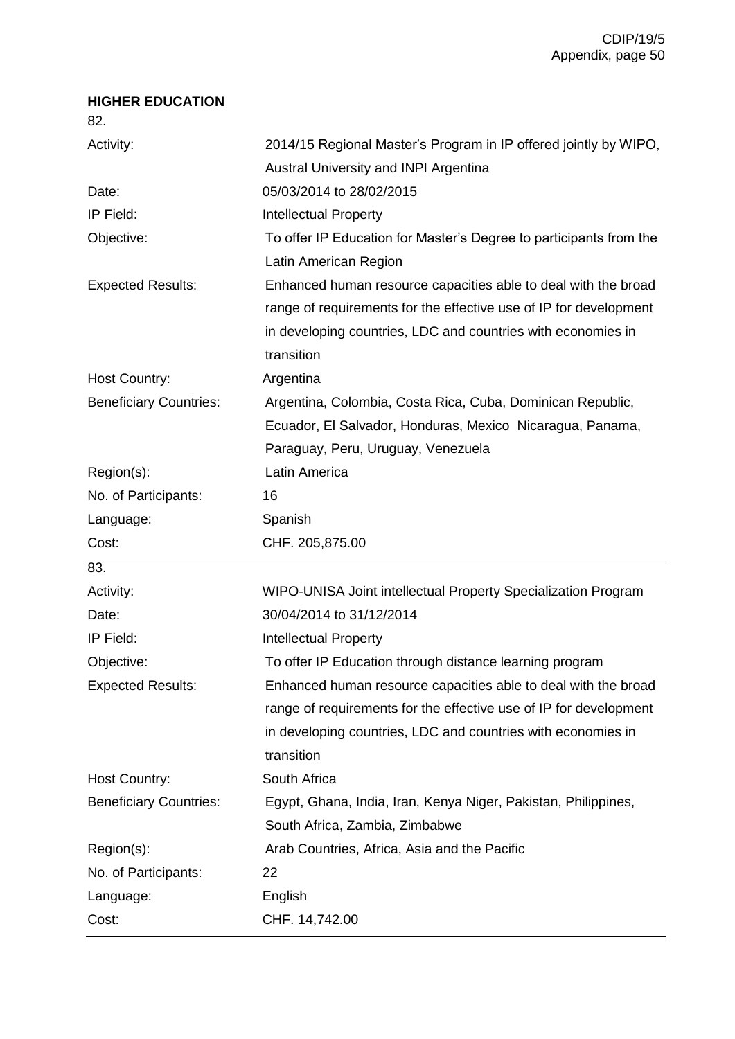**HIGHER EDUCATION**

82.

| | |
|---|---|
| Activity: | 2014/15 Regional Master's Program in IP offered jointly by WIPO, Austral University and INPI Argentina |
| Date: | 05/03/2014 to 28/02/2015 |
| IP Field: | Intellectual Property |
| Objective: | To offer IP Education for Master's Degree to participants from the Latin American Region |
| Expected Results: | Enhanced human resource capacities able to deal with the broad range of requirements for the effective use of IP for development in developing countries, LDC and countries with economies in transition |
| Host Country: | Argentina |
| Beneficiary Countries: | Argentina, Colombia, Costa Rica, Cuba, Dominican Republic, Ecuador, El Salvador, Honduras, Mexico Nicaragua, Panama, Paraguay, Peru, Uruguay, Venezuela |
| Region(s): | Latin America |
| No. of Participants: | 16 |
| Language: | Spanish |
| Cost: | CHF. 205,875.00 |

83.

| | |
|---|---|
| Activity: | WIPO-UNISA Joint intellectual Property Specialization Program |
| Date: | 30/04/2014 to 31/12/2014 |
| IP Field: | Intellectual Property |
| Objective: | To offer IP Education through distance learning program |
| Expected Results: | Enhanced human resource capacities able to deal with the broad range of requirements for the effective use of IP for development in developing countries, LDC and countries with economies in transition |
| Host Country: | South Africa |
| Beneficiary Countries: | Egypt, Ghana, India, Iran, Kenya Niger, Pakistan, Philippines, South Africa, Zambia, Zimbabwe |
| Region(s): | Arab Countries, Africa, Asia and the Pacific |
| No. of Participants: | 22 |
| Language: | English |
| Cost: | CHF. 14,742.00 |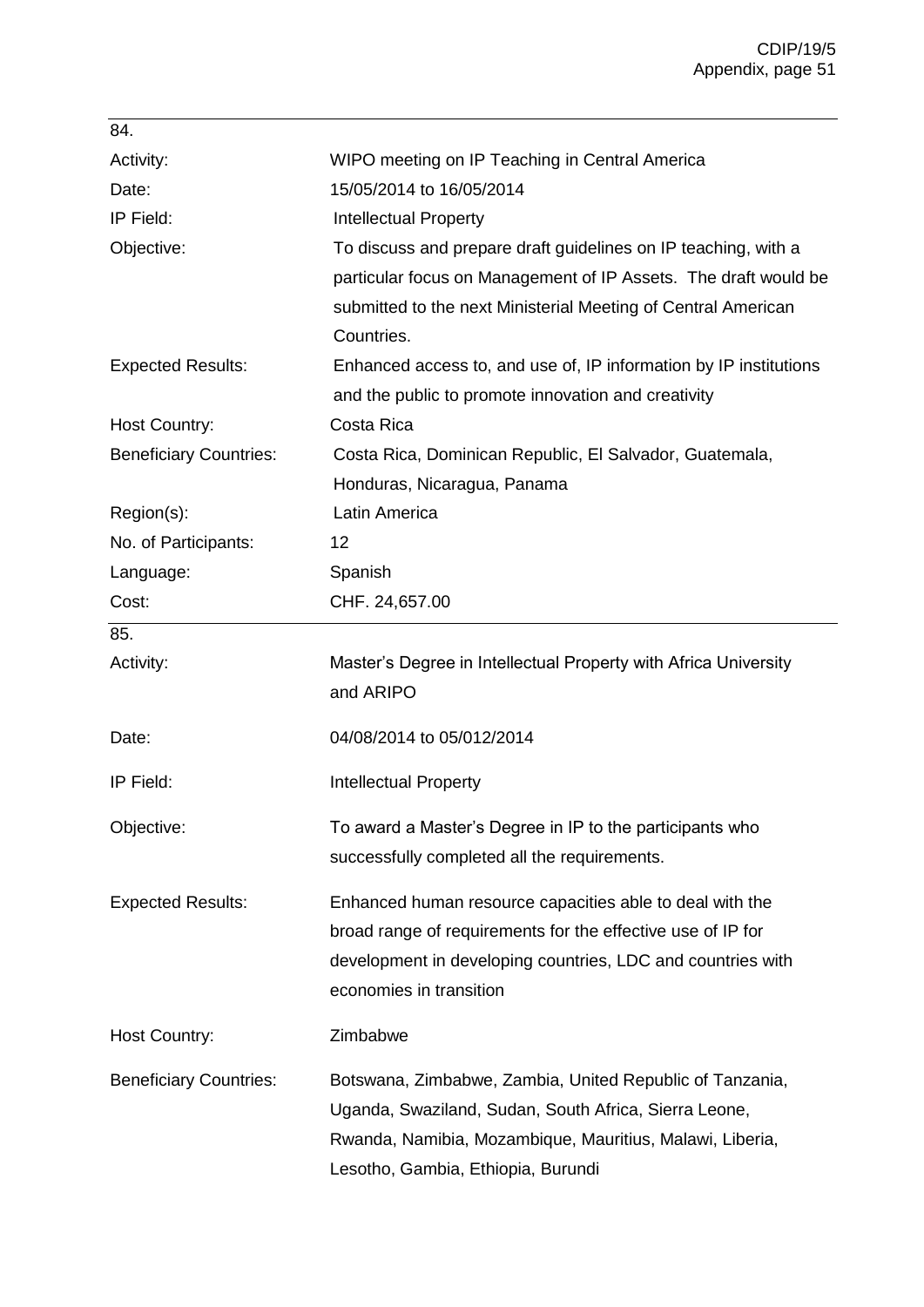84.

| | |
|---|---|
| Activity: | WIPO meeting on IP Teaching in Central America |
| Date: | 15/05/2014 to 16/05/2014 |
| IP Field: | Intellectual Property |
| Objective: | To discuss and prepare draft guidelines on IP teaching, with a particular focus on Management of IP Assets. The draft would be submitted to the next Ministerial Meeting of Central American Countries. |
| Expected Results: | Enhanced access to, and use of, IP information by IP institutions and the public to promote innovation and creativity |
| Host Country: | Costa Rica |
| Beneficiary Countries: | Costa Rica, Dominican Republic, El Salvador, Guatemala, Honduras, Nicaragua, Panama |
| Region(s): | Latin America |
| No. of Participants: | 12 |
| Language: | Spanish |
| Cost: | CHF. 24,657.00 |

85.

| | |
|---|---|
| Activity: | Master's Degree in Intellectual Property with Africa University and ARIPO |
| Date: | 04/08/2014 to 05/012/2014 |
| IP Field: | Intellectual Property |
| Objective: | To award a Master's Degree in IP to the participants who successfully completed all the requirements. |
| Expected Results: | Enhanced human resource capacities able to deal with the broad range of requirements for the effective use of IP for development in developing countries, LDC and countries with economies in transition |
| Host Country: | Zimbabwe |
| Beneficiary Countries: | Botswana, Zimbabwe, Zambia, United Republic of Tanzania, Uganda, Swaziland, Sudan, South Africa, Sierra Leone, Rwanda, Namibia, Mozambique, Mauritius, Malawi, Liberia, Lesotho, Gambia, Ethiopia, Burundi |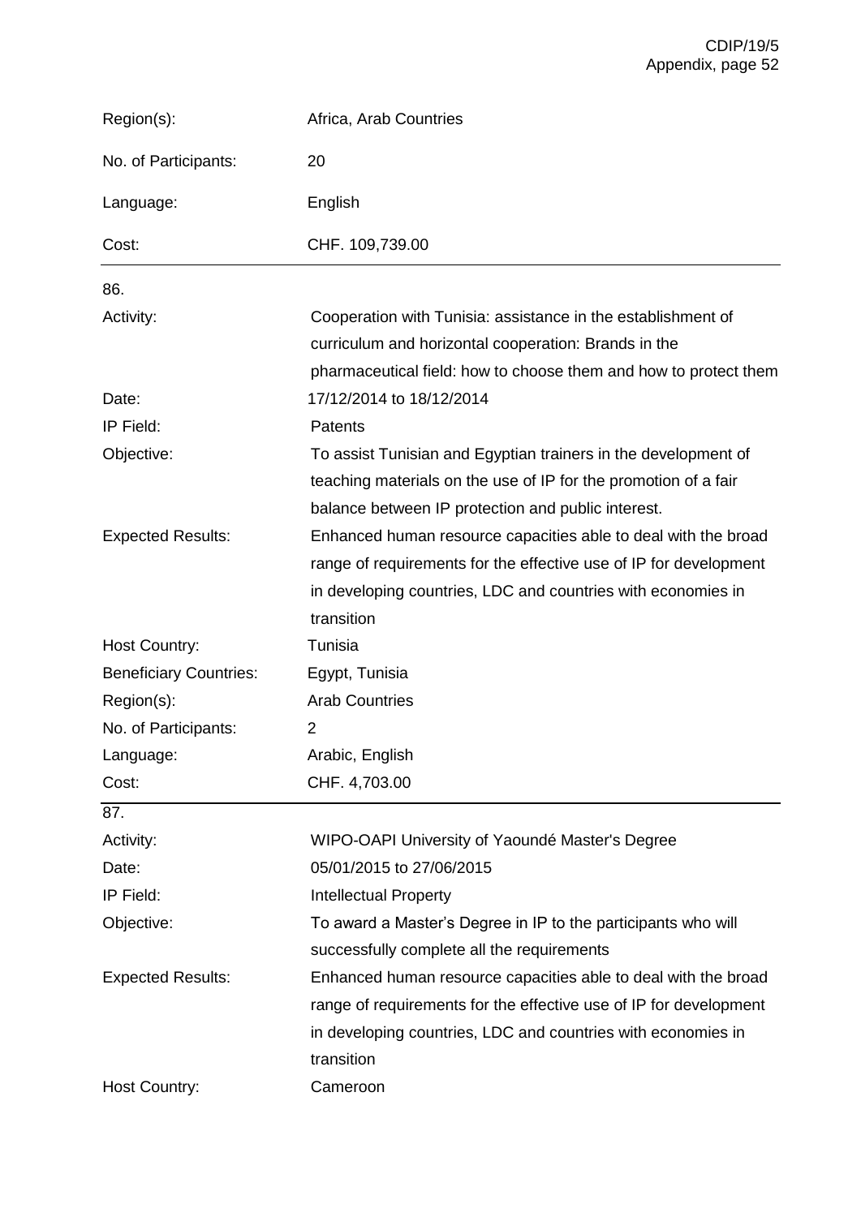| | |
|---|---|
| Region(s): | Africa, Arab Countries |
| No. of Participants: | 20 |
| Language: | English |
| Cost: | CHF. 109,739.00 |

86.

| | |
|---|---|
| Activity: | Cooperation with Tunisia: assistance in the establishment of curriculum and horizontal cooperation: Brands in the pharmaceutical field: how to choose them and how to protect them |
| Date: | 17/12/2014 to 18/12/2014 |
| IP Field: | Patents |
| Objective: | To assist Tunisian and Egyptian trainers in the development of teaching materials on the use of IP for the promotion of a fair balance between IP protection and public interest. |
| Expected Results: | Enhanced human resource capacities able to deal with the broad range of requirements for the effective use of IP for development in developing countries, LDC and countries with economies in transition |
| Host Country: | Tunisia |
| Beneficiary Countries: | Egypt, Tunisia |
| Region(s): | Arab Countries |
| No. of Participants: | 2 |
| Language: | Arabic, English |
| Cost: | CHF. 4,703.00 |

87.

| | |
|---|---|
| Activity: | WIPO-OAPI University of Yaoundé Master's Degree |
| Date: | 05/01/2015 to 27/06/2015 |
| IP Field: | Intellectual Property |
| Objective: | To award a Master's Degree in IP to the participants who will successfully complete all the requirements |
| Expected Results: | Enhanced human resource capacities able to deal with the broad range of requirements for the effective use of IP for development in developing countries, LDC and countries with economies in transition |
| Host Country: | Cameroon |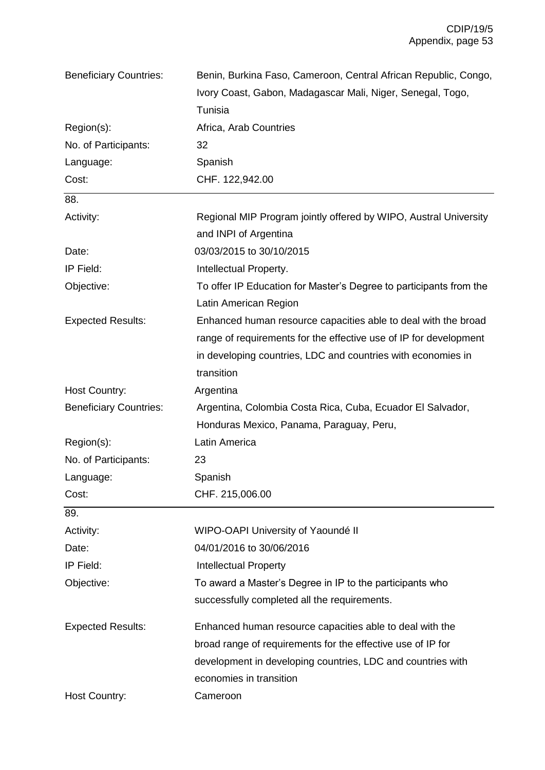| | |
|---|---|
| Beneficiary Countries: | Benin, Burkina Faso, Cameroon, Central African Republic, Congo, Ivory Coast, Gabon, Madagascar Mali, Niger, Senegal, Togo, Tunisia |
| Region(s): | Africa, Arab Countries |
| No. of Participants: | 32 |
| Language: | Spanish |
| Cost: | CHF. 122,942.00 |

88.

| | |
|---|---|
| Activity: | Regional MIP Program jointly offered by WIPO, Austral University and INPI of Argentina |
| Date: | 03/03/2015 to 30/10/2015 |
| IP Field: | Intellectual Property. |
| Objective: | To offer IP Education for Master's Degree to participants from the Latin American Region |
| Expected Results: | Enhanced human resource capacities able to deal with the broad range of requirements for the effective use of IP for development in developing countries, LDC and countries with economies in transition |
| Host Country: | Argentina |
| Beneficiary Countries: | Argentina, Colombia Costa Rica, Cuba, Ecuador El Salvador, Honduras Mexico, Panama, Paraguay, Peru, |
| Region(s): | Latin America |
| No. of Participants: | 23 |
| Language: | Spanish |
| Cost: | CHF. 215,006.00 |

89.

| | |
|---|---|
| Activity: | WIPO-OAPI University of Yaoundé II |
| Date: | 04/01/2016 to 30/06/2016 |
| IP Field: | Intellectual Property |
| Objective: | To award a Master's Degree in IP to the participants who successfully completed all the requirements. |
| Expected Results: | Enhanced human resource capacities able to deal with the broad range of requirements for the effective use of IP for development in developing countries, LDC and countries with economies in transition |
| Host Country: | Cameroon |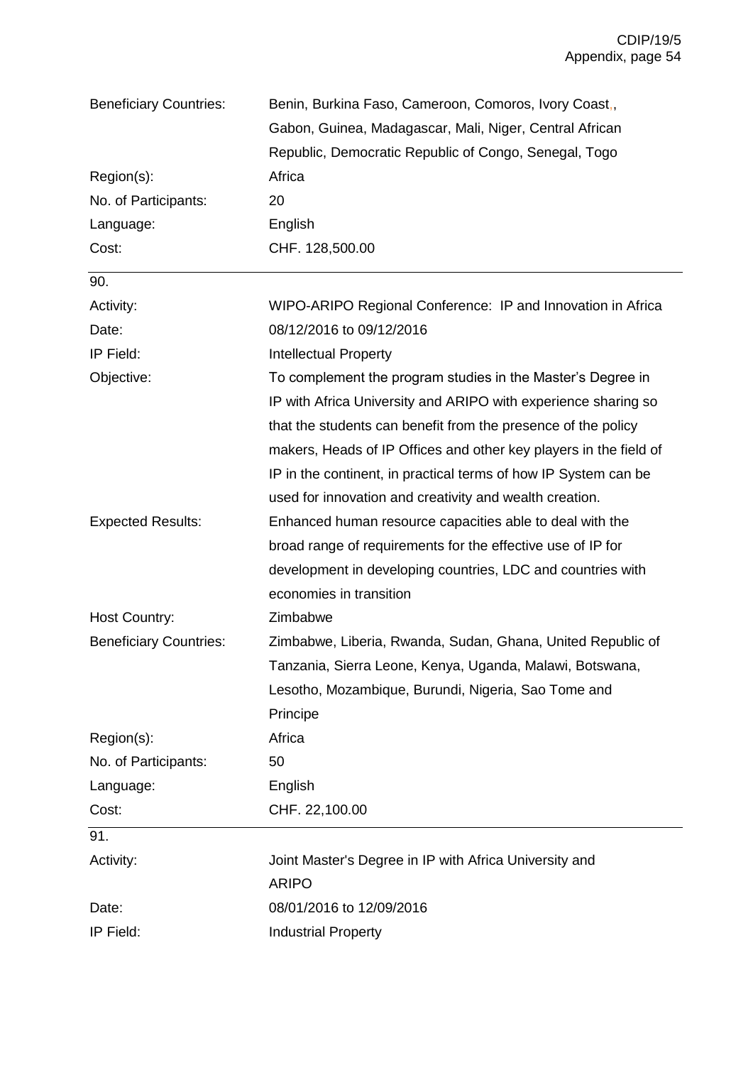| | |
|---|---|
| Beneficiary Countries: | Benin, Burkina Faso, Cameroon, Comoros, Ivory Coast,, Gabon, Guinea, Madagascar, Mali, Niger, Central African Republic, Democratic Republic of Congo, Senegal, Togo |
| Region(s): | Africa |
| No. of Participants: | 20 |
| Language: | English |
| Cost: | CHF. 128,500.00 |

| 90. | |
|---|---|
| Activity: | WIPO-ARIPO Regional Conference: IP and Innovation in Africa |
| Date: | 08/12/2016 to 09/12/2016 |
| IP Field: | Intellectual Property |
| Objective: | To complement the program studies in the Master's Degree in IP with Africa University and ARIPO with experience sharing so that the students can benefit from the presence of the policy makers, Heads of IP Offices and other key players in the field of IP in the continent, in practical terms of how IP System can be used for innovation and creativity and wealth creation. |
| Expected Results: | Enhanced human resource capacities able to deal with the broad range of requirements for the effective use of IP for development in developing countries, LDC and countries with economies in transition |
| Host Country: | Zimbabwe |
| Beneficiary Countries: | Zimbabwe, Liberia, Rwanda, Sudan, Ghana, United Republic of Tanzania, Sierra Leone, Kenya, Uganda, Malawi, Botswana, Lesotho, Mozambique, Burundi, Nigeria, Sao Tome and Principe |
| Region(s): | Africa |
| No. of Participants: | 50 |
| Language: | English |
| Cost: | CHF. 22,100.00 |

| 91. | |
|---|---|
| Activity: | Joint Master's Degree in IP with Africa University and ARIPO |
| Date: | 08/01/2016 to 12/09/2016 |
| IP Field: | Industrial Property |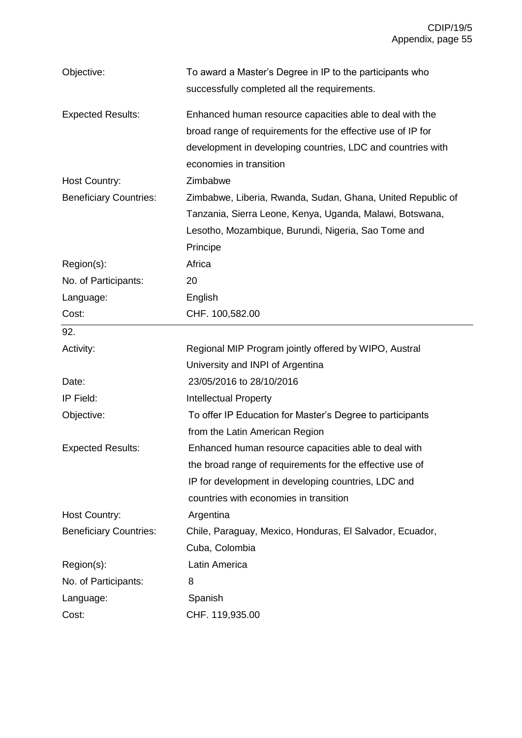| | |
|---|---|
| Objective: | To award a Master's Degree in IP to the participants who successfully completed all the requirements. |
| Expected Results: | Enhanced human resource capacities able to deal with the broad range of requirements for the effective use of IP for development in developing countries, LDC and countries with economies in transition |
| Host Country: | Zimbabwe |
| Beneficiary Countries: | Zimbabwe, Liberia, Rwanda, Sudan, Ghana, United Republic of Tanzania, Sierra Leone, Kenya, Uganda, Malawi, Botswana, Lesotho, Mozambique, Burundi, Nigeria, Sao Tome and Principe |
| Region(s): | Africa |
| No. of Participants: | 20 |
| Language: | English |
| Cost: | CHF. 100,582.00 |

92.

| | |
|---|---|
| Activity: | Regional MIP Program jointly offered by WIPO, Austral University and INPI of Argentina |
| Date: | 23/05/2016 to 28/10/2016 |
| IP Field: | Intellectual Property |
| Objective: | To offer IP Education for Master's Degree to participants from the Latin American Region |
| Expected Results: | Enhanced human resource capacities able to deal with the broad range of requirements for the effective use of IP for development in developing countries, LDC and countries with economies in transition |
| Host Country: | Argentina |
| Beneficiary Countries: | Chile, Paraguay, Mexico, Honduras, El Salvador, Ecuador, Cuba, Colombia |
| Region(s): | Latin America |
| No. of Participants: | 8 |
| Language: | Spanish |
| Cost: | CHF. 119,935.00 |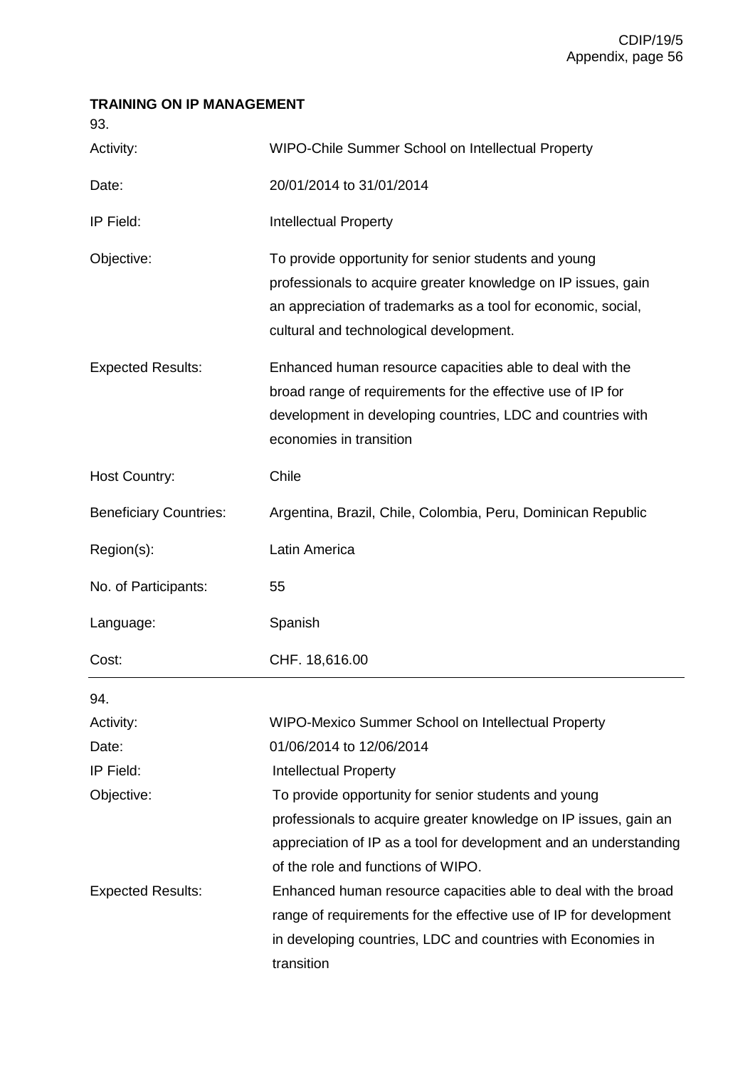**TRAINING ON IP MANAGEMENT**

93.

| | |
|---|---|
| Activity: | WIPO-Chile Summer School on Intellectual Property |
| Date: | 20/01/2014 to 31/01/2014 |
| IP Field: | Intellectual Property |
| Objective: | To provide opportunity for senior students and young professionals to acquire greater knowledge on IP issues, gain an appreciation of trademarks as a tool for economic, social, cultural and technological development. |
| Expected Results: | Enhanced human resource capacities able to deal with the broad range of requirements for the effective use of IP for development in developing countries, LDC and countries with economies in transition |
| Host Country: | Chile |
| Beneficiary Countries: | Argentina, Brazil, Chile, Colombia, Peru, Dominican Republic |
| Region(s): | Latin America |
| No. of Participants: | 55 |
| Language: | Spanish |
| Cost: | CHF. 18,616.00 |

94.

| | |
|---|---|
| Activity: | WIPO-Mexico Summer School on Intellectual Property |
| Date: | 01/06/2014 to 12/06/2014 |
| IP Field: | Intellectual Property |
| Objective: | To provide opportunity for senior students and young professionals to acquire greater knowledge on IP issues, gain an appreciation of IP as a tool for development and an understanding of the role and functions of WIPO. |
| Expected Results: | Enhanced human resource capacities able to deal with the broad range of requirements for the effective use of IP for development in developing countries, LDC and countries with Economies in transition |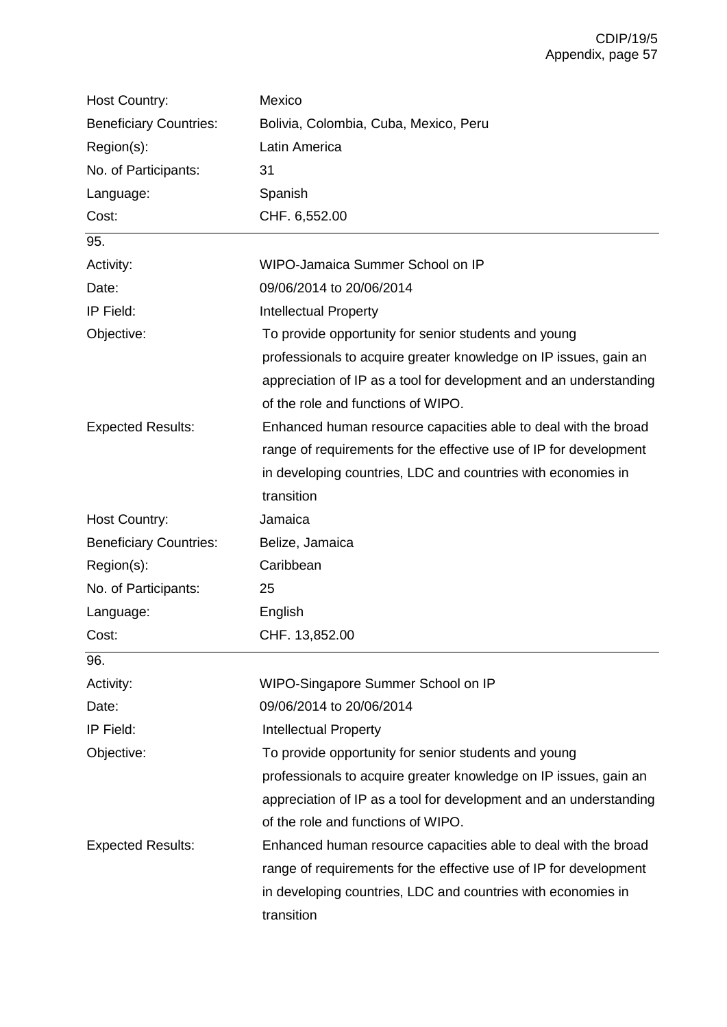| | |
|---|---|
| Host Country: | Mexico |
| Beneficiary Countries: | Bolivia, Colombia, Cuba, Mexico, Peru |
| Region(s): | Latin America |
| No. of Participants: | 31 |
| Language: | Spanish |
| Cost: | CHF. 6,552.00 |

95.

| | |
|---|---|
| Activity: | WIPO-Jamaica Summer School on IP |
| Date: | 09/06/2014 to 20/06/2014 |
| IP Field: | Intellectual Property |
| Objective: | To provide opportunity for senior students and young professionals to acquire greater knowledge on IP issues, gain an appreciation of IP as a tool for development and an understanding of the role and functions of WIPO. |
| Expected Results: | Enhanced human resource capacities able to deal with the broad range of requirements for the effective use of IP for development in developing countries, LDC and countries with economies in transition |
| Host Country: | Jamaica |
| Beneficiary Countries: | Belize, Jamaica |
| Region(s): | Caribbean |
| No. of Participants: | 25 |
| Language: | English |
| Cost: | CHF. 13,852.00 |

96.

| | |
|---|---|
| Activity: | WIPO-Singapore Summer School on IP |
| Date: | 09/06/2014 to 20/06/2014 |
| IP Field: | Intellectual Property |
| Objective: | To provide opportunity for senior students and young professionals to acquire greater knowledge on IP issues, gain an appreciation of IP as a tool for development and an understanding of the role and functions of WIPO. |
| Expected Results: | Enhanced human resource capacities able to deal with the broad range of requirements for the effective use of IP for development in developing countries, LDC and countries with economies in transition |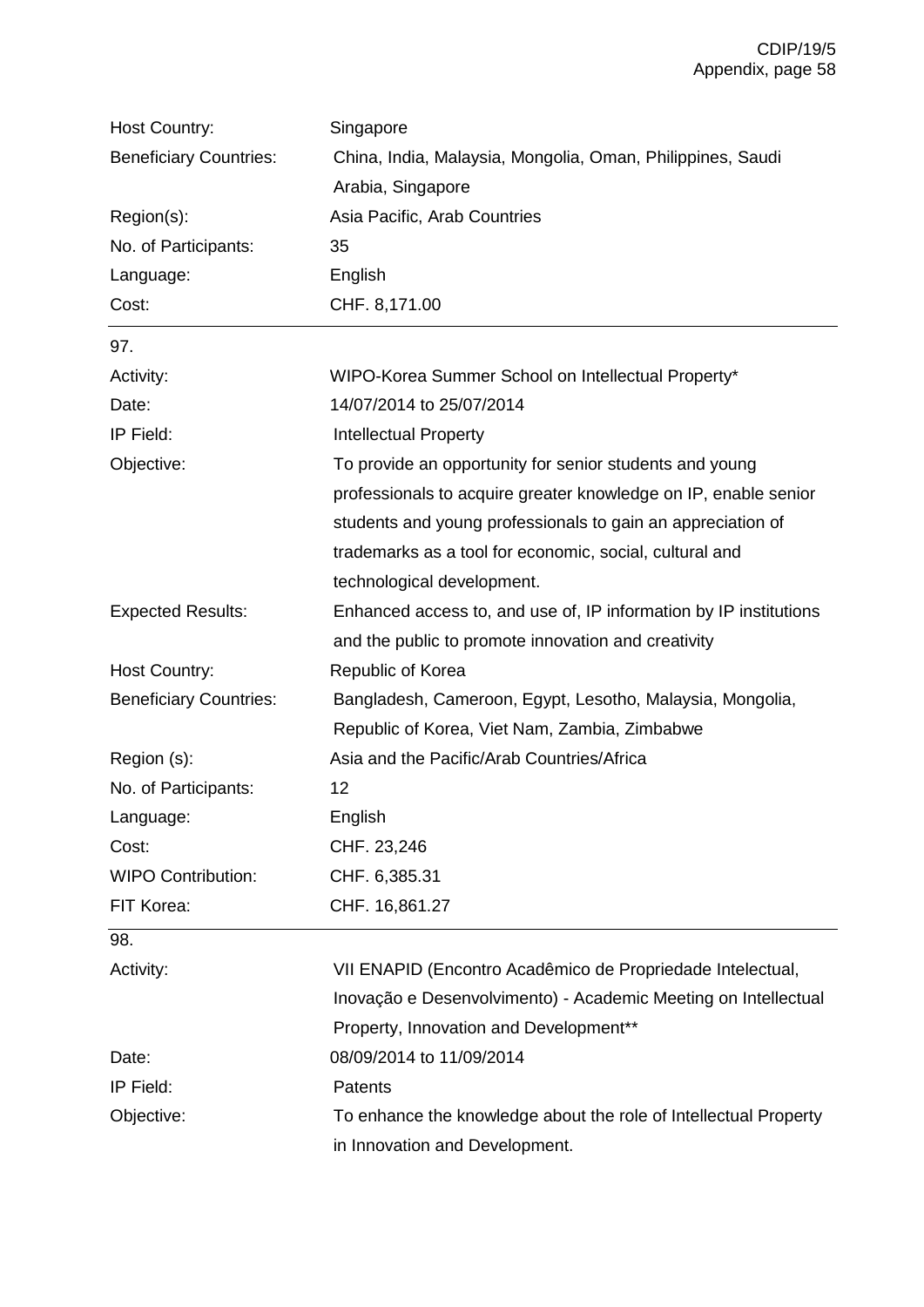| | |
|---|---|
| Host Country: | Singapore |
| Beneficiary Countries: | China, India, Malaysia, Mongolia, Oman, Philippines, Saudi Arabia, Singapore |
| Region(s): | Asia Pacific, Arab Countries |
| No. of Participants: | 35 |
| Language: | English |
| Cost: | CHF. 8,171.00 |

97.

| | |
|---|---|
| Activity: | WIPO-Korea Summer School on Intellectual Property* |
| Date: | 14/07/2014 to 25/07/2014 |
| IP Field: | Intellectual Property |
| Objective: | To provide an opportunity for senior students and young professionals to acquire greater knowledge on IP, enable senior students and young professionals to gain an appreciation of trademarks as a tool for economic, social, cultural and technological development. |
| Expected Results: | Enhanced access to, and use of, IP information by IP institutions and the public to promote innovation and creativity |
| Host Country: | Republic of Korea |
| Beneficiary Countries: | Bangladesh, Cameroon, Egypt, Lesotho, Malaysia, Mongolia, Republic of Korea, Viet Nam, Zambia, Zimbabwe |
| Region (s): | Asia and the Pacific/Arab Countries/Africa |
| No. of Participants: | 12 |
| Language: | English |
| Cost: | CHF. 23,246 |
| WIPO Contribution: | CHF. 6,385.31 |
| FIT Korea: | CHF. 16,861.27 |

98.

| | |
|---|---|
| Activity: | VII ENAPID (Encontro Acadêmico de Propriedade Intelectual, Inovação e Desenvolvimento) - Academic Meeting on Intellectual Property, Innovation and Development** |
| Date: | 08/09/2014 to 11/09/2014 |
| IP Field: | Patents |
| Objective: | To enhance the knowledge about the role of Intellectual Property in Innovation and Development. |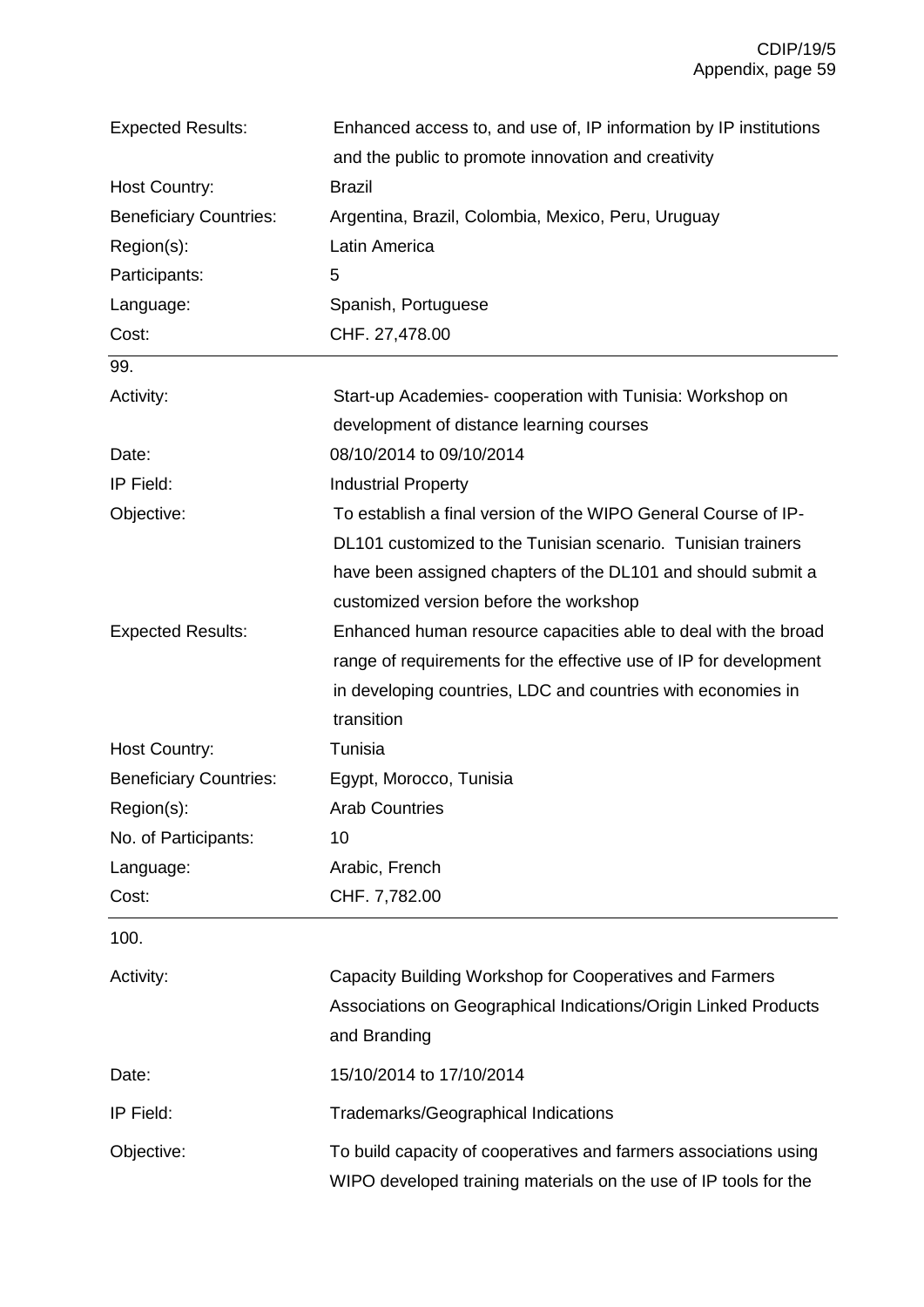| | |
|---|---|
| Expected Results: | Enhanced access to, and use of, IP information by IP institutions and the public to promote innovation and creativity |
| Host Country: | Brazil |
| Beneficiary Countries: | Argentina, Brazil, Colombia, Mexico, Peru, Uruguay |
| Region(s): | Latin America |
| Participants: | 5 |
| Language: | Spanish, Portuguese |
| Cost: | CHF. 27,478.00 |

99.

| | |
|---|---|
| Activity: | Start-up Academies- cooperation with Tunisia: Workshop on development of distance learning courses |
| Date: | 08/10/2014 to 09/10/2014 |
| IP Field: | Industrial Property |
| Objective: | To establish a final version of the WIPO General Course of IP-DL101 customized to the Tunisian scenario. Tunisian trainers have been assigned chapters of the DL101 and should submit a customized version before the workshop |
| Expected Results: | Enhanced human resource capacities able to deal with the broad range of requirements for the effective use of IP for development in developing countries, LDC and countries with economies in transition |
| Host Country: | Tunisia |
| Beneficiary Countries: | Egypt, Morocco, Tunisia |
| Region(s): | Arab Countries |
| No. of Participants: | 10 |
| Language: | Arabic, French |
| Cost: | CHF. 7,782.00 |

100.

| | |
|---|---|
| Activity: | Capacity Building Workshop for Cooperatives and Farmers Associations on Geographical Indications/Origin Linked Products and Branding |
| Date: | 15/10/2014 to 17/10/2014 |
| IP Field: | Trademarks/Geographical Indications |
| Objective: | To build capacity of cooperatives and farmers associations using WIPO developed training materials on the use of IP tools for the |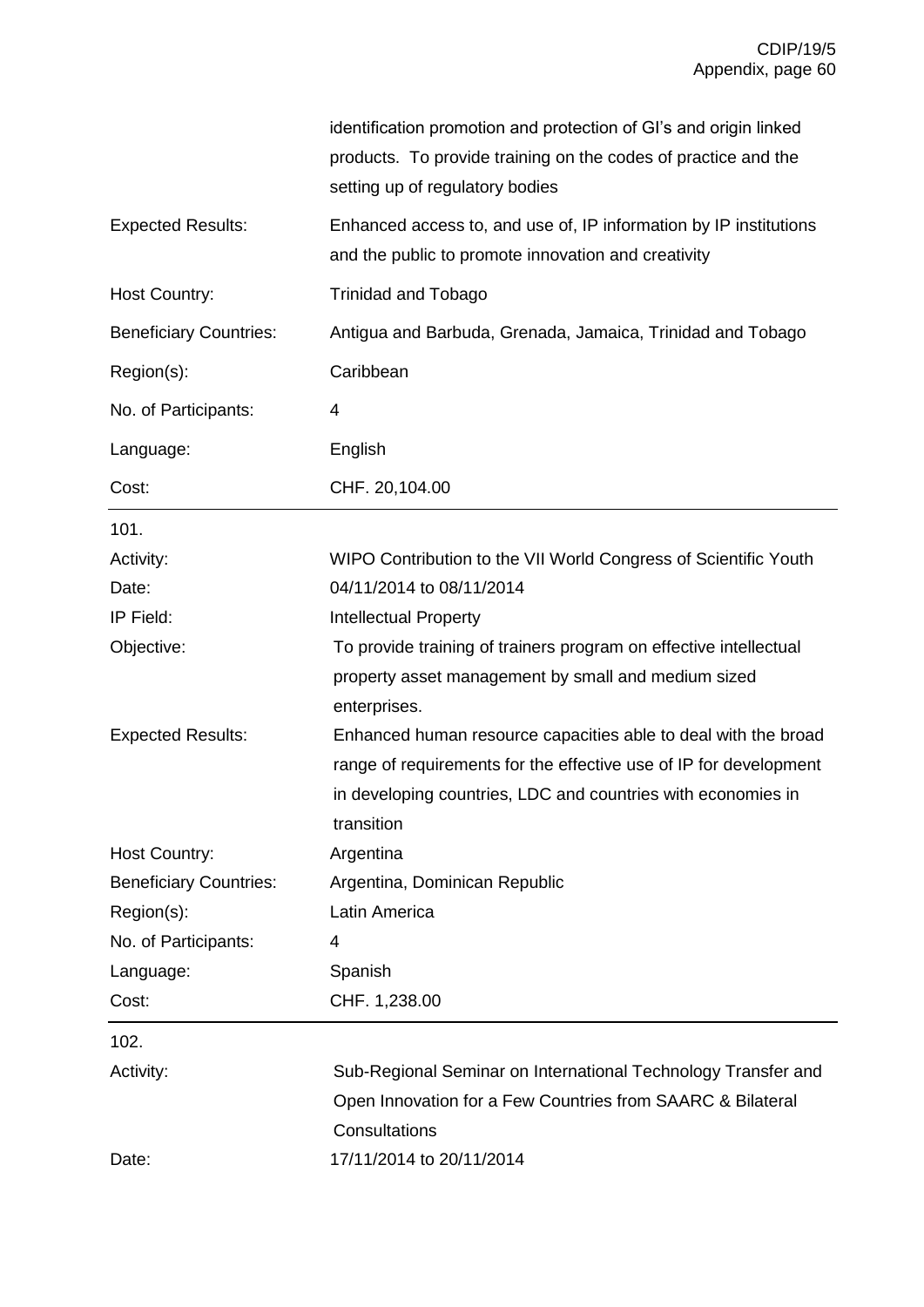| | |
|---|---|
| | identification promotion and protection of GI's and origin linked products. To provide training on the codes of practice and the setting up of regulatory bodies |
| Expected Results: | Enhanced access to, and use of, IP information by IP institutions and the public to promote innovation and creativity |
| Host Country: | Trinidad and Tobago |
| Beneficiary Countries: | Antigua and Barbuda, Grenada, Jamaica, Trinidad and Tobago |
| Region(s): | Caribbean |
| No. of Participants: | 4 |
| Language: | English |
| Cost: | CHF. 20,104.00 |

| 101. | |
|---|---|
| Activity: | WIPO Contribution to the VII World Congress of Scientific Youth |
| Date: | 04/11/2014 to 08/11/2014 |
| IP Field: | Intellectual Property |
| Objective: | To provide training of trainers program on effective intellectual property asset management by small and medium sized enterprises. |
| Expected Results: | Enhanced human resource capacities able to deal with the broad range of requirements for the effective use of IP for development in developing countries, LDC and countries with economies in transition |
| Host Country: | Argentina |
| Beneficiary Countries: | Argentina, Dominican Republic |
| Region(s): | Latin America |
| No. of Participants: | 4 |
| Language: | Spanish |
| Cost: | CHF. 1,238.00 |

| 102. | |
|---|---|
| Activity: | Sub-Regional Seminar on International Technology Transfer and Open Innovation for a Few Countries from SAARC & Bilateral Consultations |
| Date: | 17/11/2014 to 20/11/2014 |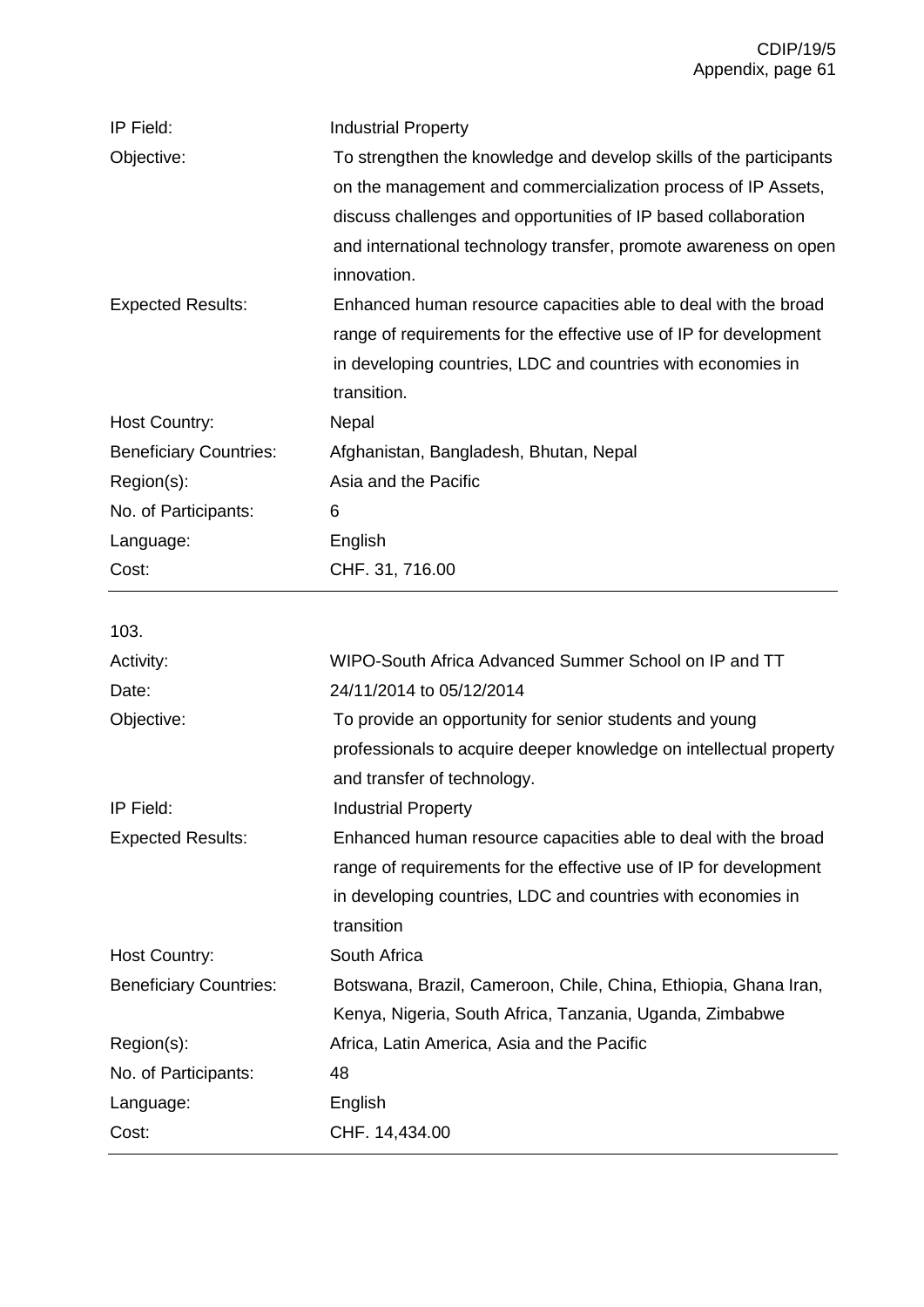| | |
|---|---|
| IP Field: | Industrial Property |
| Objective: | To strengthen the knowledge and develop skills of the participants on the management and commercialization process of IP Assets, discuss challenges and opportunities of IP based collaboration and international technology transfer, promote awareness on open innovation. |
| Expected Results: | Enhanced human resource capacities able to deal with the broad range of requirements for the effective use of IP for development in developing countries, LDC and countries with economies in transition. |
| Host Country: | Nepal |
| Beneficiary Countries: | Afghanistan, Bangladesh, Bhutan, Nepal |
| Region(s): | Asia and the Pacific |
| No. of Participants: | 6 |
| Language: | English |
| Cost: | CHF. 31, 716.00 |

103.

| | |
|---|---|
| Activity: | WIPO-South Africa Advanced Summer School on IP and TT |
| Date: | 24/11/2014 to 05/12/2014 |
| Objective: | To provide an opportunity for senior students and young professionals to acquire deeper knowledge on intellectual property and transfer of technology. |
| IP Field: | Industrial Property |
| Expected Results: | Enhanced human resource capacities able to deal with the broad range of requirements for the effective use of IP for development in developing countries, LDC and countries with economies in transition |
| Host Country: | South Africa |
| Beneficiary Countries: | Botswana, Brazil, Cameroon, Chile, China, Ethiopia, Ghana Iran, Kenya, Nigeria, South Africa, Tanzania, Uganda, Zimbabwe |
| Region(s): | Africa, Latin America, Asia and the Pacific |
| No. of Participants: | 48 |
| Language: | English |
| Cost: | CHF. 14,434.00 |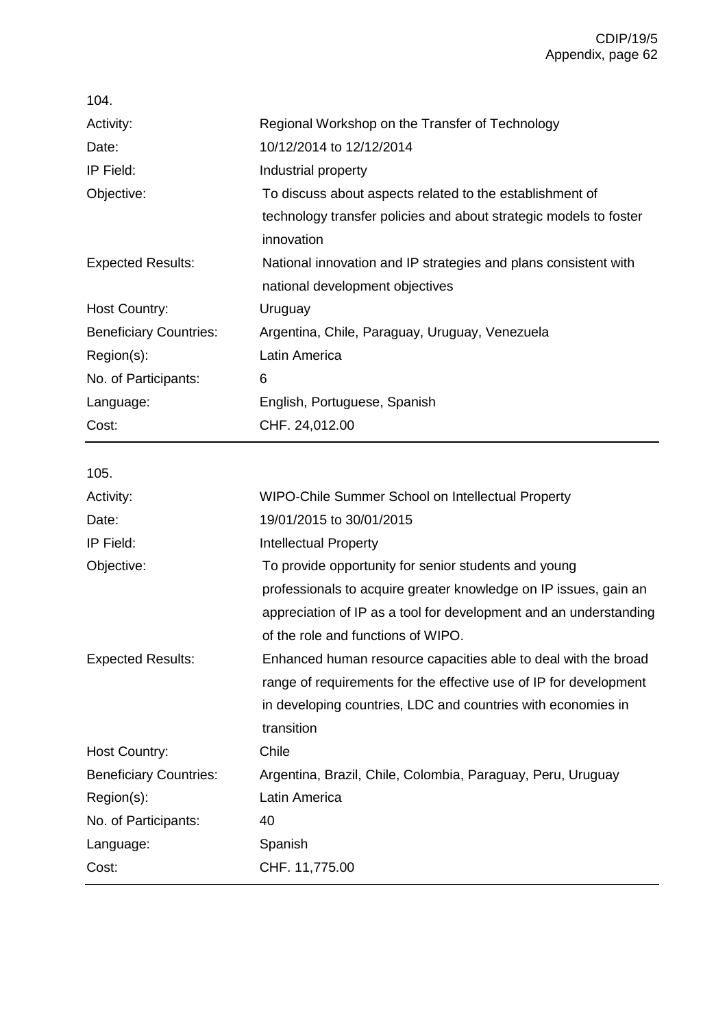104.

| | |
|---|---|
| Activity: | Regional Workshop on the Transfer of Technology |
| Date: | 10/12/2014 to 12/12/2014 |
| IP Field: | Industrial property |
| Objective: | To discuss about aspects related to the establishment of technology transfer policies and about strategic models to foster innovation |
| Expected Results: | National innovation and IP strategies and plans consistent with national development objectives |
| Host Country: | Uruguay |
| Beneficiary Countries: | Argentina, Chile, Paraguay, Uruguay, Venezuela |
| Region(s): | Latin America |
| No. of Participants: | 6 |
| Language: | English, Portuguese, Spanish |
| Cost: | CHF. 24,012.00 |

105.

| | |
|---|---|
| Activity: | WIPO-Chile Summer School on Intellectual Property |
| Date: | 19/01/2015 to 30/01/2015 |
| IP Field: | Intellectual Property |
| Objective: | To provide opportunity for senior students and young professionals to acquire greater knowledge on IP issues, gain an appreciation of IP as a tool for development and an understanding of the role and functions of WIPO. |
| Expected Results: | Enhanced human resource capacities able to deal with the broad range of requirements for the effective use of IP for development in developing countries, LDC and countries with economies in transition |
| Host Country: | Chile |
| Beneficiary Countries: | Argentina, Brazil, Chile, Colombia, Paraguay, Peru, Uruguay |
| Region(s): | Latin America |
| No. of Participants: | 40 |
| Language: | Spanish |
| Cost: | CHF. 11,775.00 |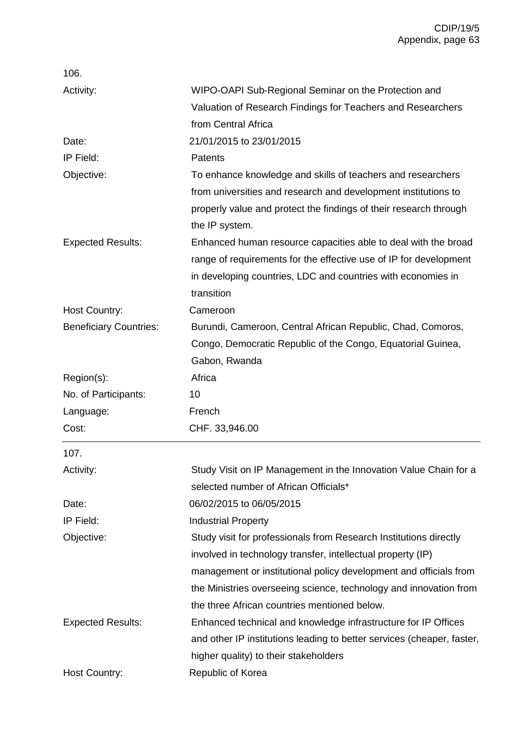106.

| | |
|---|---|
| Activity: | WIPO-OAPI Sub-Regional Seminar on the Protection and Valuation of Research Findings for Teachers and Researchers from Central Africa |
| Date: | 21/01/2015 to 23/01/2015 |
| IP Field: | Patents |
| Objective: | To enhance knowledge and skills of teachers and researchers from universities and research and development institutions to properly value and protect the findings of their research through the IP system. |
| Expected Results: | Enhanced human resource capacities able to deal with the broad range of requirements for the effective use of IP for development in developing countries, LDC and countries with economies in transition |
| Host Country: | Cameroon |
| Beneficiary Countries: | Burundi, Cameroon, Central African Republic, Chad, Comoros, Congo, Democratic Republic of the Congo, Equatorial Guinea, Gabon, Rwanda |
| Region(s): | Africa |
| No. of Participants: | 10 |
| Language: | French |
| Cost: | CHF. 33,946.00 |

107.

| | |
|---|---|
| Activity: | Study Visit on IP Management in the Innovation Value Chain for a selected number of African Officials* |
| Date: | 06/02/2015 to 06/05/2015 |
| IP Field: | Industrial Property |
| Objective: | Study visit for professionals from Research Institutions directly involved in technology transfer, intellectual property (IP) management or institutional policy development and officials from the Ministries overseeing science, technology and innovation from the three African countries mentioned below. |
| Expected Results: | Enhanced technical and knowledge infrastructure for IP Offices and other IP institutions leading to better services (cheaper, faster, higher quality) to their stakeholders |
| Host Country: | Republic of Korea |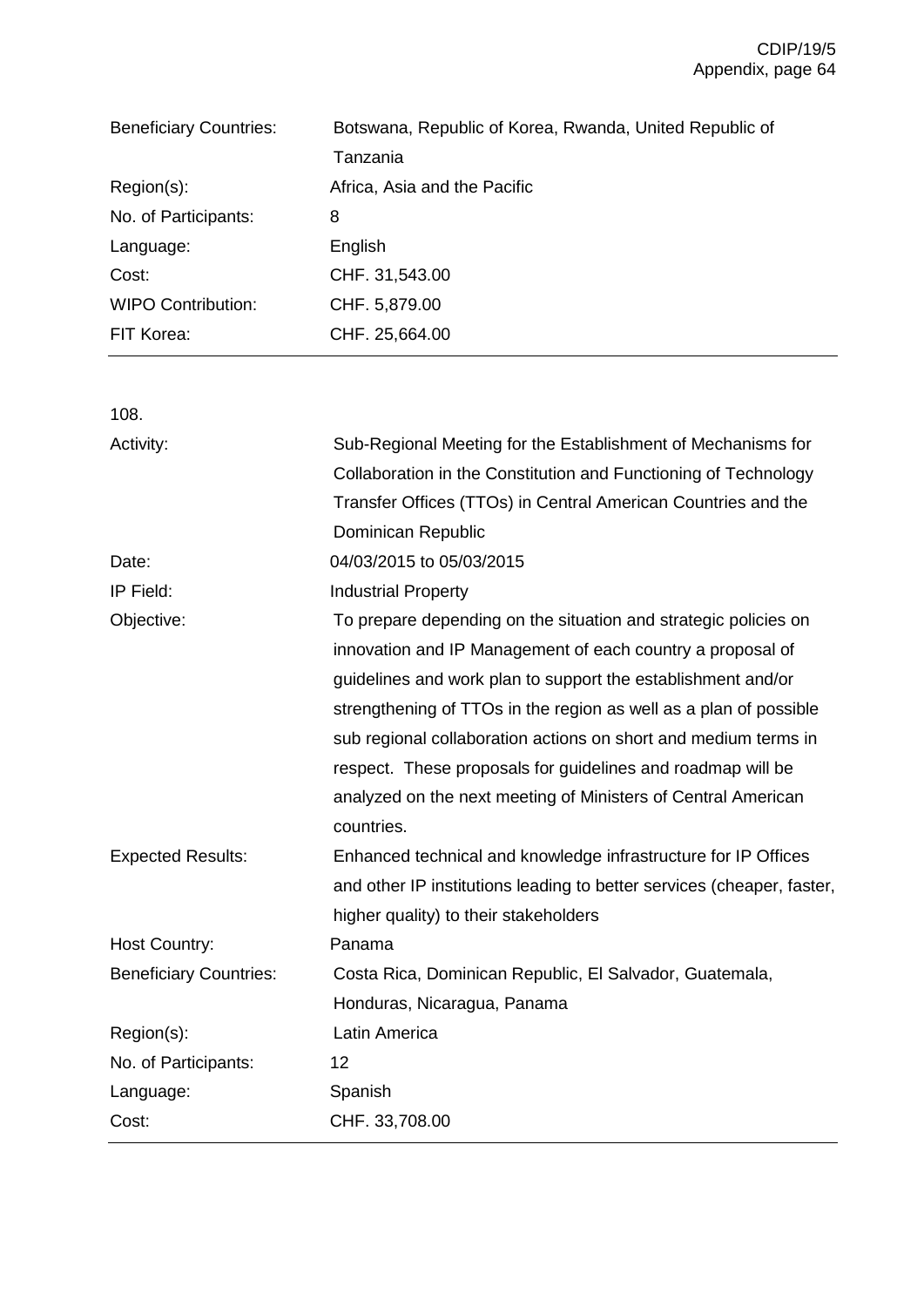| | |
|---|---|
| Beneficiary Countries: | Botswana, Republic of Korea, Rwanda, United Republic of Tanzania |
| Region(s): | Africa, Asia and the Pacific |
| No. of Participants: | 8 |
| Language: | English |
| Cost: | CHF. 31,543.00 |
| WIPO Contribution: | CHF. 5,879.00 |
| FIT Korea: | CHF. 25,664.00 |

108.

| | |
|---|---|
| Activity: | Sub-Regional Meeting for the Establishment of Mechanisms for Collaboration in the Constitution and Functioning of Technology Transfer Offices (TTOs) in Central American Countries and the Dominican Republic |
| Date: | 04/03/2015 to 05/03/2015 |
| IP Field: | Industrial Property |
| Objective: | To prepare depending on the situation and strategic policies on innovation and IP Management of each country a proposal of guidelines and work plan to support the establishment and/or strengthening of TTOs in the region as well as a plan of possible sub regional collaboration actions on short and medium terms in respect. These proposals for guidelines and roadmap will be analyzed on the next meeting of Ministers of Central American countries. |
| Expected Results: | Enhanced technical and knowledge infrastructure for IP Offices and other IP institutions leading to better services (cheaper, faster, higher quality) to their stakeholders |
| Host Country: | Panama |
| Beneficiary Countries: | Costa Rica, Dominican Republic, El Salvador, Guatemala, Honduras, Nicaragua, Panama |
| Region(s): | Latin America |
| No. of Participants: | 12 |
| Language: | Spanish |
| Cost: | CHF. 33,708.00 |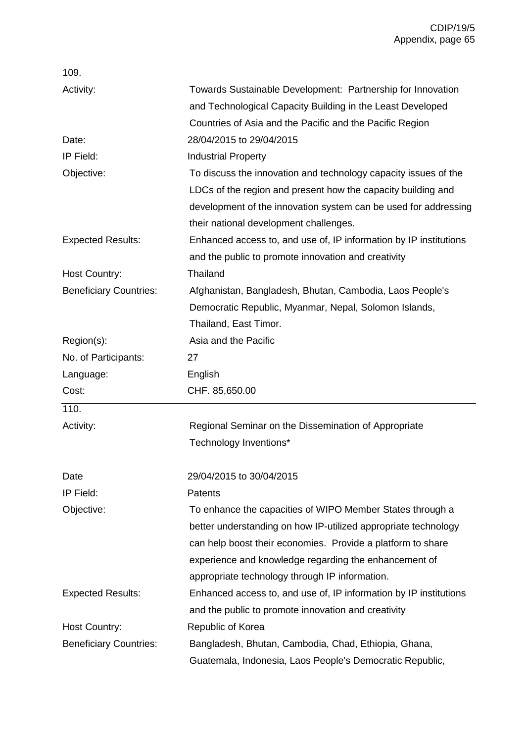109.

| | |
|---|---|
| Activity: | Towards Sustainable Development: Partnership for Innovation and Technological Capacity Building in the Least Developed Countries of Asia and the Pacific and the Pacific Region |
| Date: | 28/04/2015 to 29/04/2015 |
| IP Field: | Industrial Property |
| Objective: | To discuss the innovation and technology capacity issues of the LDCs of the region and present how the capacity building and development of the innovation system can be used for addressing their national development challenges. |
| Expected Results: | Enhanced access to, and use of, IP information by IP institutions and the public to promote innovation and creativity |
| Host Country: | Thailand |
| Beneficiary Countries: | Afghanistan, Bangladesh, Bhutan, Cambodia, Laos People's Democratic Republic, Myanmar, Nepal, Solomon Islands, Thailand, East Timor. |
| Region(s): | Asia and the Pacific |
| No. of Participants: | 27 |
| Language: | English |
| Cost: | CHF. 85,650.00 |

110.

| | |
|---|---|
| Activity: | Regional Seminar on the Dissemination of Appropriate Technology Inventions* |
| Date | 29/04/2015 to 30/04/2015 |
| IP Field: | Patents |
| Objective: | To enhance the capacities of WIPO Member States through a better understanding on how IP-utilized appropriate technology can help boost their economies. Provide a platform to share experience and knowledge regarding the enhancement of appropriate technology through IP information. |
| Expected Results: | Enhanced access to, and use of, IP information by IP institutions and the public to promote innovation and creativity |
| Host Country: | Republic of Korea |
| Beneficiary Countries: | Bangladesh, Bhutan, Cambodia, Chad, Ethiopia, Ghana, Guatemala, Indonesia, Laos People's Democratic Republic, |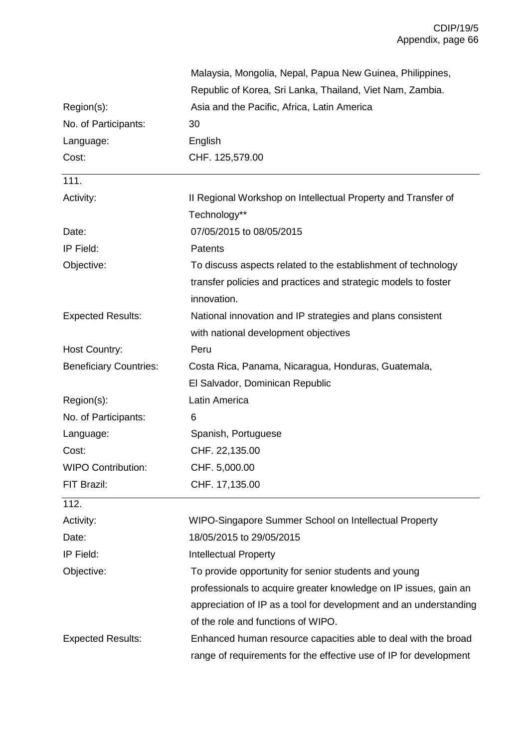| | |
|---|---|
| | Malaysia, Mongolia, Nepal, Papua New Guinea, Philippines, Republic of Korea, Sri Lanka, Thailand, Viet Nam, Zambia. |
| Region(s): | Asia and the Pacific, Africa, Latin America |
| No. of Participants: | 30 |
| Language: | English |
| Cost: | CHF. 125,579.00 |

---

111.

| | |
|---|---|
| Activity: | II Regional Workshop on Intellectual Property and Transfer of Technology** |
| Date: | 07/05/2015 to 08/05/2015 |
| IP Field: | Patents |
| Objective: | To discuss aspects related to the establishment of technology transfer policies and practices and strategic models to foster innovation. |
| Expected Results: | National innovation and IP strategies and plans consistent with national development objectives |
| Host Country: | Peru |
| Beneficiary Countries: | Costa Rica, Panama, Nicaragua, Honduras, Guatemala, El Salvador, Dominican Republic |
| Region(s): | Latin America |
| No. of Participants: | 6 |
| Language: | Spanish, Portuguese |
| Cost: | CHF. 22,135.00 |
| WIPO Contribution: | CHF. 5,000.00 |
| FIT Brazil: | CHF. 17,135.00 |

---

112.

| | |
|---|---|
| Activity: | WIPO-Singapore Summer School on Intellectual Property |
| Date: | 18/05/2015 to 29/05/2015 |
| IP Field: | Intellectual Property |
| Objective: | To provide opportunity for senior students and young professionals to acquire greater knowledge on IP issues, gain an appreciation of IP as a tool for development and an understanding of the role and functions of WIPO. |
| Expected Results: | Enhanced human resource capacities able to deal with the broad range of requirements for the effective use of IP for development |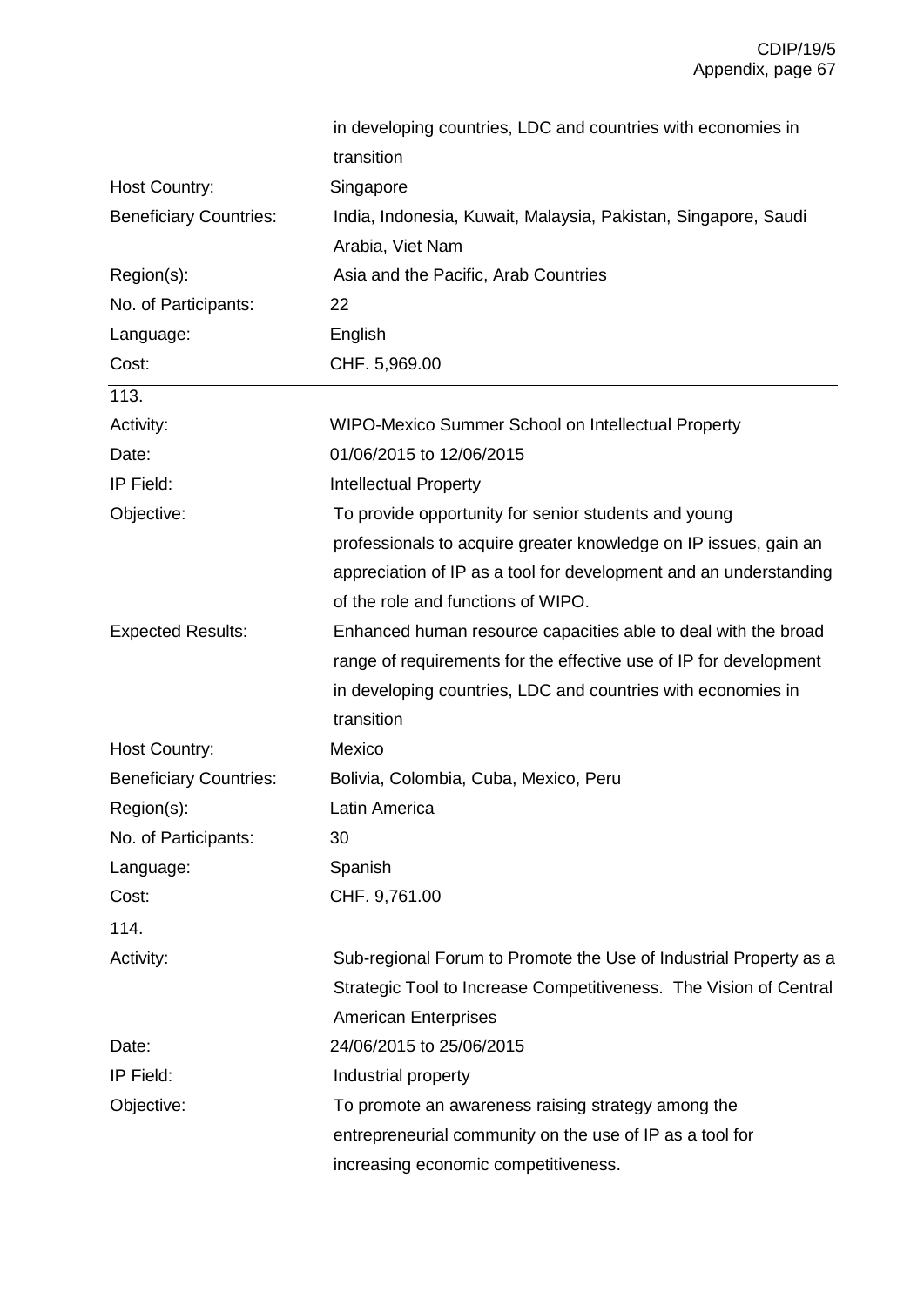| | |
|---|---|
| | in developing countries, LDC and countries with economies in transition |
| Host Country: | Singapore |
| Beneficiary Countries: | India, Indonesia, Kuwait, Malaysia, Pakistan, Singapore, Saudi Arabia, Viet Nam |
| Region(s): | Asia and the Pacific, Arab Countries |
| No. of Participants: | 22 |
| Language: | English |
| Cost: | CHF. 5,969.00 |

| 113. | |
|---|---|
| Activity: | WIPO-Mexico Summer School on Intellectual Property |
| Date: | 01/06/2015 to 12/06/2015 |
| IP Field: | Intellectual Property |
| Objective: | To provide opportunity for senior students and young professionals to acquire greater knowledge on IP issues, gain an appreciation of IP as a tool for development and an understanding of the role and functions of WIPO. |
| Expected Results: | Enhanced human resource capacities able to deal with the broad range of requirements for the effective use of IP for development in developing countries, LDC and countries with economies in transition |
| Host Country: | Mexico |
| Beneficiary Countries: | Bolivia, Colombia, Cuba, Mexico, Peru |
| Region(s): | Latin America |
| No. of Participants: | 30 |
| Language: | Spanish |
| Cost: | CHF. 9,761.00 |

| 114. | |
|---|---|
| Activity: | Sub-regional Forum to Promote the Use of Industrial Property as a Strategic Tool to Increase Competitiveness. The Vision of Central American Enterprises |
| Date: | 24/06/2015 to 25/06/2015 |
| IP Field: | Industrial property |
| Objective: | To promote an awareness raising strategy among the entrepreneurial community on the use of IP as a tool for increasing economic competitiveness. |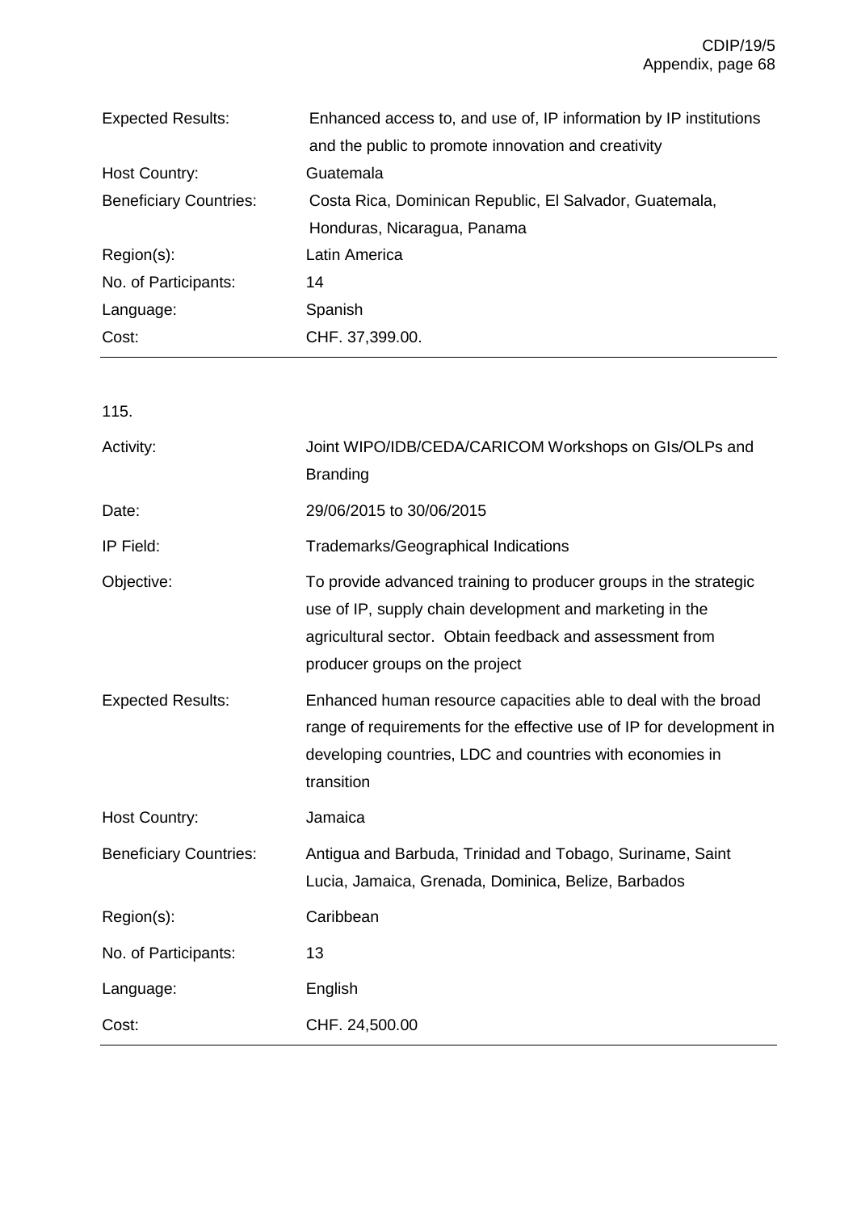| | |
|---|---|
| Expected Results: | Enhanced access to, and use of, IP information by IP institutions and the public to promote innovation and creativity |
| Host Country: | Guatemala |
| Beneficiary Countries: | Costa Rica, Dominican Republic, El Salvador, Guatemala, Honduras, Nicaragua, Panama |
| Region(s): | Latin America |
| No. of Participants: | 14 |
| Language: | Spanish |
| Cost: | CHF. 37,399.00. |

115.

| | |
|---|---|
| Activity: | Joint WIPO/IDB/CEDA/CARICOM Workshops on GIs/OLPs and Branding |
| Date: | 29/06/2015 to 30/06/2015 |
| IP Field: | Trademarks/Geographical Indications |
| Objective: | To provide advanced training to producer groups in the strategic use of IP, supply chain development and marketing in the agricultural sector. Obtain feedback and assessment from producer groups on the project |
| Expected Results: | Enhanced human resource capacities able to deal with the broad range of requirements for the effective use of IP for development in developing countries, LDC and countries with economies in transition |
| Host Country: | Jamaica |
| Beneficiary Countries: | Antigua and Barbuda, Trinidad and Tobago, Suriname, Saint Lucia, Jamaica, Grenada, Dominica, Belize, Barbados |
| Region(s): | Caribbean |
| No. of Participants: | 13 |
| Language: | English |
| Cost: | CHF. 24,500.00 |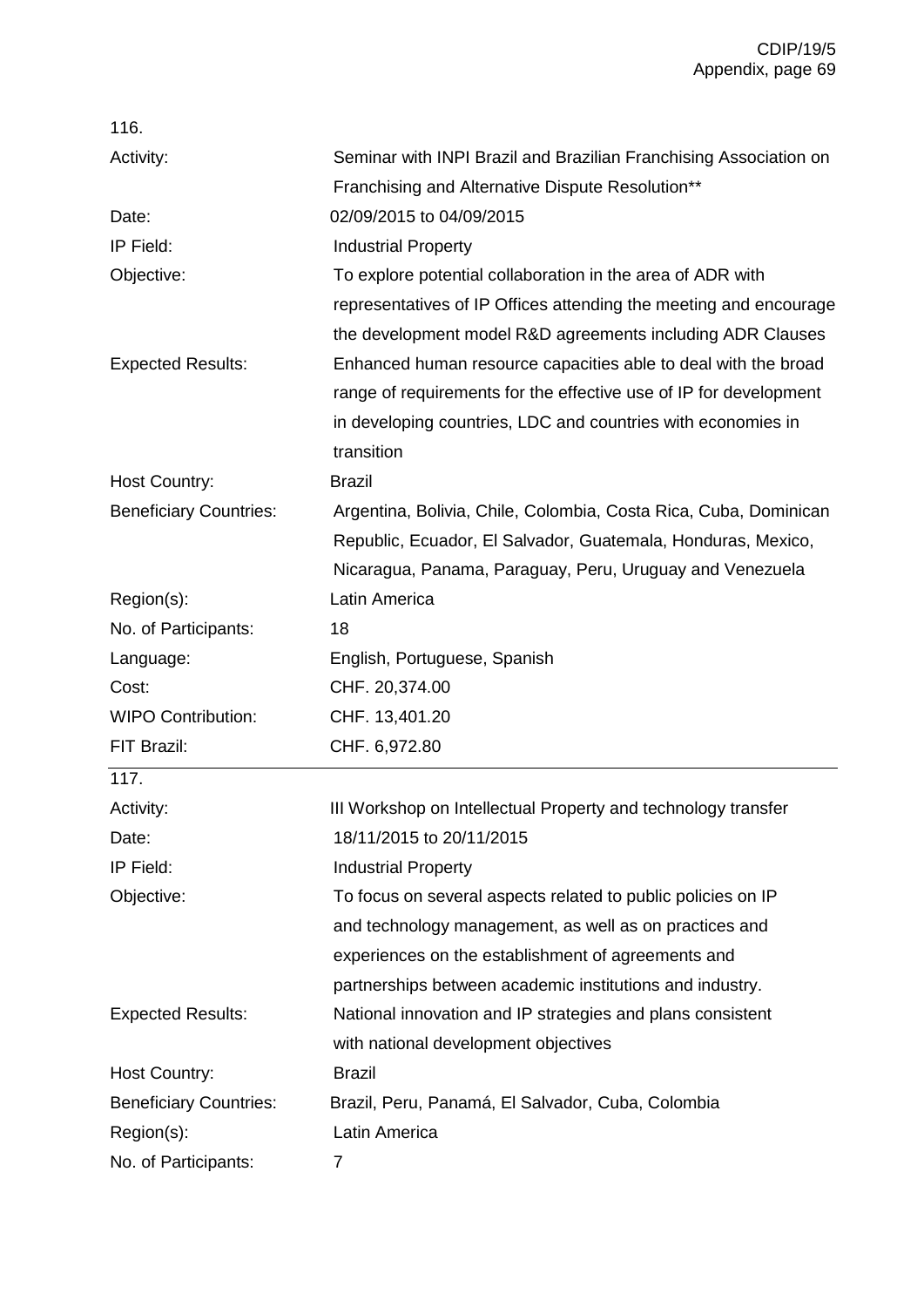116.

| | |
|---|---|
| Activity: | Seminar with INPI Brazil and Brazilian Franchising Association on Franchising and Alternative Dispute Resolution** |
| Date: | 02/09/2015 to 04/09/2015 |
| IP Field: | Industrial Property |
| Objective: | To explore potential collaboration in the area of ADR with representatives of IP Offices attending the meeting and encourage the development model R&D agreements including ADR Clauses |
| Expected Results: | Enhanced human resource capacities able to deal with the broad range of requirements for the effective use of IP for development in developing countries, LDC and countries with economies in transition |
| Host Country: | Brazil |
| Beneficiary Countries: | Argentina, Bolivia, Chile, Colombia, Costa Rica, Cuba, Dominican Republic, Ecuador, El Salvador, Guatemala, Honduras, Mexico, Nicaragua, Panama, Paraguay, Peru, Uruguay and Venezuela |
| Region(s): | Latin America |
| No. of Participants: | 18 |
| Language: | English, Portuguese, Spanish |
| Cost: | CHF. 20,374.00 |
| WIPO Contribution: | CHF. 13,401.20 |
| FIT Brazil: | CHF. 6,972.80 |

117.

| | |
|---|---|
| Activity: | III Workshop on Intellectual Property and technology transfer |
| Date: | 18/11/2015 to 20/11/2015 |
| IP Field: | Industrial Property |
| Objective: | To focus on several aspects related to public policies on IP and technology management, as well as on practices and experiences on the establishment of agreements and partnerships between academic institutions and industry. |
| Expected Results: | National innovation and IP strategies and plans consistent with national development objectives |
| Host Country: | Brazil |
| Beneficiary Countries: | Brazil, Peru, Panamá, El Salvador, Cuba, Colombia |
| Region(s): | Latin America |
| No. of Participants: | 7 |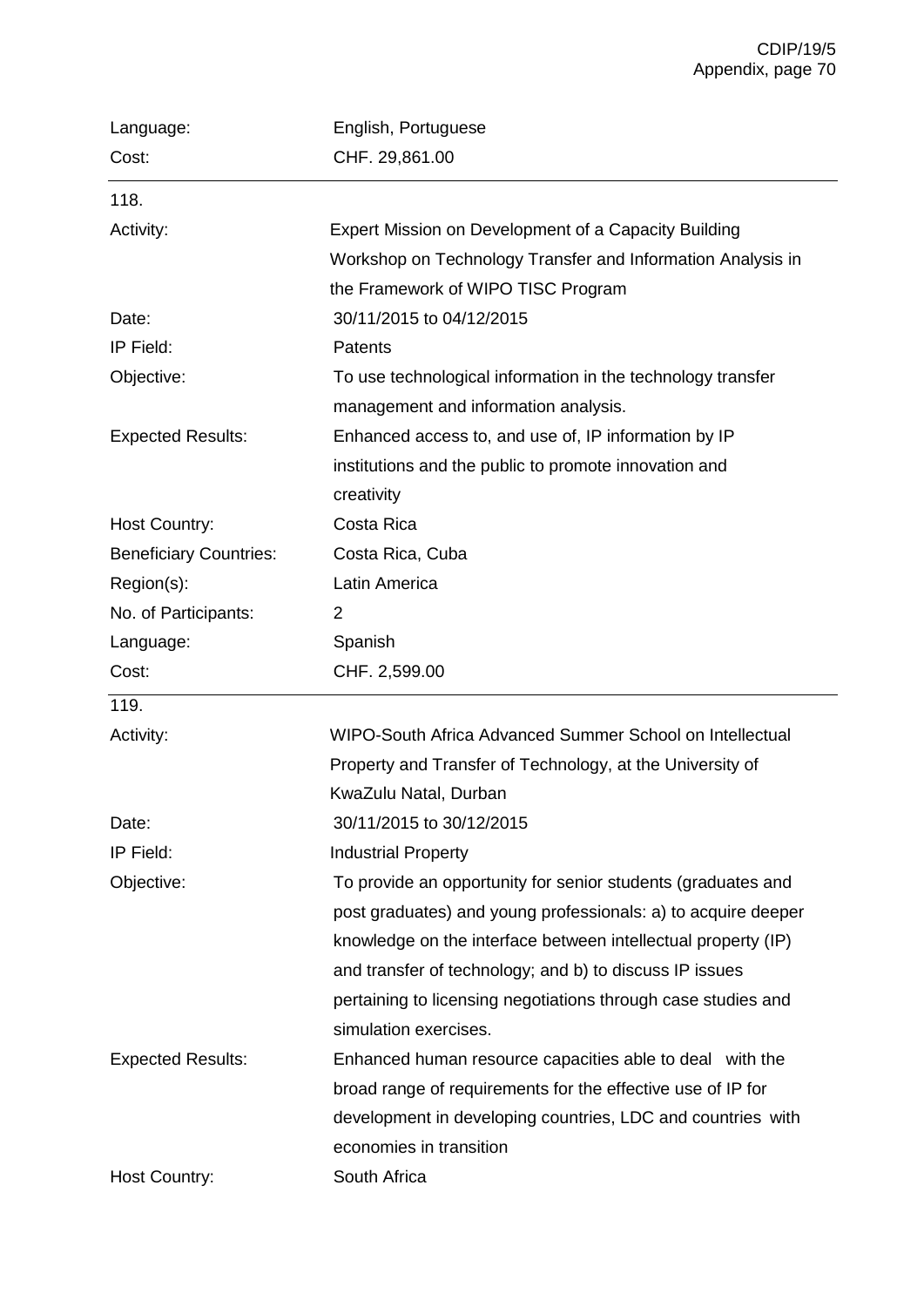| | |
|---|---|
| Language: | English, Portuguese |
| Cost: | CHF. 29,861.00 |

118.

| | |
|---|---|
| Activity: | Expert Mission on Development of a Capacity Building Workshop on Technology Transfer and Information Analysis in the Framework of WIPO TISC Program |
| Date: | 30/11/2015 to 04/12/2015 |
| IP Field: | Patents |
| Objective: | To use technological information in the technology transfer management and information analysis. |
| Expected Results: | Enhanced access to, and use of, IP information by IP institutions and the public to promote innovation and creativity |
| Host Country: | Costa Rica |
| Beneficiary Countries: | Costa Rica, Cuba |
| Region(s): | Latin America |
| No. of Participants: | 2 |
| Language: | Spanish |
| Cost: | CHF. 2,599.00 |

119.

| | |
|---|---|
| Activity: | WIPO-South Africa Advanced Summer School on Intellectual Property and Transfer of Technology, at the University of KwaZulu Natal, Durban |
| Date: | 30/11/2015 to 30/12/2015 |
| IP Field: | Industrial Property |
| Objective: | To provide an opportunity for senior students (graduates and post graduates) and young professionals: a) to acquire deeper knowledge on the interface between intellectual property (IP) and transfer of technology; and b) to discuss IP issues pertaining to licensing negotiations through case studies and simulation exercises. |
| Expected Results: | Enhanced human resource capacities able to deal with the broad range of requirements for the effective use of IP for development in developing countries, LDC and countries with economies in transition |
| Host Country: | South Africa |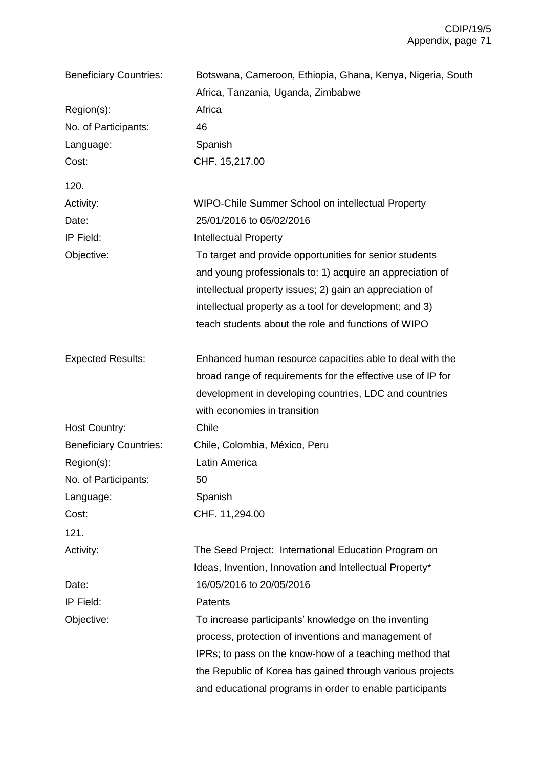| | |
|---|---|
| Beneficiary Countries: | Botswana, Cameroon, Ethiopia, Ghana, Kenya, Nigeria, South Africa, Tanzania, Uganda, Zimbabwe |
| Region(s): | Africa |
| No. of Participants: | 46 |
| Language: | Spanish |
| Cost: | CHF. 15,217.00 |

120.

| | |
|---|---|
| Activity: | WIPO-Chile Summer School on intellectual Property |
| Date: | 25/01/2016 to 05/02/2016 |
| IP Field: | Intellectual Property |
| Objective: | To target and provide opportunities for senior students and young professionals to: 1) acquire an appreciation of intellectual property issues; 2) gain an appreciation of intellectual property as a tool for development; and 3) teach students about the role and functions of WIPO |
| Expected Results: | Enhanced human resource capacities able to deal with the broad range of requirements for the effective use of IP for development in developing countries, LDC and countries with economies in transition |
| Host Country: | Chile |
| Beneficiary Countries: | Chile, Colombia, México, Peru |
| Region(s): | Latin America |
| No. of Participants: | 50 |
| Language: | Spanish |
| Cost: | CHF. 11,294.00 |

121.

| | |
|---|---|
| Activity: | The Seed Project: International Education Program on Ideas, Invention, Innovation and Intellectual Property* |
| Date: | 16/05/2016 to 20/05/2016 |
| IP Field: | Patents |
| Objective: | To increase participants' knowledge on the inventing process, protection of inventions and management of IPRs; to pass on the know-how of a teaching method that the Republic of Korea has gained through various projects and educational programs in order to enable participants |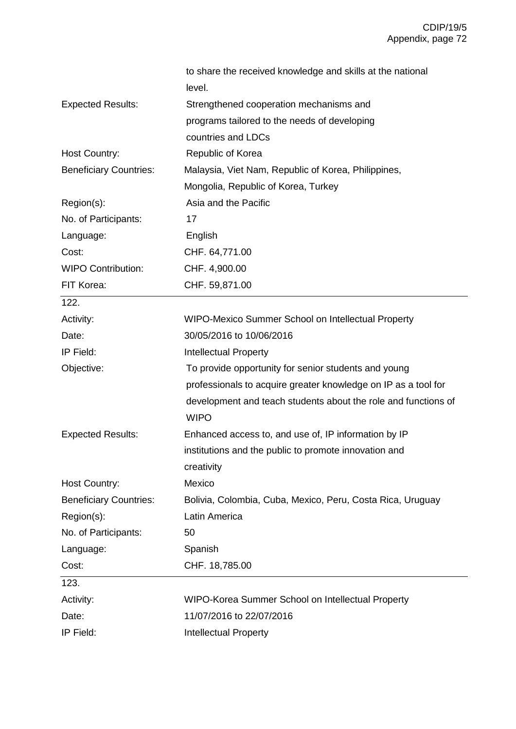| | |
|---|---|
| | to share the received knowledge and skills at the national level. |
| Expected Results: | Strengthened cooperation mechanisms and programs tailored to the needs of developing countries and LDCs |
| Host Country: | Republic of Korea |
| Beneficiary Countries: | Malaysia, Viet Nam, Republic of Korea, Philippines, Mongolia, Republic of Korea, Turkey |
| Region(s): | Asia and the Pacific |
| No. of Participants: | 17 |
| Language: | English |
| Cost: | CHF. 64,771.00 |
| WIPO Contribution: | CHF. 4,900.00 |
| FIT Korea: | CHF. 59,871.00 |

| | |
|---|---|
| 122. | |
| Activity: | WIPO-Mexico Summer School on Intellectual Property |
| Date: | 30/05/2016 to 10/06/2016 |
| IP Field: | Intellectual Property |
| Objective: | To provide opportunity for senior students and young professionals to acquire greater knowledge on IP as a tool for development and teach students about the role and functions of WIPO |
| Expected Results: | Enhanced access to, and use of, IP information by IP institutions and the public to promote innovation and creativity |
| Host Country: | Mexico |
| Beneficiary Countries: | Bolivia, Colombia, Cuba, Mexico, Peru, Costa Rica, Uruguay |
| Region(s): | Latin America |
| No. of Participants: | 50 |
| Language: | Spanish |
| Cost: | CHF. 18,785.00 |

| | |
|---|---|
| 123. | |
| Activity: | WIPO-Korea Summer School on Intellectual Property |
| Date: | 11/07/2016 to 22/07/2016 |
| IP Field: | Intellectual Property |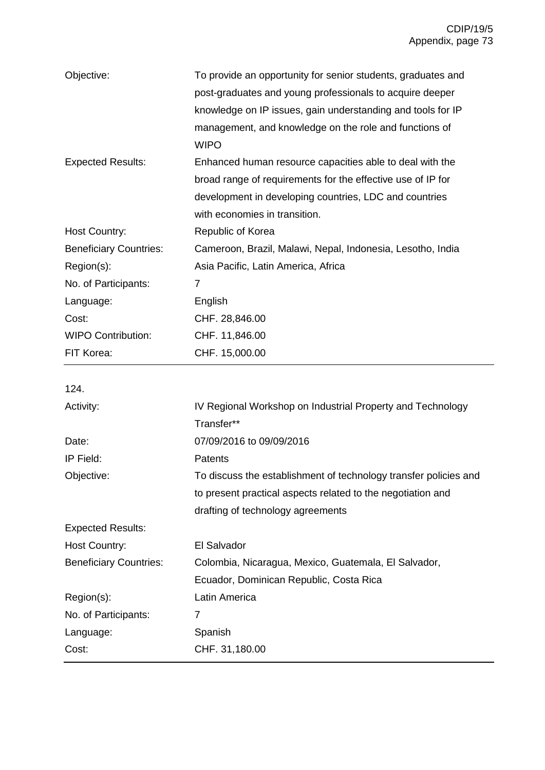| | |
|---|---|
| Objective: | To provide an opportunity for senior students, graduates and post-graduates and young professionals to acquire deeper knowledge on IP issues, gain understanding and tools for IP management, and knowledge on the role and functions of WIPO |
| Expected Results: | Enhanced human resource capacities able to deal with the broad range of requirements for the effective use of IP for development in developing countries, LDC and countries with economies in transition. |
| Host Country: | Republic of Korea |
| Beneficiary Countries: | Cameroon, Brazil, Malawi, Nepal, Indonesia, Lesotho, India |
| Region(s): | Asia Pacific, Latin America, Africa |
| No. of Participants: | 7 |
| Language: | English |
| Cost: | CHF. 28,846.00 |
| WIPO Contribution: | CHF. 11,846.00 |
| FIT Korea: | CHF. 15,000.00 |

124.

| | |
|---|---|
| Activity: | IV Regional Workshop on Industrial Property and Technology Transfer** |
| Date: | 07/09/2016 to 09/09/2016 |
| IP Field: | Patents |
| Objective: | To discuss the establishment of technology transfer policies and to present practical aspects related to the negotiation and drafting of technology agreements |
| Expected Results: | |
| Host Country: | El Salvador |
| Beneficiary Countries: | Colombia, Nicaragua, Mexico, Guatemala, El Salvador, Ecuador, Dominican Republic, Costa Rica |
| Region(s): | Latin America |
| No. of Participants: | 7 |
| Language: | Spanish |
| Cost: | CHF. 31,180.00 |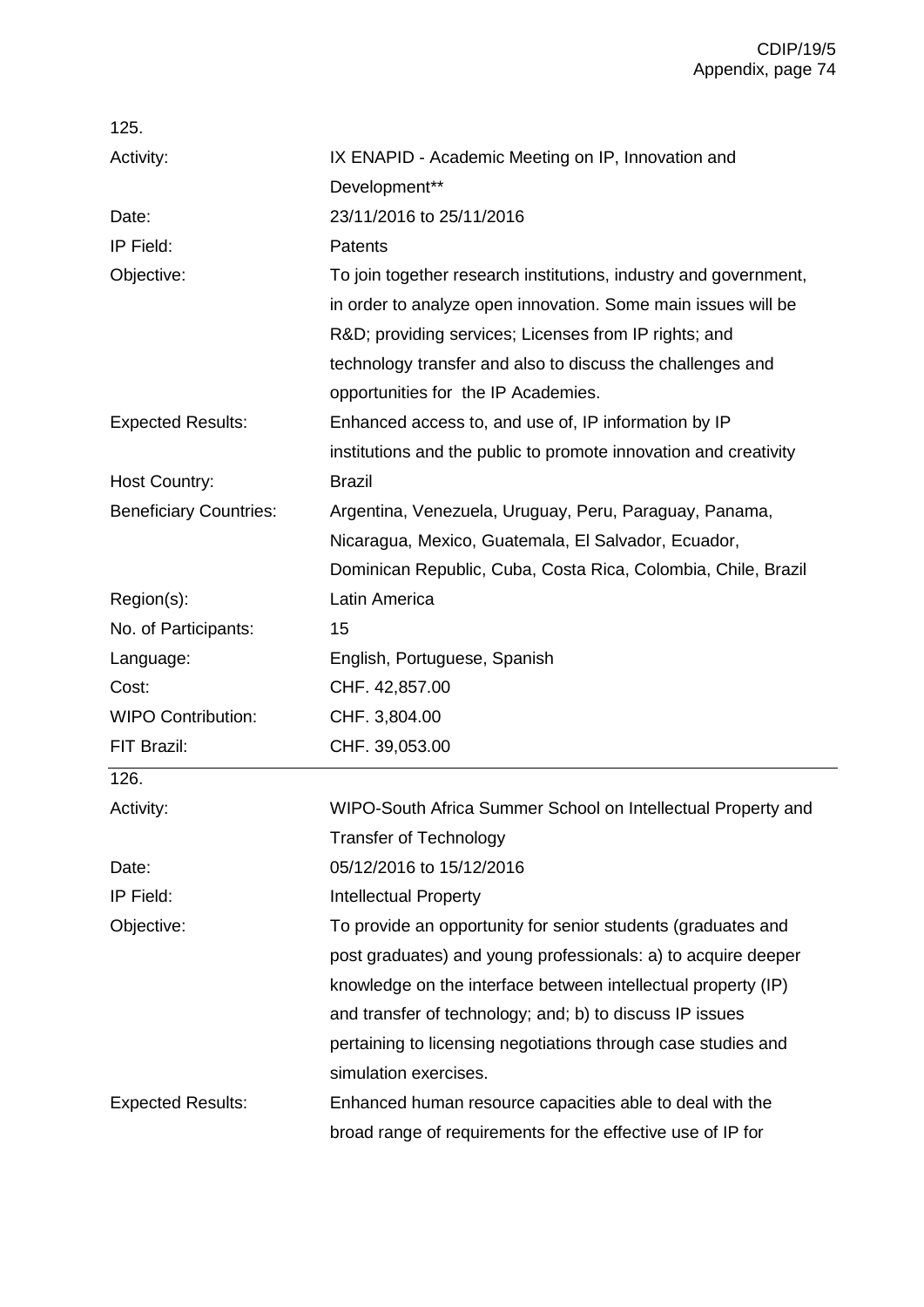125.

| | |
|---|---|
| Activity: | IX ENAPID - Academic Meeting on IP, Innovation and Development** |
| Date: | 23/11/2016 to 25/11/2016 |
| IP Field: | Patents |
| Objective: | To join together research institutions, industry and government, in order to analyze open innovation. Some main issues will be R&D; providing services; Licenses from IP rights; and technology transfer and also to discuss the challenges and opportunities for the IP Academies. |
| Expected Results: | Enhanced access to, and use of, IP information by IP institutions and the public to promote innovation and creativity |
| Host Country: | Brazil |
| Beneficiary Countries: | Argentina, Venezuela, Uruguay, Peru, Paraguay, Panama, Nicaragua, Mexico, Guatemala, El Salvador, Ecuador, Dominican Republic, Cuba, Costa Rica, Colombia, Chile, Brazil |
| Region(s): | Latin America |
| No. of Participants: | 15 |
| Language: | English, Portuguese, Spanish |
| Cost: | CHF. 42,857.00 |
| WIPO Contribution: | CHF. 3,804.00 |
| FIT Brazil: | CHF. 39,053.00 |

126.

| | |
|---|---|
| Activity: | WIPO-South Africa Summer School on Intellectual Property and Transfer of Technology |
| Date: | 05/12/2016 to 15/12/2016 |
| IP Field: | Intellectual Property |
| Objective: | To provide an opportunity for senior students (graduates and post graduates) and young professionals: a) to acquire deeper knowledge on the interface between intellectual property (IP) and transfer of technology; and; b) to discuss IP issues pertaining to licensing negotiations through case studies and simulation exercises. |
| Expected Results: | Enhanced human resource capacities able to deal with the broad range of requirements for the effective use of IP for |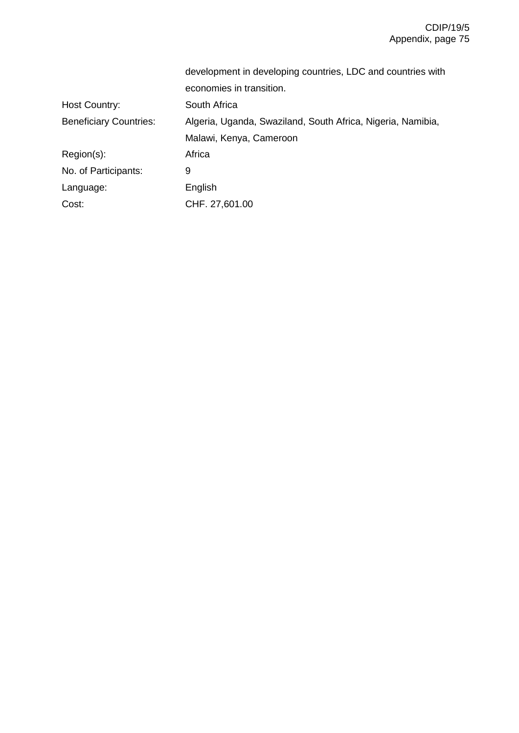| | |
|---|---|
| | development in developing countries, LDC and countries with economies in transition. |
| Host Country: | South Africa |
| Beneficiary Countries: | Algeria, Uganda, Swaziland, South Africa, Nigeria, Namibia, Malawi, Kenya, Cameroon |
| Region(s): | Africa |
| No. of Participants: | 9 |
| Language: | English |
| Cost: | CHF. 27,601.00 |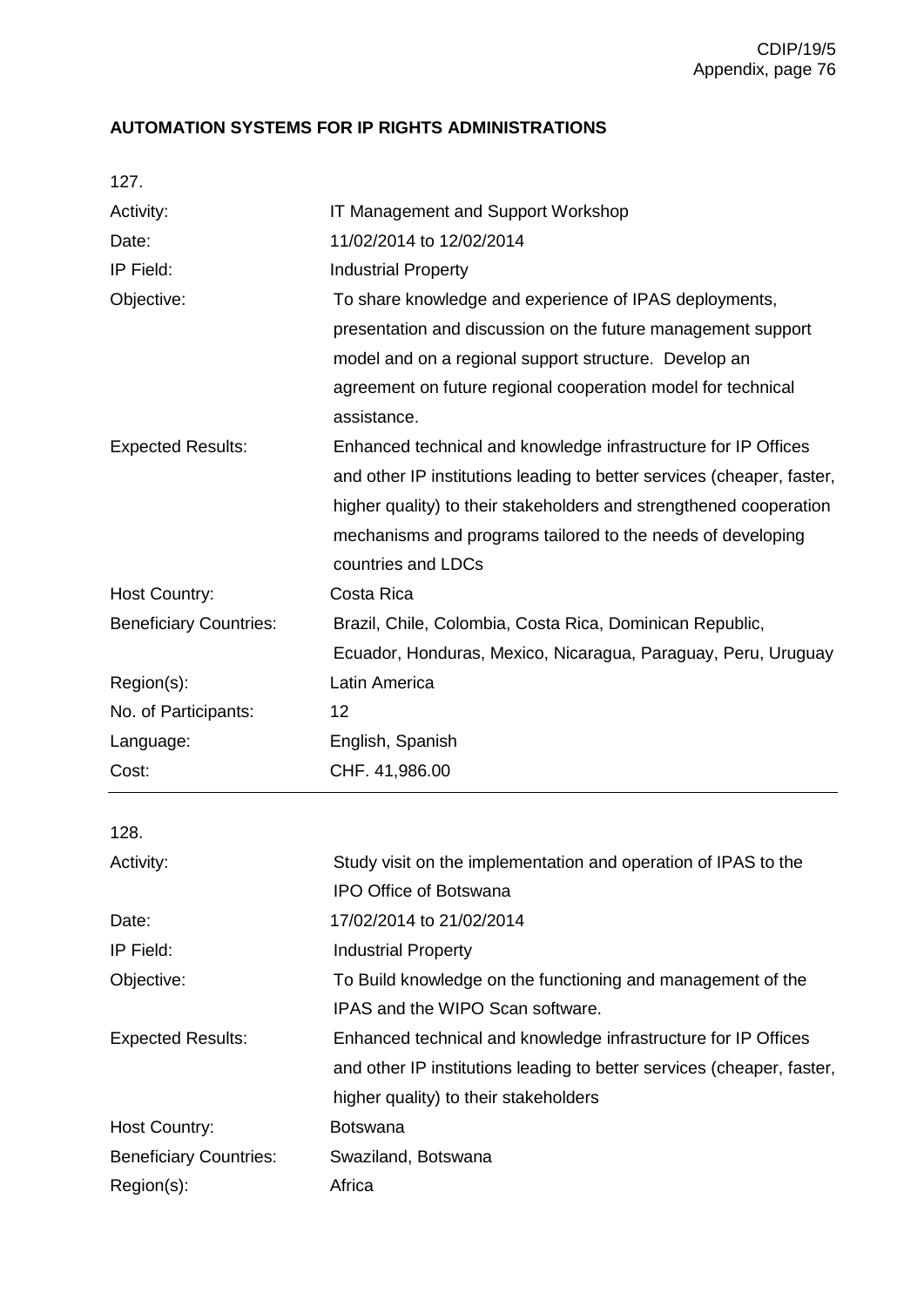**AUTOMATION SYSTEMS FOR IP RIGHTS ADMINISTRATIONS**

127.

| | |
|---|---|
| Activity: | IT Management and Support Workshop |
| Date: | 11/02/2014 to 12/02/2014 |
| IP Field: | Industrial Property |
| Objective: | To share knowledge and experience of IPAS deployments, presentation and discussion on the future management support model and on a regional support structure. Develop an agreement on future regional cooperation model for technical assistance. |
| Expected Results: | Enhanced technical and knowledge infrastructure for IP Offices and other IP institutions leading to better services (cheaper, faster, higher quality) to their stakeholders and strengthened cooperation mechanisms and programs tailored to the needs of developing countries and LDCs |
| Host Country: | Costa Rica |
| Beneficiary Countries: | Brazil, Chile, Colombia, Costa Rica, Dominican Republic, Ecuador, Honduras, Mexico, Nicaragua, Paraguay, Peru, Uruguay |
| Region(s): | Latin America |
| No. of Participants: | 12 |
| Language: | English, Spanish |
| Cost: | CHF. 41,986.00 |

128.

| | |
|---|---|
| Activity: | Study visit on the implementation and operation of IPAS to the IPO Office of Botswana |
| Date: | 17/02/2014 to 21/02/2014 |
| IP Field: | Industrial Property |
| Objective: | To Build knowledge on the functioning and management of the IPAS and the WIPO Scan software. |
| Expected Results: | Enhanced technical and knowledge infrastructure for IP Offices and other IP institutions leading to better services (cheaper, faster, higher quality) to their stakeholders |
| Host Country: | Botswana |
| Beneficiary Countries: | Swaziland, Botswana |
| Region(s): | Africa |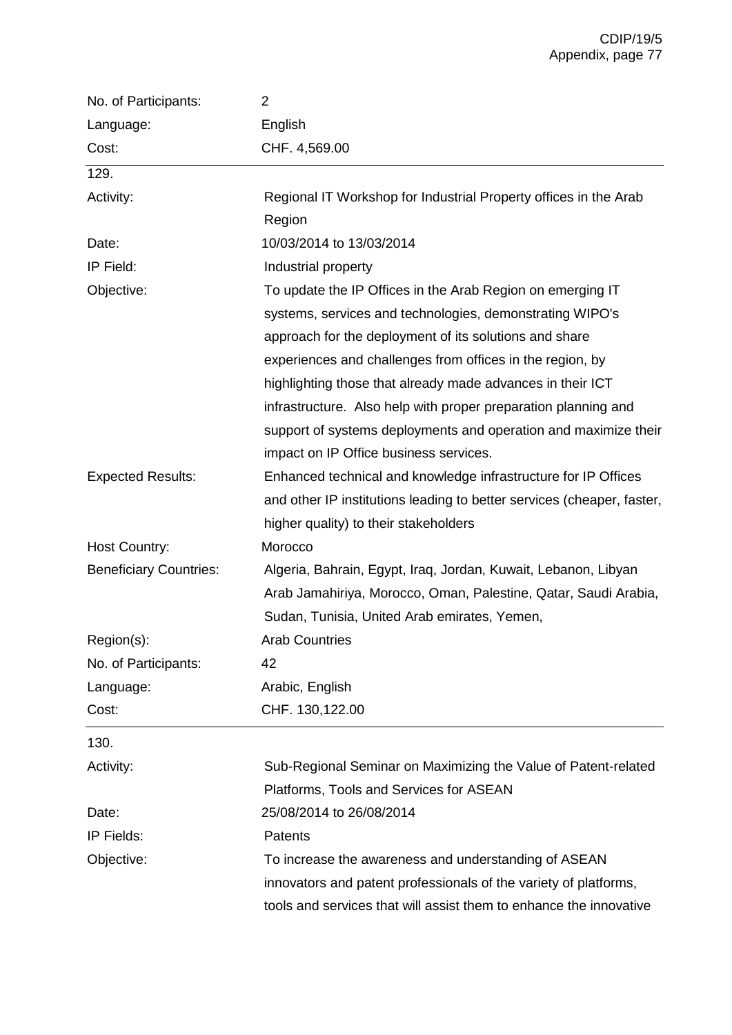| | |
|---|---|
| No. of Participants: | 2 |
| Language: | English |
| Cost: | CHF. 4,569.00 |

129.

| | |
|---|---|
| Activity: | Regional IT Workshop for Industrial Property offices in the Arab Region |
| Date: | 10/03/2014 to 13/03/2014 |
| IP Field: | Industrial property |
| Objective: | To update the IP Offices in the Arab Region on emerging IT systems, services and technologies, demonstrating WIPO's approach for the deployment of its solutions and share experiences and challenges from offices in the region, by highlighting those that already made advances in their ICT infrastructure. Also help with proper preparation planning and support of systems deployments and operation and maximize their impact on IP Office business services. |
| Expected Results: | Enhanced technical and knowledge infrastructure for IP Offices and other IP institutions leading to better services (cheaper, faster, higher quality) to their stakeholders |
| Host Country: | Morocco |
| Beneficiary Countries: | Algeria, Bahrain, Egypt, Iraq, Jordan, Kuwait, Lebanon, Libyan Arab Jamahiriya, Morocco, Oman, Palestine, Qatar, Saudi Arabia, Sudan, Tunisia, United Arab emirates, Yemen, |
| Region(s): | Arab Countries |
| No. of Participants: | 42 |
| Language: | Arabic, English |
| Cost: | CHF. 130,122.00 |

130.

| | |
|---|---|
| Activity: | Sub-Regional Seminar on Maximizing the Value of Patent-related Platforms, Tools and Services for ASEAN |
| Date: | 25/08/2014 to 26/08/2014 |
| IP Fields: | Patents |
| Objective: | To increase the awareness and understanding of ASEAN innovators and patent professionals of the variety of platforms, tools and services that will assist them to enhance the innovative |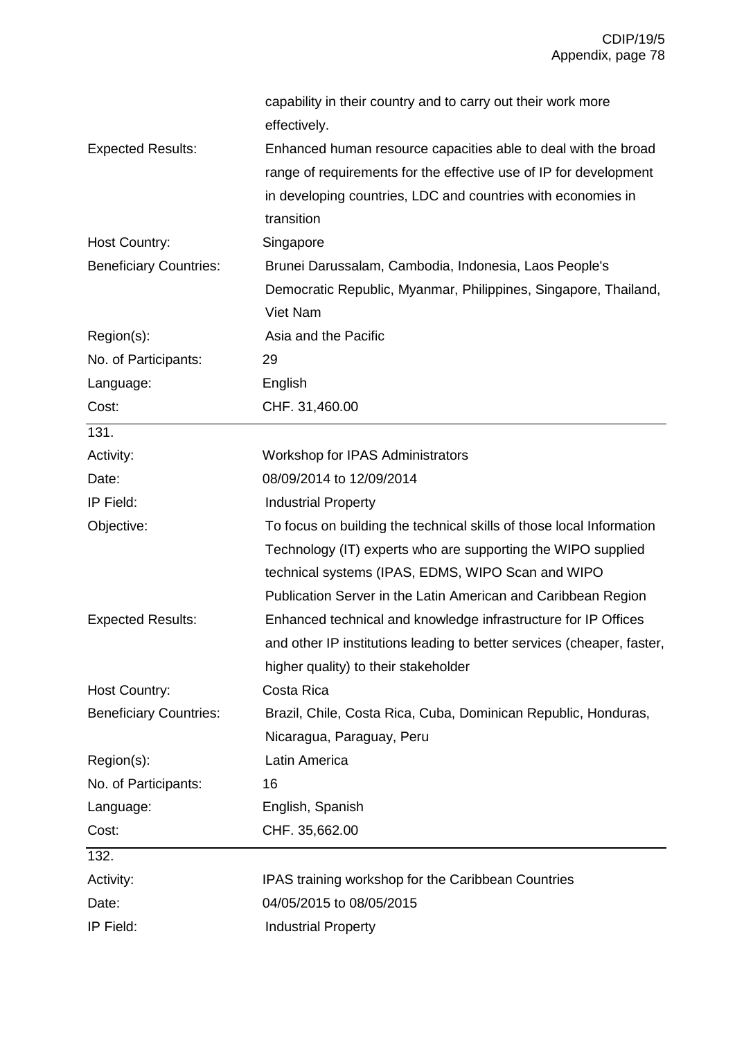| | |
|---|---|
| | capability in their country and to carry out their work more effectively. |
| Expected Results: | Enhanced human resource capacities able to deal with the broad range of requirements for the effective use of IP for development in developing countries, LDC and countries with economies in transition |
| Host Country: | Singapore |
| Beneficiary Countries: | Brunei Darussalam, Cambodia, Indonesia, Laos People's Democratic Republic, Myanmar, Philippines, Singapore, Thailand, Viet Nam |
| Region(s): | Asia and the Pacific |
| No. of Participants: | 29 |
| Language: | English |
| Cost: | CHF. 31,460.00 |

| 131. | |
|---|---|
| Activity: | Workshop for IPAS Administrators |
| Date: | 08/09/2014 to 12/09/2014 |
| IP Field: | Industrial Property |
| Objective: | To focus on building the technical skills of those local Information Technology (IT) experts who are supporting the WIPO supplied technical systems (IPAS, EDMS, WIPO Scan and WIPO Publication Server in the Latin American and Caribbean Region |
| Expected Results: | Enhanced technical and knowledge infrastructure for IP Offices and other IP institutions leading to better services (cheaper, faster, higher quality) to their stakeholder |
| Host Country: | Costa Rica |
| Beneficiary Countries: | Brazil, Chile, Costa Rica, Cuba, Dominican Republic, Honduras, Nicaragua, Paraguay, Peru |
| Region(s): | Latin America |
| No. of Participants: | 16 |
| Language: | English, Spanish |
| Cost: | CHF. 35,662.00 |

| 132. | |
|---|---|
| Activity: | IPAS training workshop for the Caribbean Countries |
| Date: | 04/05/2015 to 08/05/2015 |
| IP Field: | Industrial Property |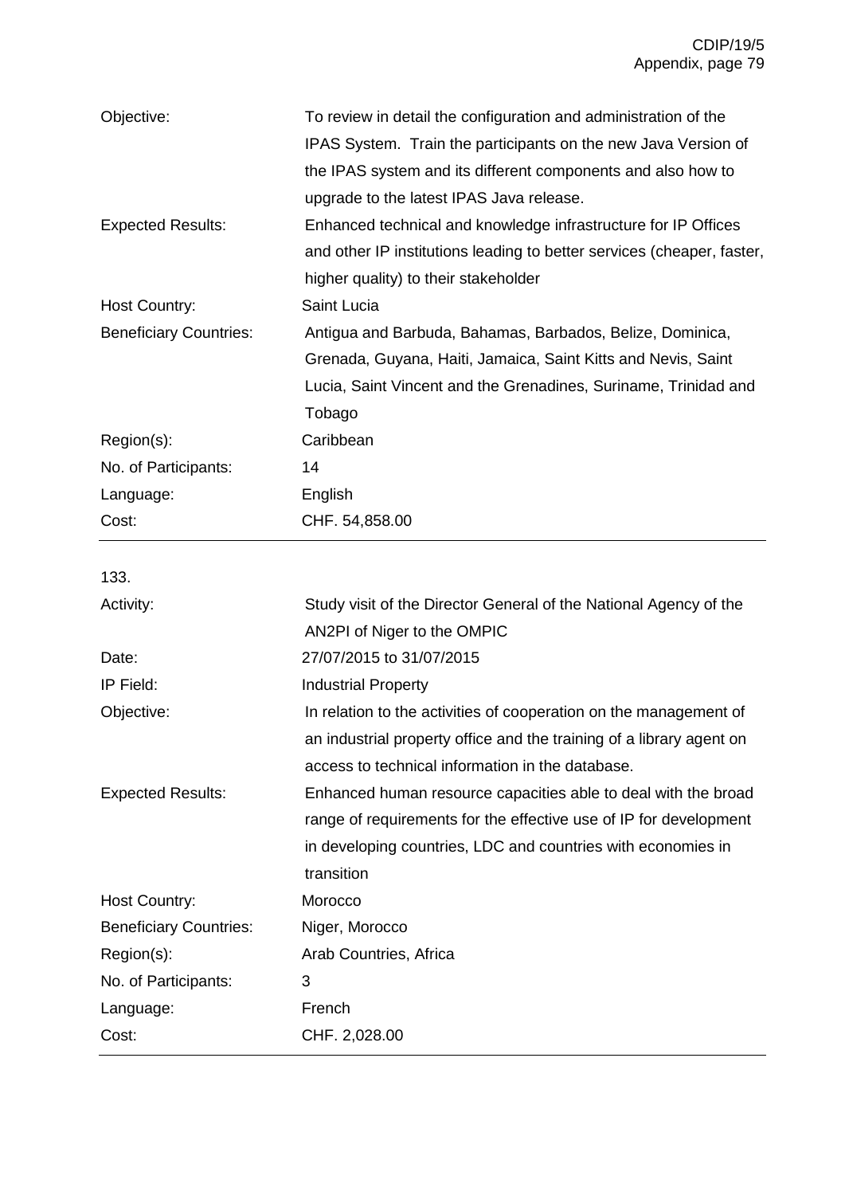| | |
|---|---|
| Objective: | To review in detail the configuration and administration of the IPAS System. Train the participants on the new Java Version of the IPAS system and its different components and also how to upgrade to the latest IPAS Java release. |
| Expected Results: | Enhanced technical and knowledge infrastructure for IP Offices and other IP institutions leading to better services (cheaper, faster, higher quality) to their stakeholder |
| Host Country: | Saint Lucia |
| Beneficiary Countries: | Antigua and Barbuda, Bahamas, Barbados, Belize, Dominica, Grenada, Guyana, Haiti, Jamaica, Saint Kitts and Nevis, Saint Lucia, Saint Vincent and the Grenadines, Suriname, Trinidad and Tobago |
| Region(s): | Caribbean |
| No. of Participants: | 14 |
| Language: | English |
| Cost: | CHF. 54,858.00 |

133.

| | |
|---|---|
| Activity: | Study visit of the Director General of the National Agency of the AN2PI of Niger to the OMPIC |
| Date: | 27/07/2015 to 31/07/2015 |
| IP Field: | Industrial Property |
| Objective: | In relation to the activities of cooperation on the management of an industrial property office and the training of a library agent on access to technical information in the database. |
| Expected Results: | Enhanced human resource capacities able to deal with the broad range of requirements for the effective use of IP for development in developing countries, LDC and countries with economies in transition |
| Host Country: | Morocco |
| Beneficiary Countries: | Niger, Morocco |
| Region(s): | Arab Countries, Africa |
| No. of Participants: | 3 |
| Language: | French |
| Cost: | CHF. 2,028.00 |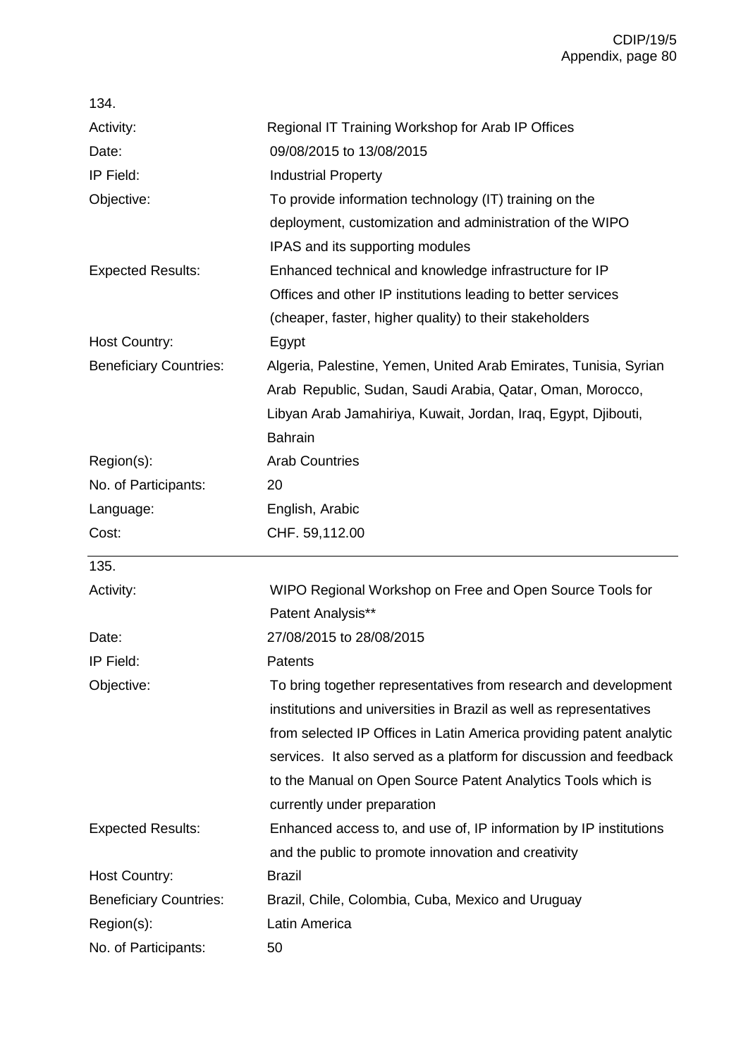134.

| | |
|---|---|
| Activity: | Regional IT Training Workshop for Arab IP Offices |
| Date: | 09/08/2015 to 13/08/2015 |
| IP Field: | Industrial Property |
| Objective: | To provide information technology (IT) training on the deployment, customization and administration of the WIPO IPAS and its supporting modules |
| Expected Results: | Enhanced technical and knowledge infrastructure for IP Offices and other IP institutions leading to better services (cheaper, faster, higher quality) to their stakeholders |
| Host Country: | Egypt |
| Beneficiary Countries: | Algeria, Palestine, Yemen, United Arab Emirates, Tunisia, Syrian Arab Republic, Sudan, Saudi Arabia, Qatar, Oman, Morocco, Libyan Arab Jamahiriya, Kuwait, Jordan, Iraq, Egypt, Djibouti, Bahrain |
| Region(s): | Arab Countries |
| No. of Participants: | 20 |
| Language: | English, Arabic |
| Cost: | CHF. 59,112.00 |

135.

| | |
|---|---|
| Activity: | WIPO Regional Workshop on Free and Open Source Tools for Patent Analysis** |
| Date: | 27/08/2015 to 28/08/2015 |
| IP Field: | Patents |
| Objective: | To bring together representatives from research and development institutions and universities in Brazil as well as representatives from selected IP Offices in Latin America providing patent analytic services. It also served as a platform for discussion and feedback to the Manual on Open Source Patent Analytics Tools which is currently under preparation |
| Expected Results: | Enhanced access to, and use of, IP information by IP institutions and the public to promote innovation and creativity |
| Host Country: | Brazil |
| Beneficiary Countries: | Brazil, Chile, Colombia, Cuba, Mexico and Uruguay |
| Region(s): | Latin America |
| No. of Participants: | 50 |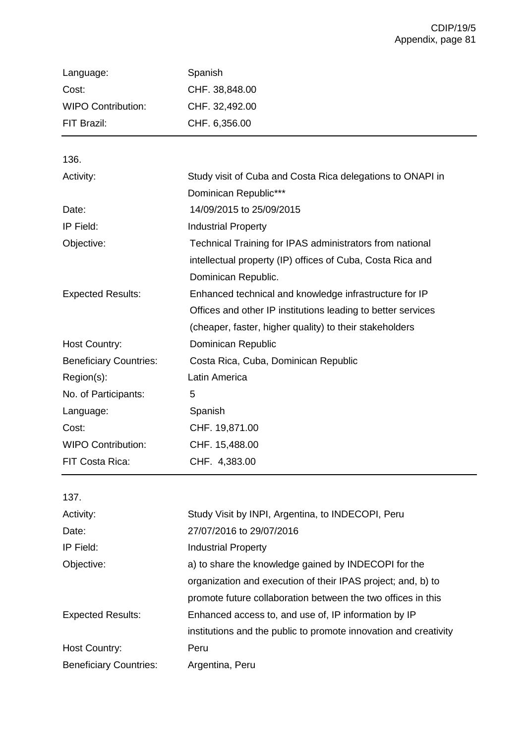| | |
|---|---|
| Language: | Spanish |
| Cost: | CHF. 38,848.00 |
| WIPO Contribution: | CHF. 32,492.00 |
| FIT Brazil: | CHF. 6,356.00 |

---

136.

| | |
|---|---|
| Activity: | Study visit of Cuba and Costa Rica delegations to ONAPI in Dominican Republic*** |
| Date: | 14/09/2015 to 25/09/2015 |
| IP Field: | Industrial Property |
| Objective: | Technical Training for IPAS administrators from national intellectual property (IP) offices of Cuba, Costa Rica and Dominican Republic. |
| Expected Results: | Enhanced technical and knowledge infrastructure for IP Offices and other IP institutions leading to better services (cheaper, faster, higher quality) to their stakeholders |
| Host Country: | Dominican Republic |
| Beneficiary Countries: | Costa Rica, Cuba, Dominican Republic |
| Region(s): | Latin America |
| No. of Participants: | 5 |
| Language: | Spanish |
| Cost: | CHF. 19,871.00 |
| WIPO Contribution: | CHF. 15,488.00 |
| FIT Costa Rica: | CHF. 4,383.00 |

---

137.

| | |
|---|---|
| Activity: | Study Visit by INPI, Argentina, to INDECOPI, Peru |
| Date: | 27/07/2016 to 29/07/2016 |
| IP Field: | Industrial Property |
| Objective: | a) to share the knowledge gained by INDECOPI for the organization and execution of their IPAS project; and, b) to promote future collaboration between the two offices in this |
| Expected Results: | Enhanced access to, and use of, IP information by IP institutions and the public to promote innovation and creativity |
| Host Country: | Peru |
| Beneficiary Countries: | Argentina, Peru |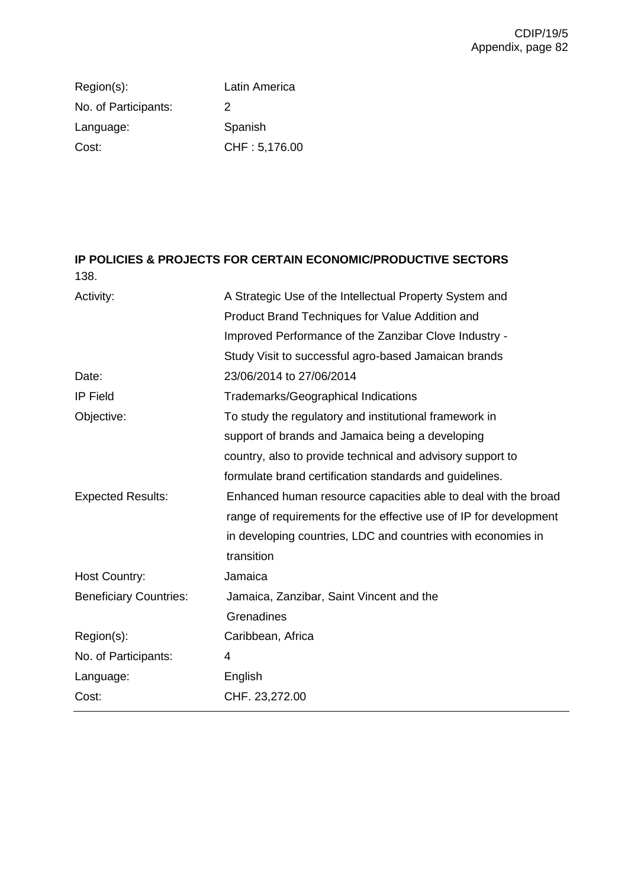| | |
|---|---|
| Region(s): | Latin America |
| No. of Participants: | 2 |
| Language: | Spanish |
| Cost: | CHF : 5,176.00 |

**IP POLICIES & PROJECTS FOR CERTAIN ECONOMIC/PRODUCTIVE SECTORS**

138.

| | |
|---|---|
| Activity: | A Strategic Use of the Intellectual Property System and Product Brand Techniques for Value Addition and Improved Performance of the Zanzibar Clove Industry - Study Visit to successful agro-based Jamaican brands |
| Date: | 23/06/2014 to 27/06/2014 |
| IP Field | Trademarks/Geographical Indications |
| Objective: | To study the regulatory and institutional framework in support of brands and Jamaica being a developing country, also to provide technical and advisory support to formulate brand certification standards and guidelines. |
| Expected Results: | Enhanced human resource capacities able to deal with the broad range of requirements for the effective use of IP for development in developing countries, LDC and countries with economies in transition |
| Host Country: | Jamaica |
| Beneficiary Countries: | Jamaica, Zanzibar, Saint Vincent and the Grenadines |
| Region(s): | Caribbean, Africa |
| No. of Participants: | 4 |
| Language: | English |
| Cost: | CHF. 23,272.00 |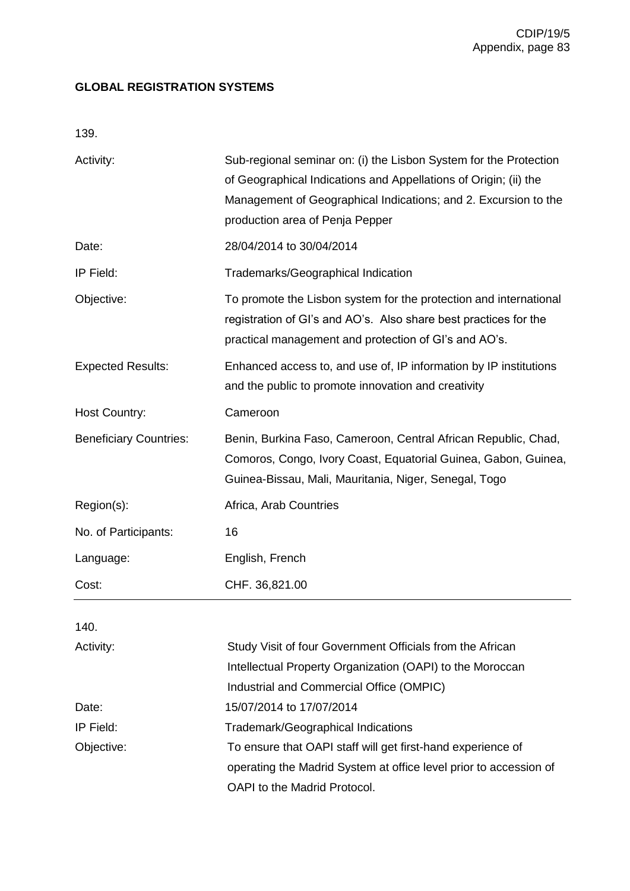**GLOBAL REGISTRATION SYSTEMS**

139.

| | |
|---|---|
| Activity: | Sub-regional seminar on: (i) the Lisbon System for the Protection of Geographical Indications and Appellations of Origin; (ii) the Management of Geographical Indications; and 2. Excursion to the production area of Penja Pepper |
| Date: | 28/04/2014 to 30/04/2014 |
| IP Field: | Trademarks/Geographical Indication |
| Objective: | To promote the Lisbon system for the protection and international registration of GI's and AO's. Also share best practices for the practical management and protection of GI's and AO's. |
| Expected Results: | Enhanced access to, and use of, IP information by IP institutions and the public to promote innovation and creativity |
| Host Country: | Cameroon |
| Beneficiary Countries: | Benin, Burkina Faso, Cameroon, Central African Republic, Chad, Comoros, Congo, Ivory Coast, Equatorial Guinea, Gabon, Guinea, Guinea-Bissau, Mali, Mauritania, Niger, Senegal, Togo |
| Region(s): | Africa, Arab Countries |
| No. of Participants: | 16 |
| Language: | English, French |
| Cost: | CHF. 36,821.00 |

140.

| | |
|---|---|
| Activity: | Study Visit of four Government Officials from the African Intellectual Property Organization (OAPI) to the Moroccan Industrial and Commercial Office (OMPIC) |
| Date: | 15/07/2014 to 17/07/2014 |
| IP Field: | Trademark/Geographical Indications |
| Objective: | To ensure that OAPI staff will get first-hand experience of operating the Madrid System at office level prior to accession of OAPI to the Madrid Protocol. |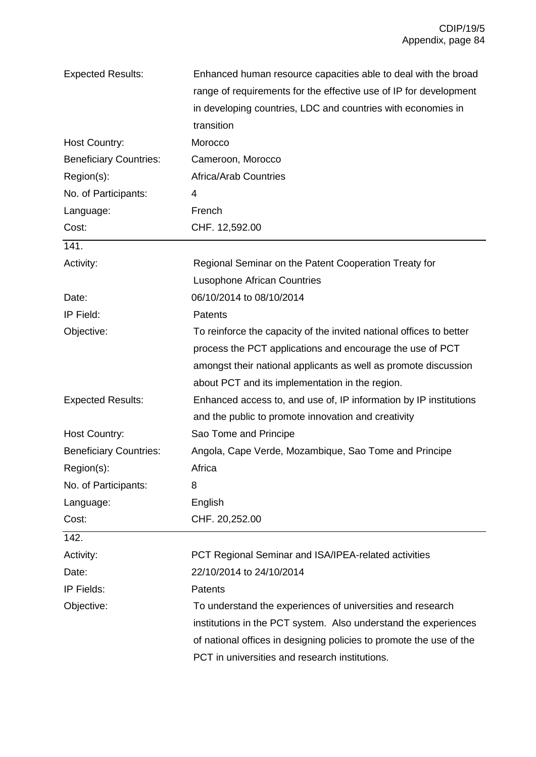| | |
|---|---|
| Expected Results: | Enhanced human resource capacities able to deal with the broad range of requirements for the effective use of IP for development in developing countries, LDC and countries with economies in transition |
| Host Country: | Morocco |
| Beneficiary Countries: | Cameroon, Morocco |
| Region(s): | Africa/Arab Countries |
| No. of Participants: | 4 |
| Language: | French |
| Cost: | CHF. 12,592.00 |

141.

| | |
|---|---|
| Activity: | Regional Seminar on the Patent Cooperation Treaty for Lusophone African Countries |
| Date: | 06/10/2014 to 08/10/2014 |
| IP Field: | Patents |
| Objective: | To reinforce the capacity of the invited national offices to better process the PCT applications and encourage the use of PCT amongst their national applicants as well as promote discussion about PCT and its implementation in the region. |
| Expected Results: | Enhanced access to, and use of, IP information by IP institutions and the public to promote innovation and creativity |
| Host Country: | Sao Tome and Principe |
| Beneficiary Countries: | Angola, Cape Verde, Mozambique, Sao Tome and Principe |
| Region(s): | Africa |
| No. of Participants: | 8 |
| Language: | English |
| Cost: | CHF. 20,252.00 |

142.

| | |
|---|---|
| Activity: | PCT Regional Seminar and ISA/IPEA-related activities |
| Date: | 22/10/2014 to 24/10/2014 |
| IP Fields: | Patents |
| Objective: | To understand the experiences of universities and research institutions in the PCT system. Also understand the experiences of national offices in designing policies to promote the use of the PCT in universities and research institutions. |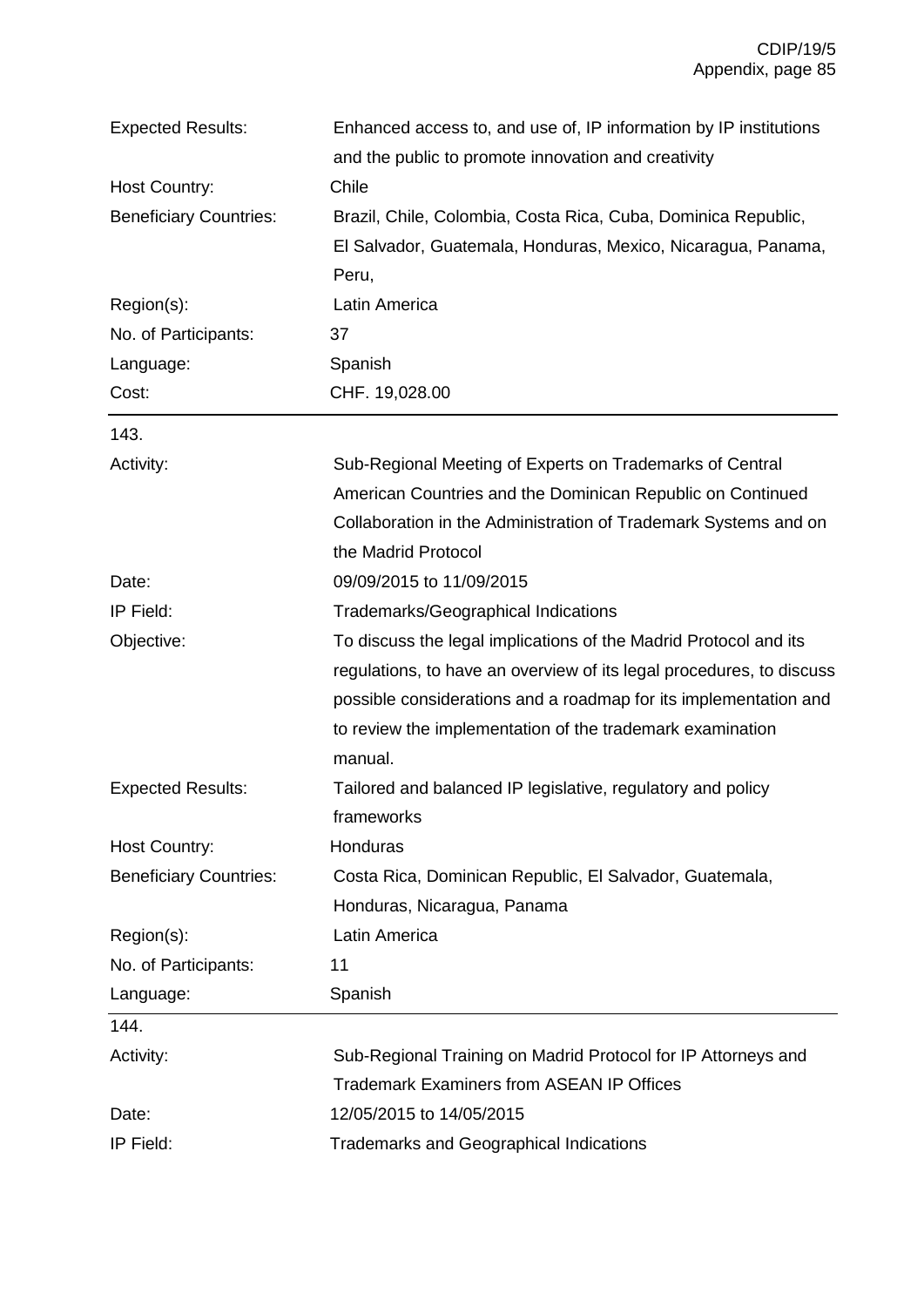| | |
|---|---|
| Expected Results: | Enhanced access to, and use of, IP information by IP institutions and the public to promote innovation and creativity |
| Host Country: | Chile |
| Beneficiary Countries: | Brazil, Chile, Colombia, Costa Rica, Cuba, Dominica Republic, El Salvador, Guatemala, Honduras, Mexico, Nicaragua, Panama, Peru, |
| Region(s): | Latin America |
| No. of Participants: | 37 |
| Language: | Spanish |
| Cost: | CHF. 19,028.00 |

143.

| | |
|---|---|
| Activity: | Sub-Regional Meeting of Experts on Trademarks of Central American Countries and the Dominican Republic on Continued Collaboration in the Administration of Trademark Systems and on the Madrid Protocol |
| Date: | 09/09/2015 to 11/09/2015 |
| IP Field: | Trademarks/Geographical Indications |
| Objective: | To discuss the legal implications of the Madrid Protocol and its regulations, to have an overview of its legal procedures, to discuss possible considerations and a roadmap for its implementation and to review the implementation of the trademark examination manual. |
| Expected Results: | Tailored and balanced IP legislative, regulatory and policy frameworks |
| Host Country: | Honduras |
| Beneficiary Countries: | Costa Rica, Dominican Republic, El Salvador, Guatemala, Honduras, Nicaragua, Panama |
| Region(s): | Latin America |
| No. of Participants: | 11 |
| Language: | Spanish |

144.

| | |
|---|---|
| Activity: | Sub-Regional Training on Madrid Protocol for IP Attorneys and Trademark Examiners from ASEAN IP Offices |
| Date: | 12/05/2015 to 14/05/2015 |
| IP Field: | Trademarks and Geographical Indications |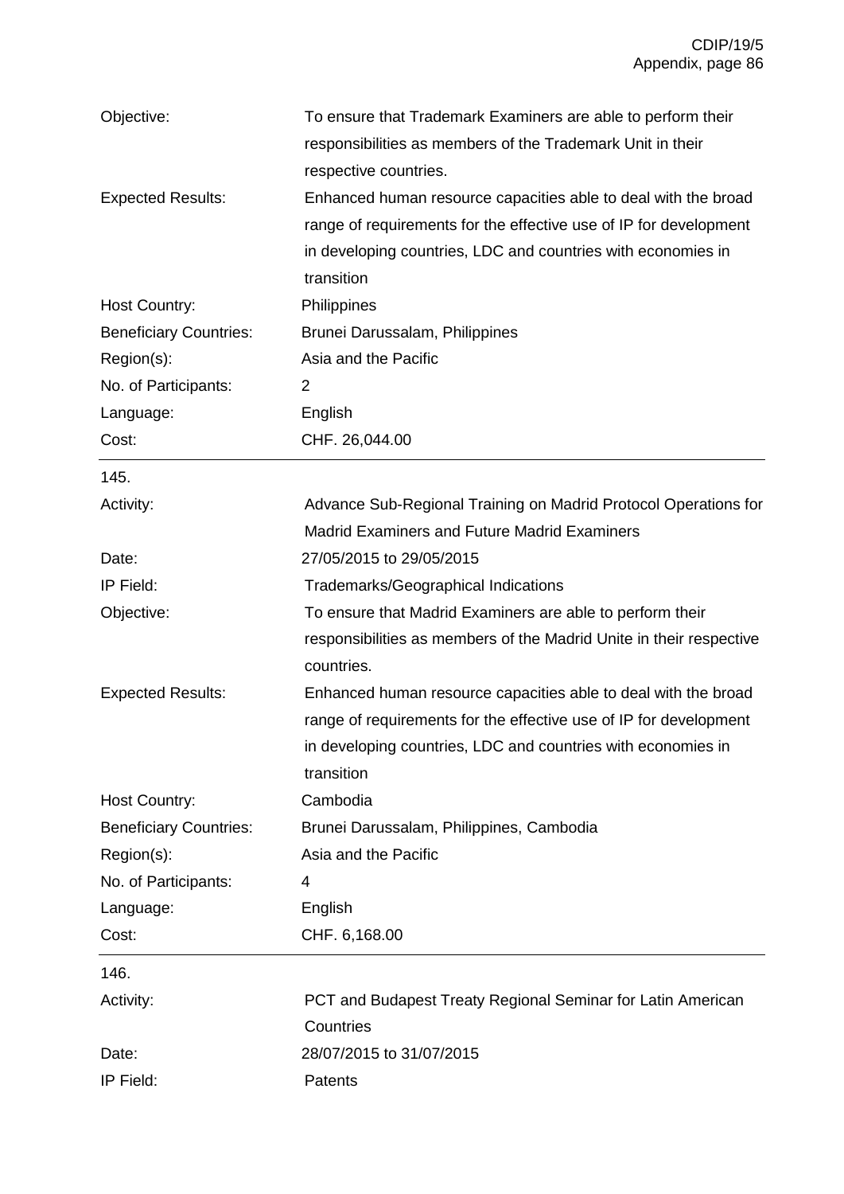| | |
|---|---|
| Objective: | To ensure that Trademark Examiners are able to perform their responsibilities as members of the Trademark Unit in their respective countries. |
| Expected Results: | Enhanced human resource capacities able to deal with the broad range of requirements for the effective use of IP for development in developing countries, LDC and countries with economies in transition |
| Host Country: | Philippines |
| Beneficiary Countries: | Brunei Darussalam, Philippines |
| Region(s): | Asia and the Pacific |
| No. of Participants: | 2 |
| Language: | English |
| Cost: | CHF. 26,044.00 |

145.

| | |
|---|---|
| Activity: | Advance Sub-Regional Training on Madrid Protocol Operations for Madrid Examiners and Future Madrid Examiners |
| Date: | 27/05/2015 to 29/05/2015 |
| IP Field: | Trademarks/Geographical Indications |
| Objective: | To ensure that Madrid Examiners are able to perform their responsibilities as members of the Madrid Unite in their respective countries. |
| Expected Results: | Enhanced human resource capacities able to deal with the broad range of requirements for the effective use of IP for development in developing countries, LDC and countries with economies in transition |
| Host Country: | Cambodia |
| Beneficiary Countries: | Brunei Darussalam, Philippines, Cambodia |
| Region(s): | Asia and the Pacific |
| No. of Participants: | 4 |
| Language: | English |
| Cost: | CHF. 6,168.00 |

146.

| | |
|---|---|
| Activity: | PCT and Budapest Treaty Regional Seminar for Latin American Countries |
| Date: | 28/07/2015 to 31/07/2015 |
| IP Field: | Patents |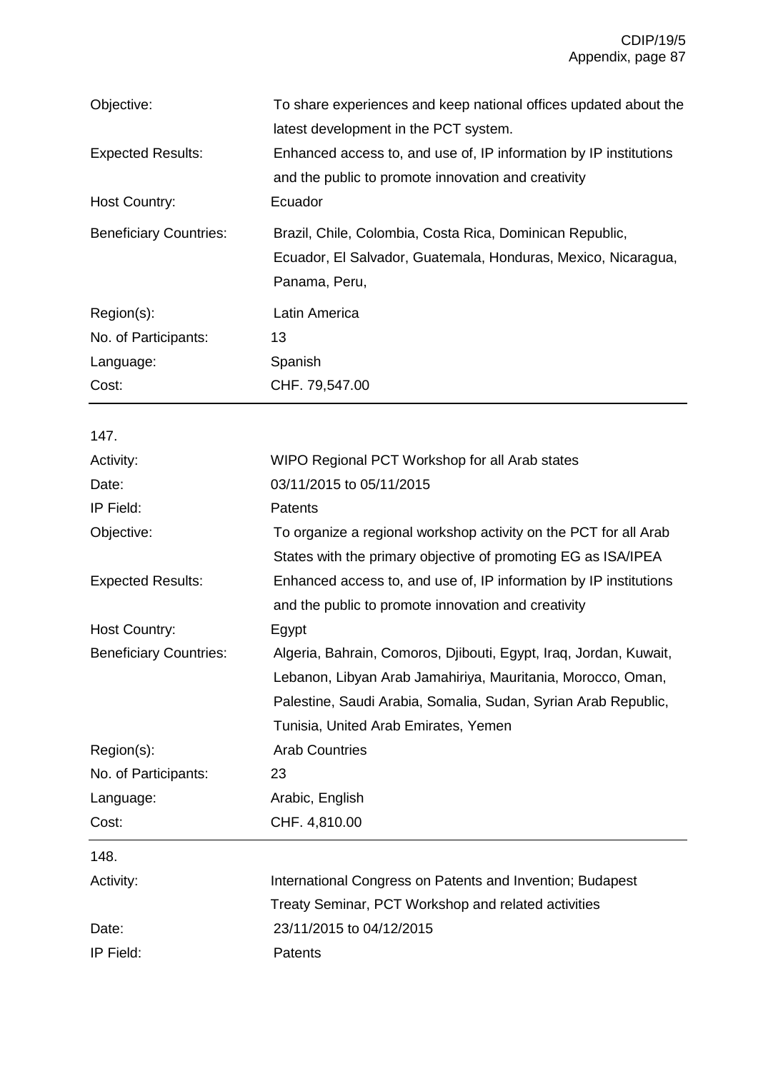| | |
|---|---|
| Objective: | To share experiences and keep national offices updated about the latest development in the PCT system. |
| Expected Results: | Enhanced access to, and use of, IP information by IP institutions and the public to promote innovation and creativity |
| Host Country: | Ecuador |
| Beneficiary Countries: | Brazil, Chile, Colombia, Costa Rica, Dominican Republic, Ecuador, El Salvador, Guatemala, Honduras, Mexico, Nicaragua, Panama, Peru, |
| Region(s): | Latin America |
| No. of Participants: | 13 |
| Language: | Spanish |
| Cost: | CHF. 79,547.00 |

147.

| | |
|---|---|
| Activity: | WIPO Regional PCT Workshop for all Arab states |
| Date: | 03/11/2015 to 05/11/2015 |
| IP Field: | Patents |
| Objective: | To organize a regional workshop activity on the PCT for all Arab States with the primary objective of promoting EG as ISA/IPEA |
| Expected Results: | Enhanced access to, and use of, IP information by IP institutions and the public to promote innovation and creativity |
| Host Country: | Egypt |
| Beneficiary Countries: | Algeria, Bahrain, Comoros, Djibouti, Egypt, Iraq, Jordan, Kuwait, Lebanon, Libyan Arab Jamahiriya, Mauritania, Morocco, Oman, Palestine, Saudi Arabia, Somalia, Sudan, Syrian Arab Republic, Tunisia, United Arab Emirates, Yemen |
| Region(s): | Arab Countries |
| No. of Participants: | 23 |
| Language: | Arabic, English |
| Cost: | CHF. 4,810.00 |

148.

| | |
|---|---|
| Activity: | International Congress on Patents and Invention; Budapest Treaty Seminar, PCT Workshop and related activities |
| Date: | 23/11/2015 to 04/12/2015 |
| IP Field: | Patents |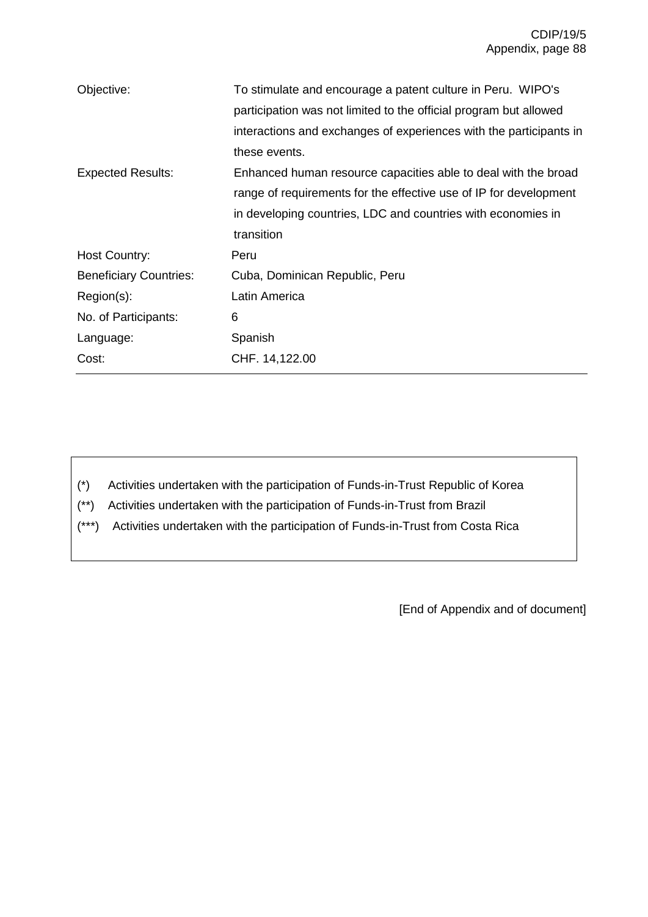| | |
|---|---|
| Objective: | To stimulate and encourage a patent culture in Peru. WIPO's participation was not limited to the official program but allowed interactions and exchanges of experiences with the participants in these events. |
| Expected Results: | Enhanced human resource capacities able to deal with the broad range of requirements for the effective use of IP for development in developing countries, LDC and countries with economies in transition |
| Host Country: | Peru |
| Beneficiary Countries: | Cuba, Dominican Republic, Peru |
| Region(s): | Latin America |
| No. of Participants: | 6 |
| Language: | Spanish |
| Cost: | CHF. 14,122.00 |

(*) Activities undertaken with the participation of Funds-in-Trust Republic of Korea

(**) Activities undertaken with the participation of Funds-in-Trust from Brazil

(***) Activities undertaken with the participation of Funds-in-Trust from Costa Rica

[End of Appendix and of document]